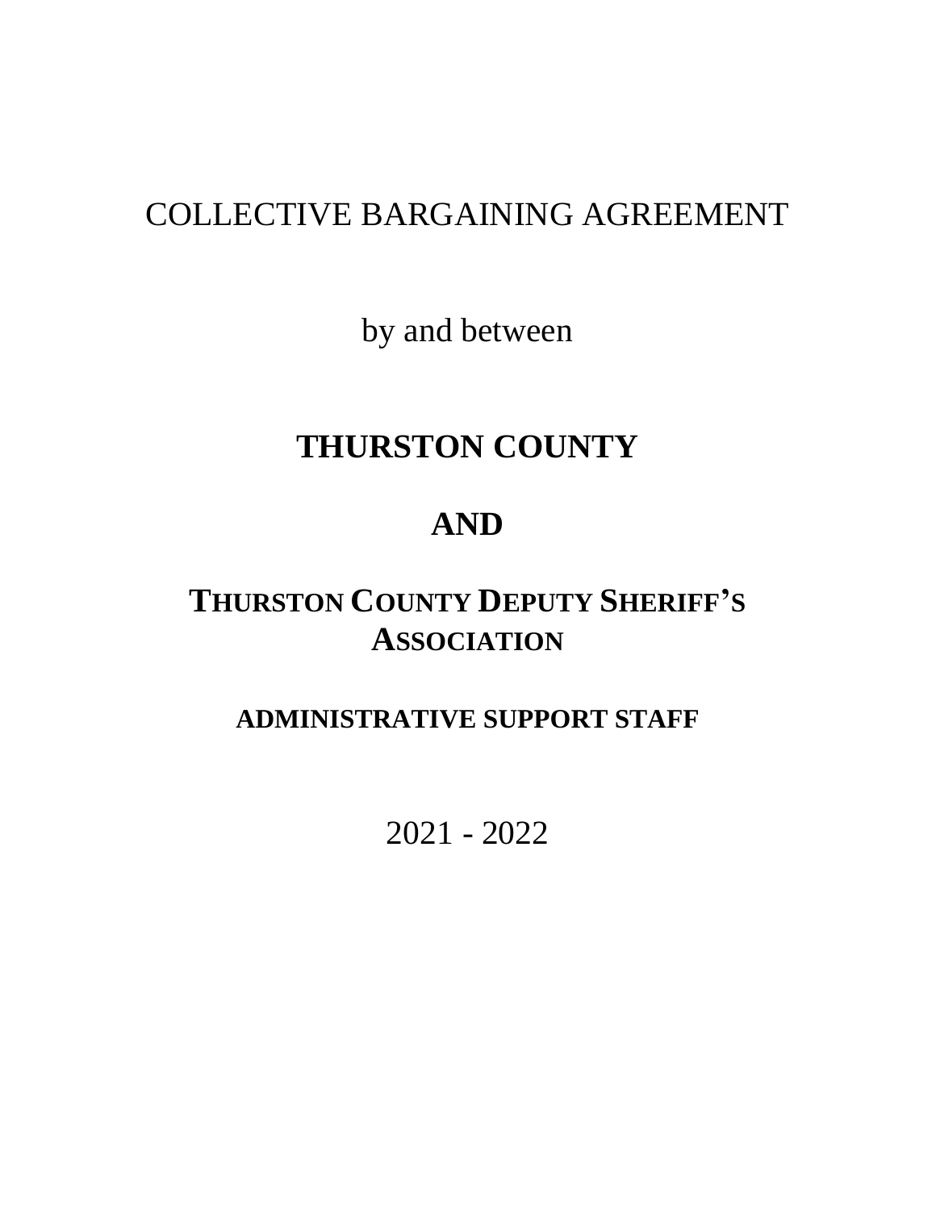# COLLECTIVE BARGAINING AGREEMENT

by and between

# THURSTON COUNTY

# AND

# THURSTON COUNTY DEPUTY SHERIFF'S ASSOCIATION

## ADMINISTRATIVE SUPPORT STAFF

2021 - 2022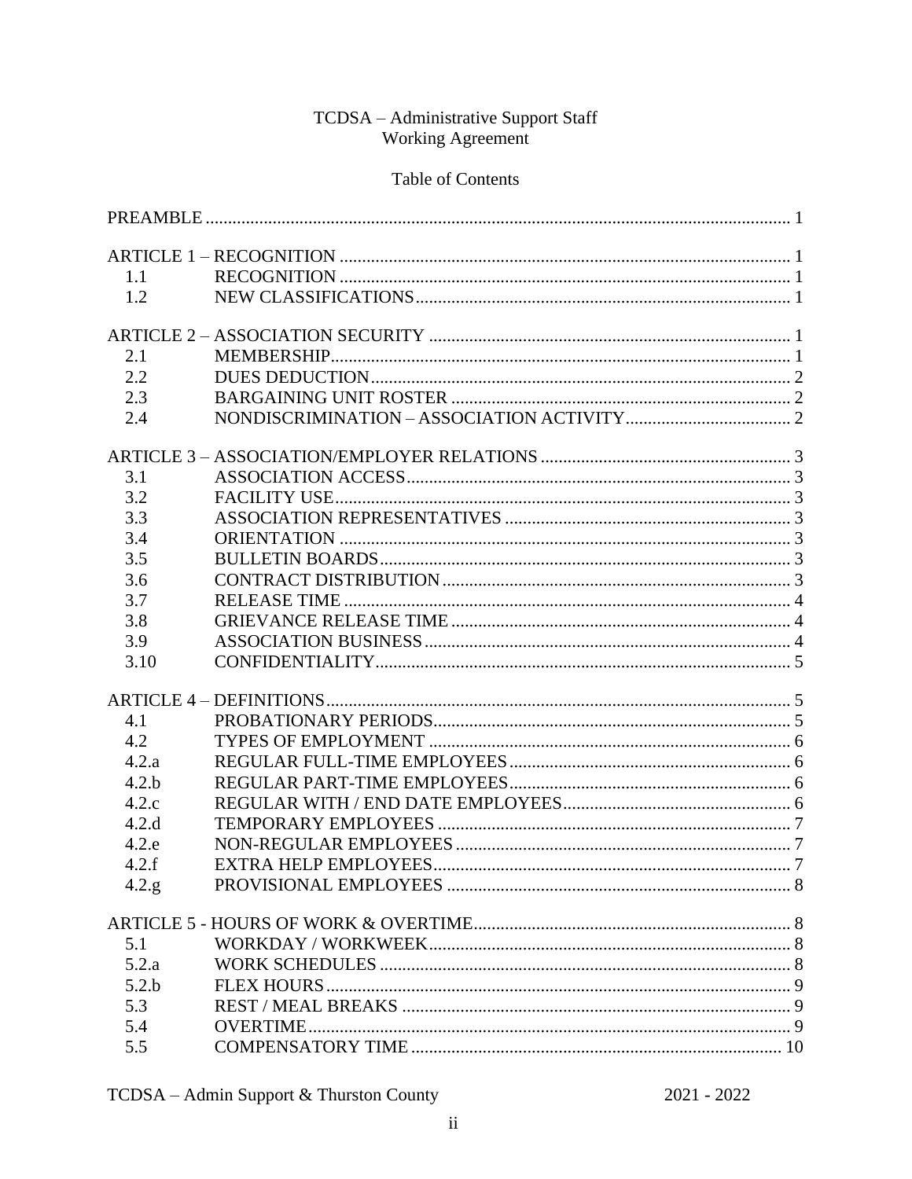TCDSA – Administrative Support Staff
Working Agreement

Table of Contents

| | | |
|---|---|---|
| PREAMBLE | | 1 |
| ARTICLE 1 – RECOGNITION | | 1 |
| 1.1 | RECOGNITION | 1 |
| 1.2 | NEW CLASSIFICATIONS | 1 |
| ARTICLE 2 – ASSOCIATION SECURITY | | 1 |
| 2.1 | MEMBERSHIP | 1 |
| 2.2 | DUES DEDUCTION | 2 |
| 2.3 | BARGAINING UNIT ROSTER | 2 |
| 2.4 | NONDISCRIMINATION – ASSOCIATION ACTIVITY | 2 |
| ARTICLE 3 – ASSOCIATION/EMPLOYER RELATIONS | | 3 |
| 3.1 | ASSOCIATION ACCESS | 3 |
| 3.2 | FACILITY USE | 3 |
| 3.3 | ASSOCIATION REPRESENTATIVES | 3 |
| 3.4 | ORIENTATION | 3 |
| 3.5 | BULLETIN BOARDS | 3 |
| 3.6 | CONTRACT DISTRIBUTION | 3 |
| 3.7 | RELEASE TIME | 4 |
| 3.8 | GRIEVANCE RELEASE TIME | 4 |
| 3.9 | ASSOCIATION BUSINESS | 4 |
| 3.10 | CONFIDENTIALITY | 5 |
| ARTICLE 4 – DEFINITIONS | | 5 |
| 4.1 | PROBATIONARY PERIODS | 5 |
| 4.2 | TYPES OF EMPLOYMENT | 6 |
| 4.2.a | REGULAR FULL-TIME EMPLOYEES | 6 |
| 4.2.b | REGULAR PART-TIME EMPLOYEES | 6 |
| 4.2.c | REGULAR WITH / END DATE EMPLOYEES | 6 |
| 4.2.d | TEMPORARY EMPLOYEES | 7 |
| 4.2.e | NON-REGULAR EMPLOYEES | 7 |
| 4.2.f | EXTRA HELP EMPLOYEES | 7 |
| 4.2.g | PROVISIONAL EMPLOYEES | 8 |
| ARTICLE 5 - HOURS OF WORK & OVERTIME | | 8 |
| 5.1 | WORKDAY / WORKWEEK | 8 |
| 5.2.a | WORK SCHEDULES | 8 |
| 5.2.b | FLEX HOURS | 9 |
| 5.3 | REST / MEAL BREAKS | 9 |
| 5.4 | OVERTIME | 9 |
| 5.5 | COMPENSATORY TIME | 10 |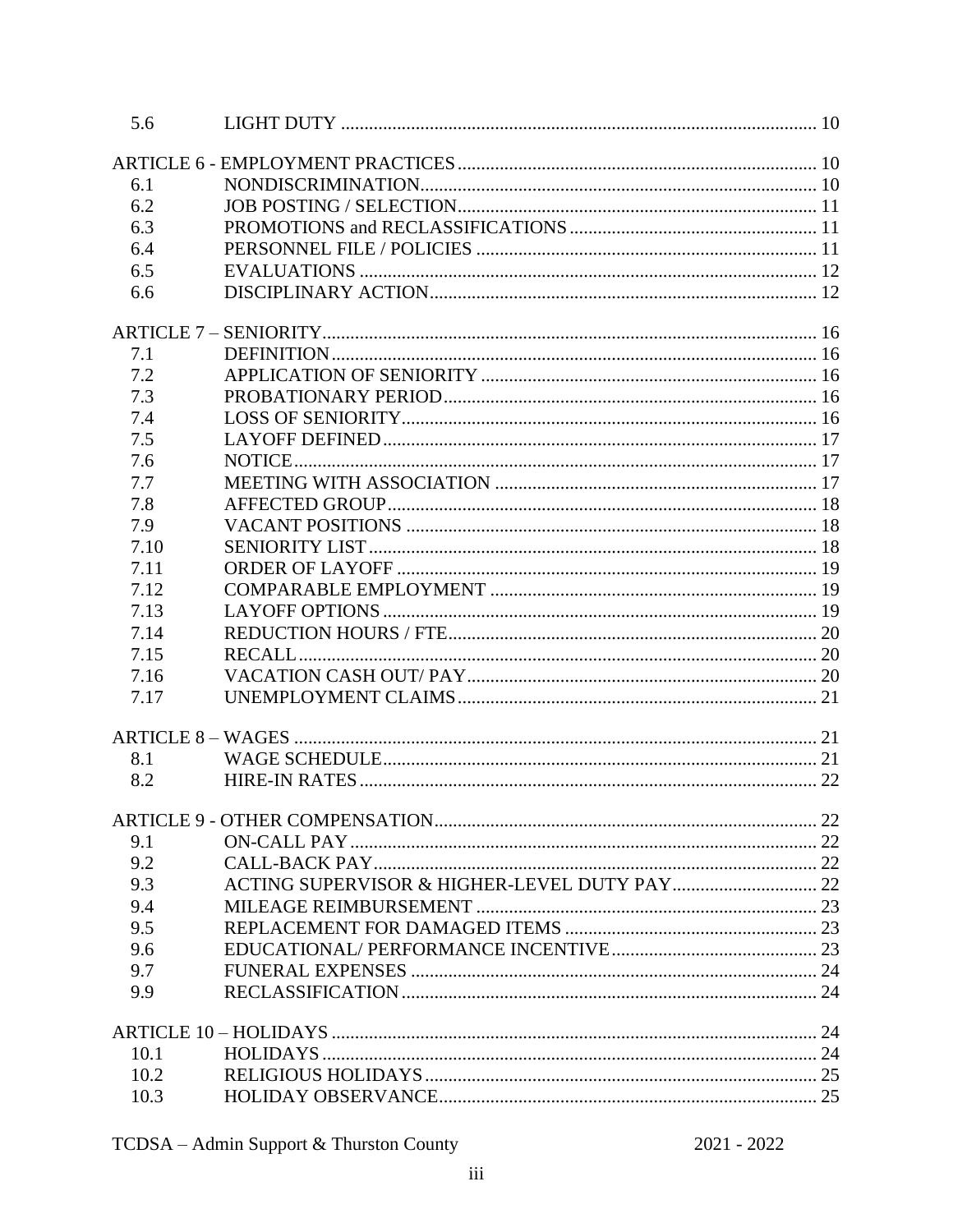| | | |
|---|---|---|
| 5.6 | LIGHT DUTY | 10 |
| ARTICLE 6 - EMPLOYMENT PRACTICES | | 10 |
| 6.1 | NONDISCRIMINATION | 10 |
| 6.2 | JOB POSTING / SELECTION | 11 |
| 6.3 | PROMOTIONS and RECLASSIFICATIONS | 11 |
| 6.4 | PERSONNEL FILE / POLICIES | 11 |
| 6.5 | EVALUATIONS | 12 |
| 6.6 | DISCIPLINARY ACTION | 12 |
| ARTICLE 7 – SENIORITY | | 16 |
| 7.1 | DEFINITION | 16 |
| 7.2 | APPLICATION OF SENIORITY | 16 |
| 7.3 | PROBATIONARY PERIOD | 16 |
| 7.4 | LOSS OF SENIORITY | 16 |
| 7.5 | LAYOFF DEFINED | 17 |
| 7.6 | NOTICE | 17 |
| 7.7 | MEETING WITH ASSOCIATION | 17 |
| 7.8 | AFFECTED GROUP | 18 |
| 7.9 | VACANT POSITIONS | 18 |
| 7.10 | SENIORITY LIST | 18 |
| 7.11 | ORDER OF LAYOFF | 19 |
| 7.12 | COMPARABLE EMPLOYMENT | 19 |
| 7.13 | LAYOFF OPTIONS | 19 |
| 7.14 | REDUCTION HOURS / FTE | 20 |
| 7.15 | RECALL | 20 |
| 7.16 | VACATION CASH OUT/ PAY | 20 |
| 7.17 | UNEMPLOYMENT CLAIMS | 21 |
| ARTICLE 8 – WAGES | | 21 |
| 8.1 | WAGE SCHEDULE | 21 |
| 8.2 | HIRE-IN RATES | 22 |
| ARTICLE 9 - OTHER COMPENSATION | | 22 |
| 9.1 | ON-CALL PAY | 22 |
| 9.2 | CALL-BACK PAY | 22 |
| 9.3 | ACTING SUPERVISOR & HIGHER-LEVEL DUTY PAY | 22 |
| 9.4 | MILEAGE REIMBURSEMENT | 23 |
| 9.5 | REPLACEMENT FOR DAMAGED ITEMS | 23 |
| 9.6 | EDUCATIONAL/ PERFORMANCE INCENTIVE | 23 |
| 9.7 | FUNERAL EXPENSES | 24 |
| 9.9 | RECLASSIFICATION | 24 |
| ARTICLE 10 – HOLIDAYS | | 24 |
| 10.1 | HOLIDAYS | 24 |
| 10.2 | RELIGIOUS HOLIDAYS | 25 |
| 10.3 | HOLIDAY OBSERVANCE | 25 |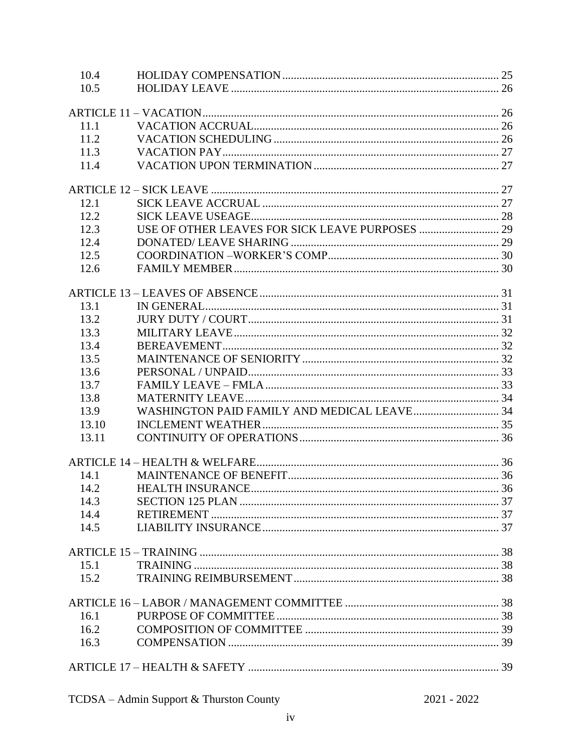| | | |
|---|---|---|
| 10.4 | HOLIDAY COMPENSATION | 25 |
| 10.5 | HOLIDAY LEAVE | 26 |
| ARTICLE 11 – VACATION | | 26 |
| 11.1 | VACATION ACCRUAL | 26 |
| 11.2 | VACATION SCHEDULING | 26 |
| 11.3 | VACATION PAY | 27 |
| 11.4 | VACATION UPON TERMINATION | 27 |
| ARTICLE 12 – SICK LEAVE | | 27 |
| 12.1 | SICK LEAVE ACCRUAL | 27 |
| 12.2 | SICK LEAVE USEAGE | 28 |
| 12.3 | USE OF OTHER LEAVES FOR SICK LEAVE PURPOSES | 29 |
| 12.4 | DONATED/ LEAVE SHARING | 29 |
| 12.5 | COORDINATION –WORKER'S COMP | 30 |
| 12.6 | FAMILY MEMBER | 30 |
| ARTICLE 13 – LEAVES OF ABSENCE | | 31 |
| 13.1 | IN GENERAL | 31 |
| 13.2 | JURY DUTY / COURT | 31 |
| 13.3 | MILITARY LEAVE | 32 |
| 13.4 | BEREAVEMENT | 32 |
| 13.5 | MAINTENANCE OF SENIORITY | 32 |
| 13.6 | PERSONAL / UNPAID | 33 |
| 13.7 | FAMILY LEAVE – FMLA | 33 |
| 13.8 | MATERNITY LEAVE | 34 |
| 13.9 | WASHINGTON PAID FAMILY AND MEDICAL LEAVE | 34 |
| 13.10 | INCLEMENT WEATHER | 35 |
| 13.11 | CONTINUITY OF OPERATIONS | 36 |
| ARTICLE 14 – HEALTH & WELFARE | | 36 |
| 14.1 | MAINTENANCE OF BENEFIT | 36 |
| 14.2 | HEALTH INSURANCE | 36 |
| 14.3 | SECTION 125 PLAN | 37 |
| 14.4 | RETIREMENT | 37 |
| 14.5 | LIABILITY INSURANCE | 37 |
| ARTICLE 15 – TRAINING | | 38 |
| 15.1 | TRAINING | 38 |
| 15.2 | TRAINING REIMBURSEMENT | 38 |
| ARTICLE 16 – LABOR / MANAGEMENT COMMITTEE | | 38 |
| 16.1 | PURPOSE OF COMMITTEE | 38 |
| 16.2 | COMPOSITION OF COMMITTEE | 39 |
| 16.3 | COMPENSATION | 39 |
| ARTICLE 17 – HEALTH & SAFETY | | 39 |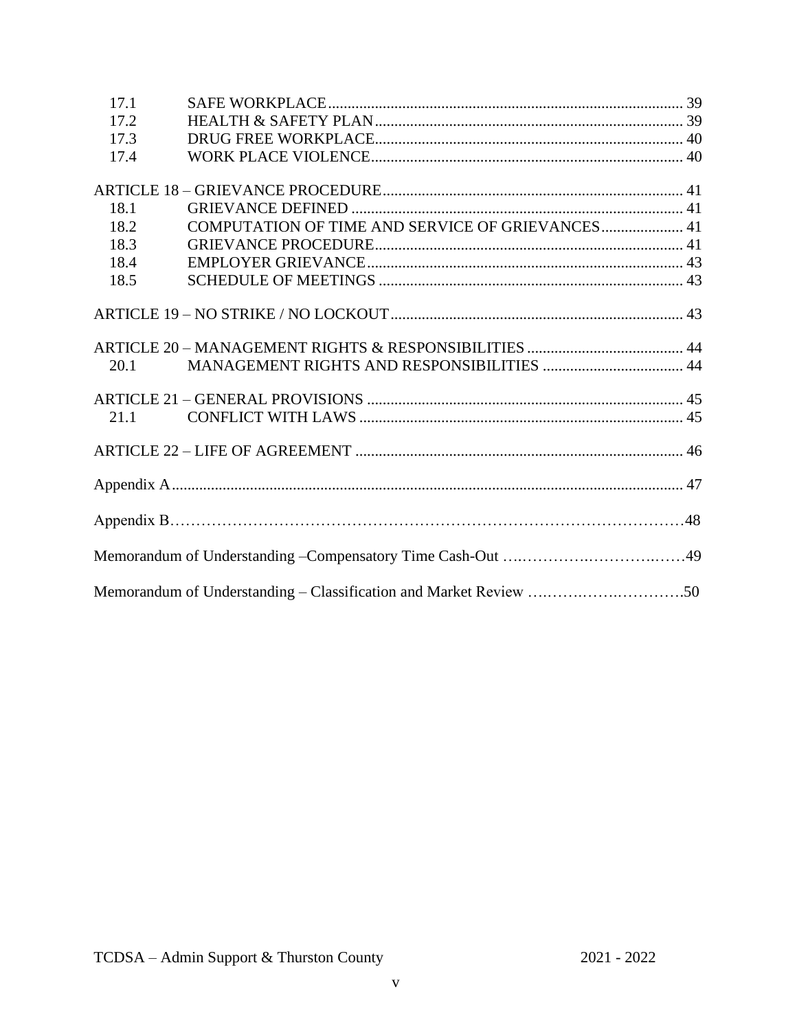| | | |
|---|---|---|
| 17.1 | SAFE WORKPLACE | 39 |
| 17.2 | HEALTH & SAFETY PLAN | 39 |
| 17.3 | DRUG FREE WORKPLACE | 40 |
| 17.4 | WORK PLACE VIOLENCE | 40 |
| ARTICLE 18 – GRIEVANCE PROCEDURE | | 41 |
| 18.1 | GRIEVANCE DEFINED | 41 |
| 18.2 | COMPUTATION OF TIME AND SERVICE OF GRIEVANCES | 41 |
| 18.3 | GRIEVANCE PROCEDURE | 41 |
| 18.4 | EMPLOYER GRIEVANCE | 43 |
| 18.5 | SCHEDULE OF MEETINGS | 43 |
| ARTICLE 19 – NO STRIKE / NO LOCKOUT | | 43 |
| ARTICLE 20 – MANAGEMENT RIGHTS & RESPONSIBILITIES | | 44 |
| 20.1 | MANAGEMENT RIGHTS AND RESPONSIBILITIES | 44 |
| ARTICLE 21 – GENERAL PROVISIONS | | 45 |
| 21.1 | CONFLICT WITH LAWS | 45 |
| ARTICLE 22 – LIFE OF AGREEMENT | | 46 |
| Appendix A | | 47 |
| Appendix B | | 48 |
| Memorandum of Understanding –Compensatory Time Cash-Out | | 49 |
| Memorandum of Understanding – Classification and Market Review | | 50 |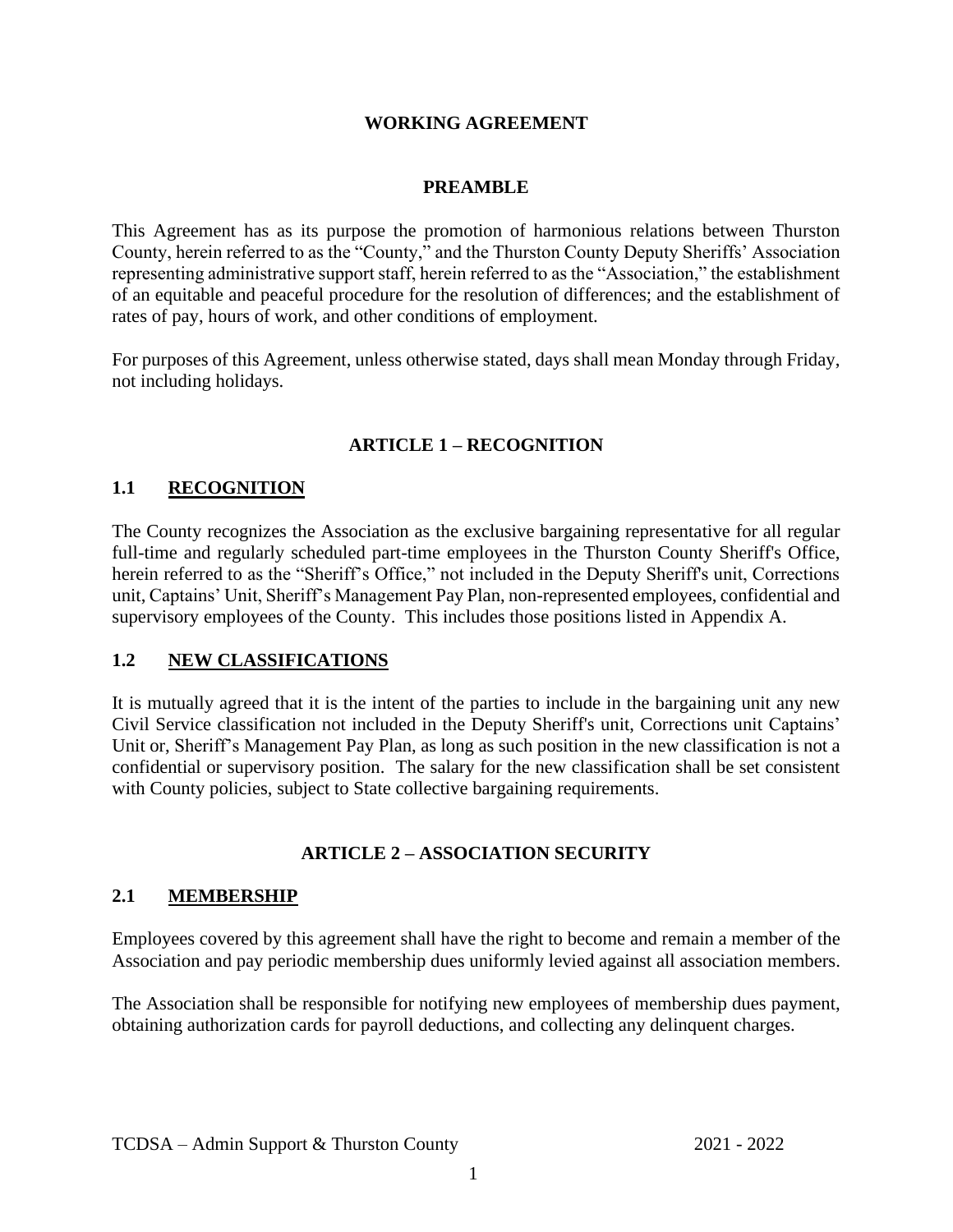# WORKING AGREEMENT

## PREAMBLE

This Agreement has as its purpose the promotion of harmonious relations between Thurston County, herein referred to as the "County," and the Thurston County Deputy Sheriffs' Association representing administrative support staff, herein referred to as the "Association," the establishment of an equitable and peaceful procedure for the resolution of differences; and the establishment of rates of pay, hours of work, and other conditions of employment.

For purposes of this Agreement, unless otherwise stated, days shall mean Monday through Friday, not including holidays.

## ARTICLE 1 – RECOGNITION

### 1.1 RECOGNITION

The County recognizes the Association as the exclusive bargaining representative for all regular full-time and regularly scheduled part-time employees in the Thurston County Sheriff's Office, herein referred to as the "Sheriff's Office," not included in the Deputy Sheriff's unit, Corrections unit, Captains' Unit, Sheriff's Management Pay Plan, non-represented employees, confidential and supervisory employees of the County. This includes those positions listed in Appendix A.

### 1.2 NEW CLASSIFICATIONS

It is mutually agreed that it is the intent of the parties to include in the bargaining unit any new Civil Service classification not included in the Deputy Sheriff's unit, Corrections unit Captains' Unit or, Sheriff's Management Pay Plan, as long as such position in the new classification is not a confidential or supervisory position. The salary for the new classification shall be set consistent with County policies, subject to State collective bargaining requirements.

## ARTICLE 2 – ASSOCIATION SECURITY

### 2.1 MEMBERSHIP

Employees covered by this agreement shall have the right to become and remain a member of the Association and pay periodic membership dues uniformly levied against all association members.

The Association shall be responsible for notifying new employees of membership dues payment, obtaining authorization cards for payroll deductions, and collecting any delinquent charges.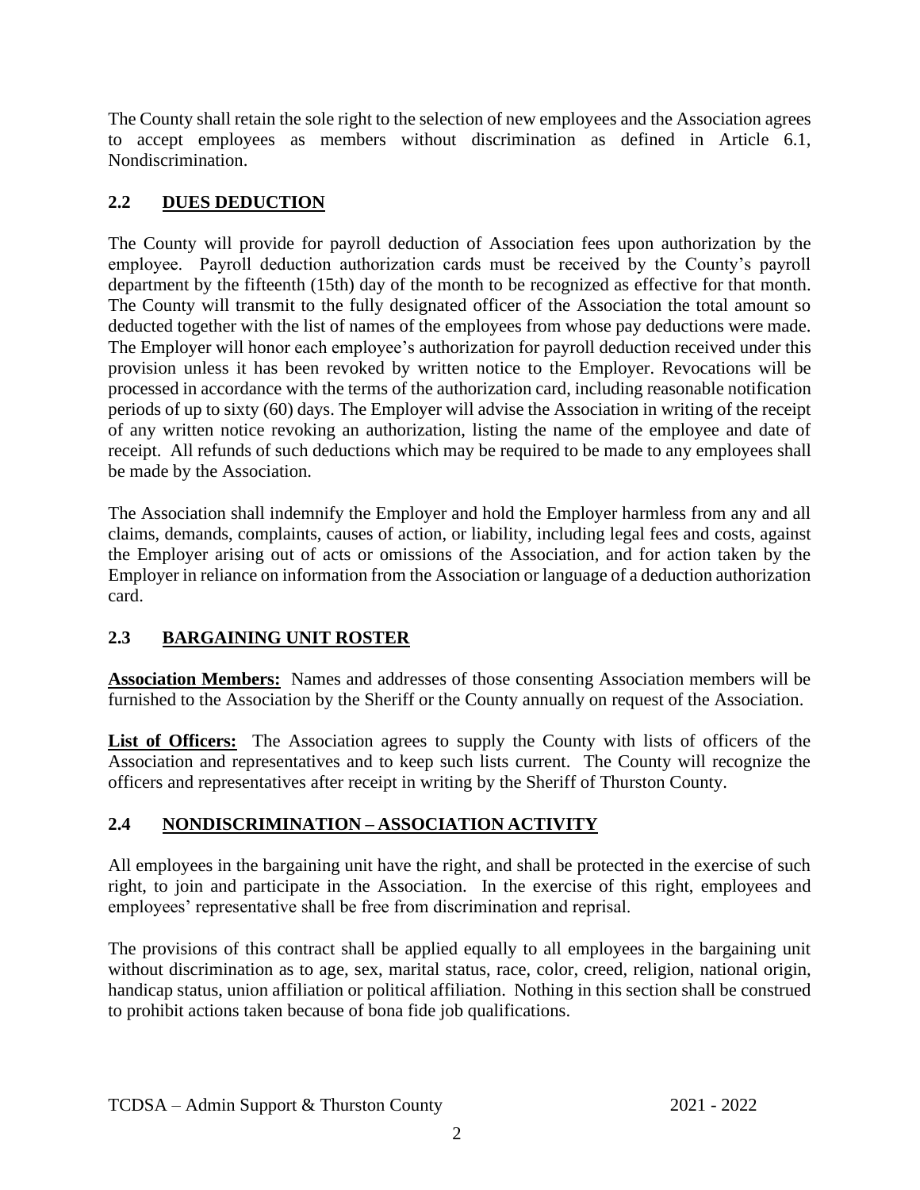The County shall retain the sole right to the selection of new employees and the Association agrees to accept employees as members without discrimination as defined in Article 6.1, Nondiscrimination.

## 2.2 DUES DEDUCTION

The County will provide for payroll deduction of Association fees upon authorization by the employee. Payroll deduction authorization cards must be received by the County's payroll department by the fifteenth (15th) day of the month to be recognized as effective for that month. The County will transmit to the fully designated officer of the Association the total amount so deducted together with the list of names of the employees from whose pay deductions were made. The Employer will honor each employee's authorization for payroll deduction received under this provision unless it has been revoked by written notice to the Employer. Revocations will be processed in accordance with the terms of the authorization card, including reasonable notification periods of up to sixty (60) days. The Employer will advise the Association in writing of the receipt of any written notice revoking an authorization, listing the name of the employee and date of receipt. All refunds of such deductions which may be required to be made to any employees shall be made by the Association.

The Association shall indemnify the Employer and hold the Employer harmless from any and all claims, demands, complaints, causes of action, or liability, including legal fees and costs, against the Employer arising out of acts or omissions of the Association, and for action taken by the Employer in reliance on information from the Association or language of a deduction authorization card.

## 2.3 BARGAINING UNIT ROSTER

**Association Members:** Names and addresses of those consenting Association members will be furnished to the Association by the Sheriff or the County annually on request of the Association.

**List of Officers:** The Association agrees to supply the County with lists of officers of the Association and representatives and to keep such lists current. The County will recognize the officers and representatives after receipt in writing by the Sheriff of Thurston County.

## 2.4 NONDISCRIMINATION – ASSOCIATION ACTIVITY

All employees in the bargaining unit have the right, and shall be protected in the exercise of such right, to join and participate in the Association. In the exercise of this right, employees and employees' representative shall be free from discrimination and reprisal.

The provisions of this contract shall be applied equally to all employees in the bargaining unit without discrimination as to age, sex, marital status, race, color, creed, religion, national origin, handicap status, union affiliation or political affiliation. Nothing in this section shall be construed to prohibit actions taken because of bona fide job qualifications.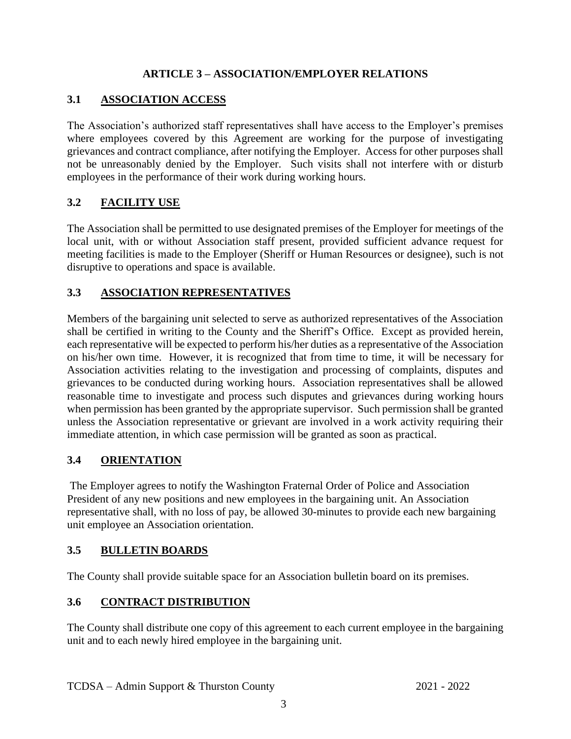## ARTICLE 3 – ASSOCIATION/EMPLOYER RELATIONS

### 3.1 ASSOCIATION ACCESS

The Association's authorized staff representatives shall have access to the Employer's premises where employees covered by this Agreement are working for the purpose of investigating grievances and contract compliance, after notifying the Employer. Access for other purposes shall not be unreasonably denied by the Employer. Such visits shall not interfere with or disturb employees in the performance of their work during working hours.

### 3.2 FACILITY USE

The Association shall be permitted to use designated premises of the Employer for meetings of the local unit, with or without Association staff present, provided sufficient advance request for meeting facilities is made to the Employer (Sheriff or Human Resources or designee), such is not disruptive to operations and space is available.

### 3.3 ASSOCIATION REPRESENTATIVES

Members of the bargaining unit selected to serve as authorized representatives of the Association shall be certified in writing to the County and the Sheriff's Office. Except as provided herein, each representative will be expected to perform his/her duties as a representative of the Association on his/her own time. However, it is recognized that from time to time, it will be necessary for Association activities relating to the investigation and processing of complaints, disputes and grievances to be conducted during working hours. Association representatives shall be allowed reasonable time to investigate and process such disputes and grievances during working hours when permission has been granted by the appropriate supervisor. Such permission shall be granted unless the Association representative or grievant are involved in a work activity requiring their immediate attention, in which case permission will be granted as soon as practical.

### 3.4 ORIENTATION

The Employer agrees to notify the Washington Fraternal Order of Police and Association President of any new positions and new employees in the bargaining unit. An Association representative shall, with no loss of pay, be allowed 30-minutes to provide each new bargaining unit employee an Association orientation.

### 3.5 BULLETIN BOARDS

The County shall provide suitable space for an Association bulletin board on its premises.

### 3.6 CONTRACT DISTRIBUTION

The County shall distribute one copy of this agreement to each current employee in the bargaining unit and to each newly hired employee in the bargaining unit.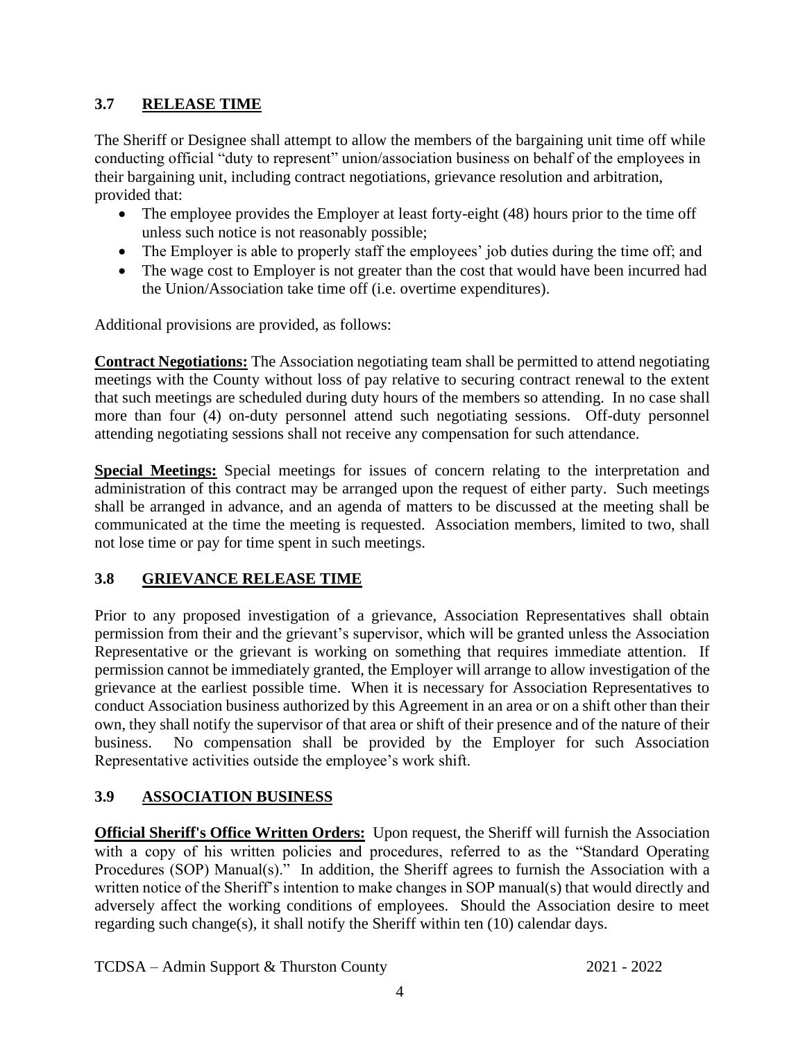## 3.7 RELEASE TIME

The Sheriff or Designee shall attempt to allow the members of the bargaining unit time off while conducting official "duty to represent" union/association business on behalf of the employees in their bargaining unit, including contract negotiations, grievance resolution and arbitration, provided that:

- The employee provides the Employer at least forty-eight (48) hours prior to the time off unless such notice is not reasonably possible;
- The Employer is able to properly staff the employees' job duties during the time off; and
- The wage cost to Employer is not greater than the cost that would have been incurred had the Union/Association take time off (i.e. overtime expenditures).

Additional provisions are provided, as follows:

**Contract Negotiations:** The Association negotiating team shall be permitted to attend negotiating meetings with the County without loss of pay relative to securing contract renewal to the extent that such meetings are scheduled during duty hours of the members so attending. In no case shall more than four (4) on-duty personnel attend such negotiating sessions. Off-duty personnel attending negotiating sessions shall not receive any compensation for such attendance.

**Special Meetings:** Special meetings for issues of concern relating to the interpretation and administration of this contract may be arranged upon the request of either party. Such meetings shall be arranged in advance, and an agenda of matters to be discussed at the meeting shall be communicated at the time the meeting is requested. Association members, limited to two, shall not lose time or pay for time spent in such meetings.

## 3.8 GRIEVANCE RELEASE TIME

Prior to any proposed investigation of a grievance, Association Representatives shall obtain permission from their and the grievant's supervisor, which will be granted unless the Association Representative or the grievant is working on something that requires immediate attention. If permission cannot be immediately granted, the Employer will arrange to allow investigation of the grievance at the earliest possible time. When it is necessary for Association Representatives to conduct Association business authorized by this Agreement in an area or on a shift other than their own, they shall notify the supervisor of that area or shift of their presence and of the nature of their business. No compensation shall be provided by the Employer for such Association Representative activities outside the employee's work shift.

## 3.9 ASSOCIATION BUSINESS

**Official Sheriff's Office Written Orders:** Upon request, the Sheriff will furnish the Association with a copy of his written policies and procedures, referred to as the "Standard Operating Procedures (SOP) Manual(s)." In addition, the Sheriff agrees to furnish the Association with a written notice of the Sheriff's intention to make changes in SOP manual(s) that would directly and adversely affect the working conditions of employees. Should the Association desire to meet regarding such change(s), it shall notify the Sheriff within ten (10) calendar days.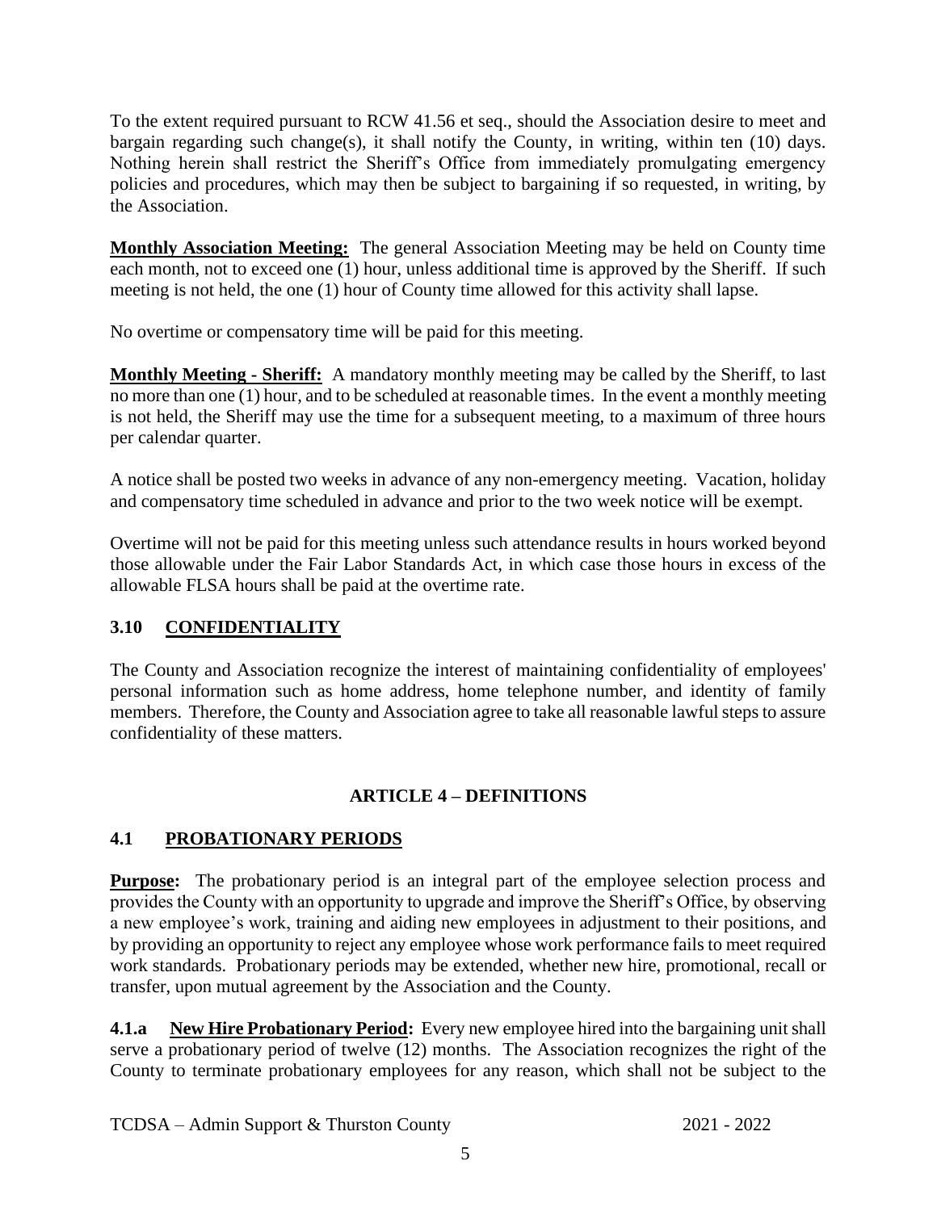To the extent required pursuant to RCW 41.56 et seq., should the Association desire to meet and bargain regarding such change(s), it shall notify the County, in writing, within ten (10) days. Nothing herein shall restrict the Sheriff's Office from immediately promulgating emergency policies and procedures, which may then be subject to bargaining if so requested, in writing, by the Association.

**Monthly Association Meeting:** The general Association Meeting may be held on County time each month, not to exceed one (1) hour, unless additional time is approved by the Sheriff. If such meeting is not held, the one (1) hour of County time allowed for this activity shall lapse.

No overtime or compensatory time will be paid for this meeting.

**Monthly Meeting - Sheriff:** A mandatory monthly meeting may be called by the Sheriff, to last no more than one (1) hour, and to be scheduled at reasonable times. In the event a monthly meeting is not held, the Sheriff may use the time for a subsequent meeting, to a maximum of three hours per calendar quarter.

A notice shall be posted two weeks in advance of any non-emergency meeting. Vacation, holiday and compensatory time scheduled in advance and prior to the two week notice will be exempt.

Overtime will not be paid for this meeting unless such attendance results in hours worked beyond those allowable under the Fair Labor Standards Act, in which case those hours in excess of the allowable FLSA hours shall be paid at the overtime rate.

### 3.10 CONFIDENTIALITY

The County and Association recognize the interest of maintaining confidentiality of employees' personal information such as home address, home telephone number, and identity of family members. Therefore, the County and Association agree to take all reasonable lawful steps to assure confidentiality of these matters.

## ARTICLE 4 – DEFINITIONS

### 4.1 PROBATIONARY PERIODS

**Purpose:** The probationary period is an integral part of the employee selection process and provides the County with an opportunity to upgrade and improve the Sheriff's Office, by observing a new employee's work, training and aiding new employees in adjustment to their positions, and by providing an opportunity to reject any employee whose work performance fails to meet required work standards. Probationary periods may be extended, whether new hire, promotional, recall or transfer, upon mutual agreement by the Association and the County.

**4.1.a New Hire Probationary Period:** Every new employee hired into the bargaining unit shall serve a probationary period of twelve (12) months. The Association recognizes the right of the County to terminate probationary employees for any reason, which shall not be subject to the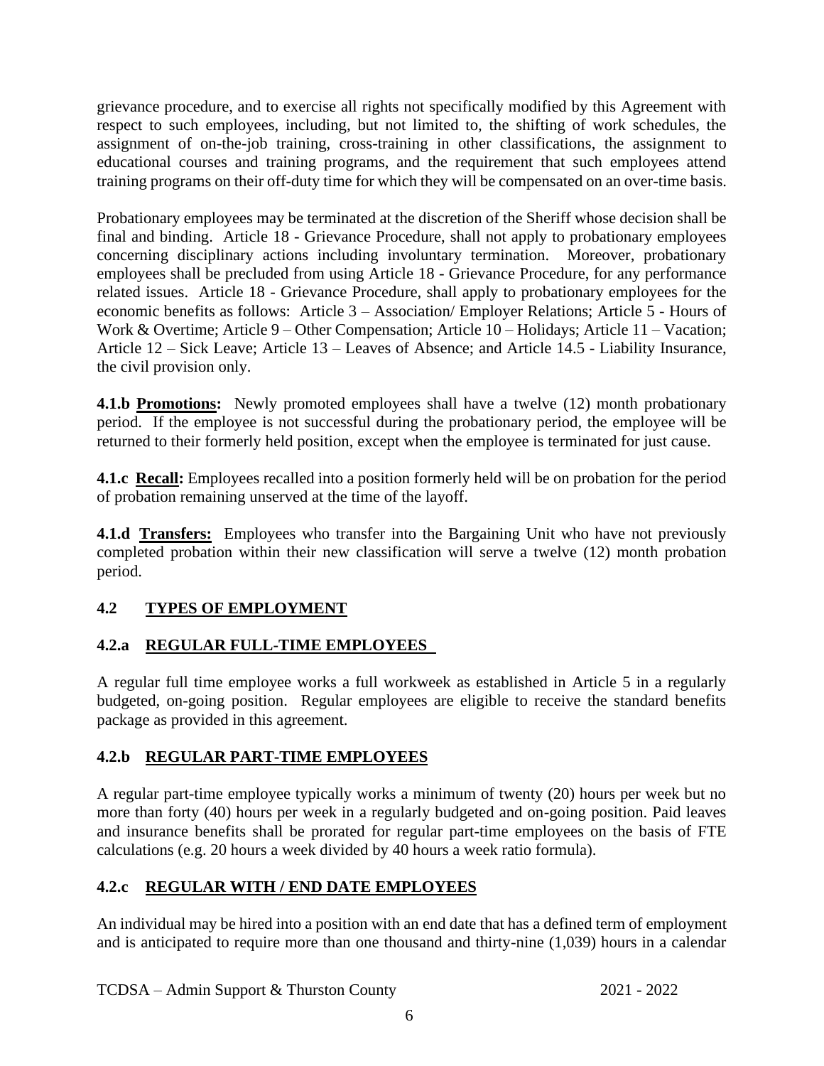grievance procedure, and to exercise all rights not specifically modified by this Agreement with respect to such employees, including, but not limited to, the shifting of work schedules, the assignment of on-the-job training, cross-training in other classifications, the assignment to educational courses and training programs, and the requirement that such employees attend training programs on their off-duty time for which they will be compensated on an over-time basis.

Probationary employees may be terminated at the discretion of the Sheriff whose decision shall be final and binding. Article 18 - Grievance Procedure, shall not apply to probationary employees concerning disciplinary actions including involuntary termination. Moreover, probationary employees shall be precluded from using Article 18 - Grievance Procedure, for any performance related issues. Article 18 - Grievance Procedure, shall apply to probationary employees for the economic benefits as follows: Article 3 – Association/ Employer Relations; Article 5 - Hours of Work & Overtime; Article 9 – Other Compensation; Article 10 – Holidays; Article 11 – Vacation; Article 12 – Sick Leave; Article 13 – Leaves of Absence; and Article 14.5 - Liability Insurance, the civil provision only.

**4.1.b Promotions:** Newly promoted employees shall have a twelve (12) month probationary period. If the employee is not successful during the probationary period, the employee will be returned to their formerly held position, except when the employee is terminated for just cause.

**4.1.c Recall:** Employees recalled into a position formerly held will be on probation for the period of probation remaining unserved at the time of the layoff.

**4.1.d Transfers:** Employees who transfer into the Bargaining Unit who have not previously completed probation within their new classification will serve a twelve (12) month probation period.

## 4.2 TYPES OF EMPLOYMENT

### 4.2.a REGULAR FULL-TIME EMPLOYEES

A regular full time employee works a full workweek as established in Article 5 in a regularly budgeted, on-going position. Regular employees are eligible to receive the standard benefits package as provided in this agreement.

### 4.2.b REGULAR PART-TIME EMPLOYEES

A regular part-time employee typically works a minimum of twenty (20) hours per week but no more than forty (40) hours per week in a regularly budgeted and on-going position. Paid leaves and insurance benefits shall be prorated for regular part-time employees on the basis of FTE calculations (e.g. 20 hours a week divided by 40 hours a week ratio formula).

### 4.2.c REGULAR WITH / END DATE EMPLOYEES

An individual may be hired into a position with an end date that has a defined term of employment and is anticipated to require more than one thousand and thirty-nine (1,039) hours in a calendar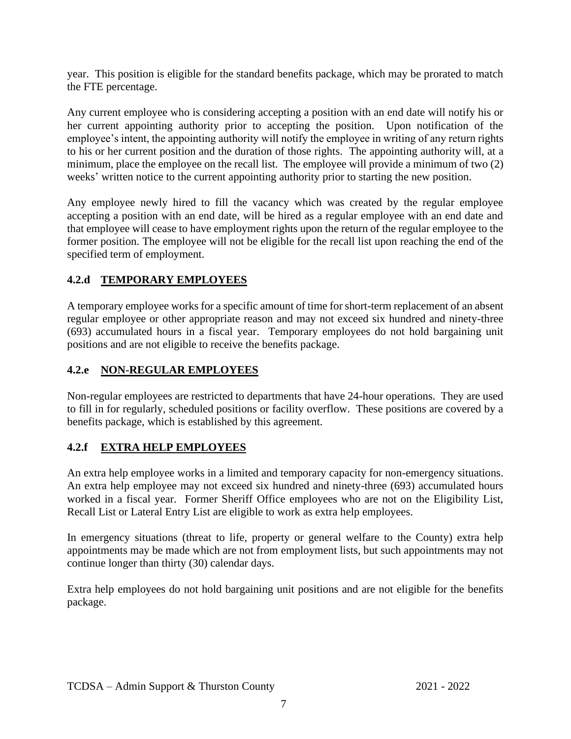year. This position is eligible for the standard benefits package, which may be prorated to match the FTE percentage.

Any current employee who is considering accepting a position with an end date will notify his or her current appointing authority prior to accepting the position. Upon notification of the employee's intent, the appointing authority will notify the employee in writing of any return rights to his or her current position and the duration of those rights. The appointing authority will, at a minimum, place the employee on the recall list. The employee will provide a minimum of two (2) weeks' written notice to the current appointing authority prior to starting the new position.

Any employee newly hired to fill the vacancy which was created by the regular employee accepting a position with an end date, will be hired as a regular employee with an end date and that employee will cease to have employment rights upon the return of the regular employee to the former position. The employee will not be eligible for the recall list upon reaching the end of the specified term of employment.

### 4.2.d <u>TEMPORARY EMPLOYEES</u>

A temporary employee works for a specific amount of time for short-term replacement of an absent regular employee or other appropriate reason and may not exceed six hundred and ninety-three (693) accumulated hours in a fiscal year. Temporary employees do not hold bargaining unit positions and are not eligible to receive the benefits package.

### 4.2.e <u>NON-REGULAR EMPLOYEES</u>

Non-regular employees are restricted to departments that have 24-hour operations. They are used to fill in for regularly, scheduled positions or facility overflow. These positions are covered by a benefits package, which is established by this agreement.

### 4.2.f <u>EXTRA HELP EMPLOYEES</u>

An extra help employee works in a limited and temporary capacity for non-emergency situations. An extra help employee may not exceed six hundred and ninety-three (693) accumulated hours worked in a fiscal year. Former Sheriff Office employees who are not on the Eligibility List, Recall List or Lateral Entry List are eligible to work as extra help employees.

In emergency situations (threat to life, property or general welfare to the County) extra help appointments may be made which are not from employment lists, but such appointments may not continue longer than thirty (30) calendar days.

Extra help employees do not hold bargaining unit positions and are not eligible for the benefits package.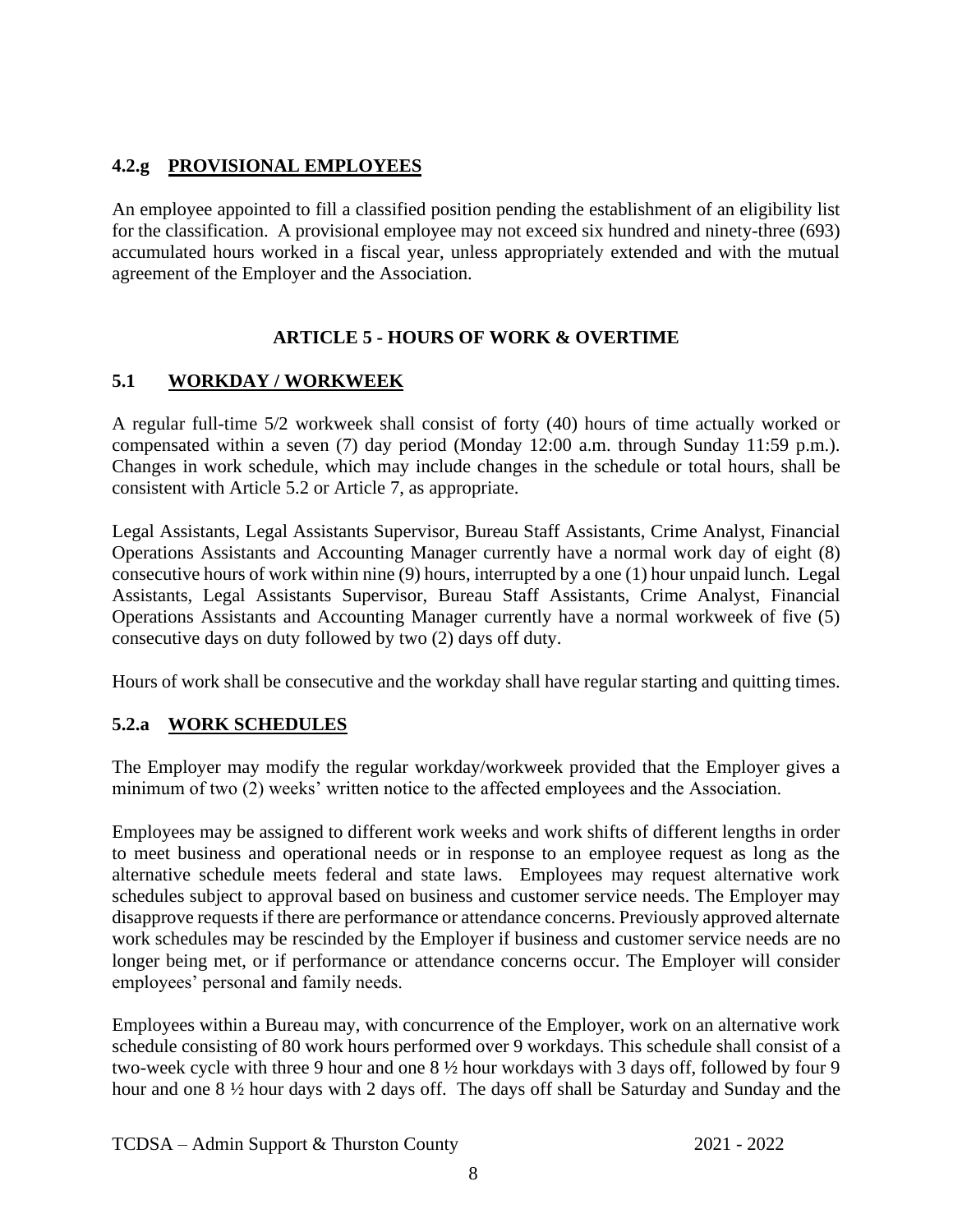### 4.2.g **PROVISIONAL EMPLOYEES**

An employee appointed to fill a classified position pending the establishment of an eligibility list for the classification. A provisional employee may not exceed six hundred and ninety-three (693) accumulated hours worked in a fiscal year, unless appropriately extended and with the mutual agreement of the Employer and the Association.

## ARTICLE 5 - HOURS OF WORK & OVERTIME

### 5.1 **WORKDAY / WORKWEEK**

A regular full-time 5/2 workweek shall consist of forty (40) hours of time actually worked or compensated within a seven (7) day period (Monday 12:00 a.m. through Sunday 11:59 p.m.). Changes in work schedule, which may include changes in the schedule or total hours, shall be consistent with Article 5.2 or Article 7, as appropriate.

Legal Assistants, Legal Assistants Supervisor, Bureau Staff Assistants, Crime Analyst, Financial Operations Assistants and Accounting Manager currently have a normal work day of eight (8) consecutive hours of work within nine (9) hours, interrupted by a one (1) hour unpaid lunch. Legal Assistants, Legal Assistants Supervisor, Bureau Staff Assistants, Crime Analyst, Financial Operations Assistants and Accounting Manager currently have a normal workweek of five (5) consecutive days on duty followed by two (2) days off duty.

Hours of work shall be consecutive and the workday shall have regular starting and quitting times.

### 5.2.a **WORK SCHEDULES**

The Employer may modify the regular workday/workweek provided that the Employer gives a minimum of two (2) weeks' written notice to the affected employees and the Association.

Employees may be assigned to different work weeks and work shifts of different lengths in order to meet business and operational needs or in response to an employee request as long as the alternative schedule meets federal and state laws. Employees may request alternative work schedules subject to approval based on business and customer service needs. The Employer may disapprove requests if there are performance or attendance concerns. Previously approved alternate work schedules may be rescinded by the Employer if business and customer service needs are no longer being met, or if performance or attendance concerns occur. The Employer will consider employees' personal and family needs.

Employees within a Bureau may, with concurrence of the Employer, work on an alternative work schedule consisting of 80 work hours performed over 9 workdays. This schedule shall consist of a two-week cycle with three 9 hour and one 8 ½ hour workdays with 3 days off, followed by four 9 hour and one 8 ½ hour days with 2 days off. The days off shall be Saturday and Sunday and the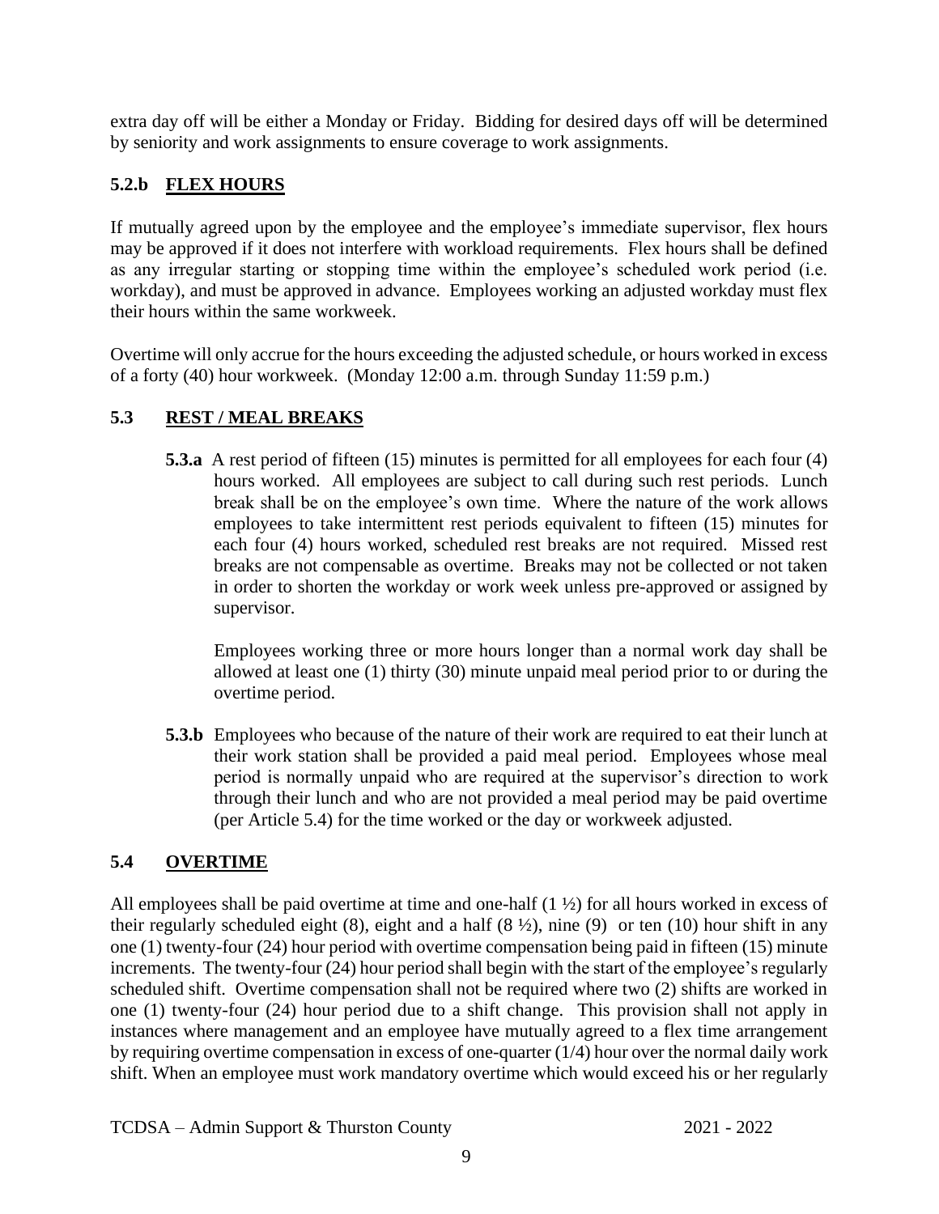extra day off will be either a Monday or Friday. Bidding for desired days off will be determined by seniority and work assignments to ensure coverage to work assignments.

### 5.2.b FLEX HOURS

If mutually agreed upon by the employee and the employee's immediate supervisor, flex hours may be approved if it does not interfere with workload requirements. Flex hours shall be defined as any irregular starting or stopping time within the employee's scheduled work period (i.e. workday), and must be approved in advance. Employees working an adjusted workday must flex their hours within the same workweek.

Overtime will only accrue for the hours exceeding the adjusted schedule, or hours worked in excess of a forty (40) hour workweek. (Monday 12:00 a.m. through Sunday 11:59 p.m.)

## 5.3 REST / MEAL BREAKS

**5.3.a** A rest period of fifteen (15) minutes is permitted for all employees for each four (4) hours worked. All employees are subject to call during such rest periods. Lunch break shall be on the employee's own time. Where the nature of the work allows employees to take intermittent rest periods equivalent to fifteen (15) minutes for each four (4) hours worked, scheduled rest breaks are not required. Missed rest breaks are not compensable as overtime. Breaks may not be collected or not taken in order to shorten the workday or work week unless pre-approved or assigned by supervisor.

Employees working three or more hours longer than a normal work day shall be allowed at least one (1) thirty (30) minute unpaid meal period prior to or during the overtime period.

**5.3.b** Employees who because of the nature of their work are required to eat their lunch at their work station shall be provided a paid meal period. Employees whose meal period is normally unpaid who are required at the supervisor's direction to work through their lunch and who are not provided a meal period may be paid overtime (per Article 5.4) for the time worked or the day or workweek adjusted.

## 5.4 OVERTIME

All employees shall be paid overtime at time and one-half (1 ½) for all hours worked in excess of their regularly scheduled eight (8), eight and a half (8 ½), nine (9) or ten (10) hour shift in any one (1) twenty-four (24) hour period with overtime compensation being paid in fifteen (15) minute increments. The twenty-four (24) hour period shall begin with the start of the employee's regularly scheduled shift. Overtime compensation shall not be required where two (2) shifts are worked in one (1) twenty-four (24) hour period due to a shift change. This provision shall not apply in instances where management and an employee have mutually agreed to a flex time arrangement by requiring overtime compensation in excess of one-quarter (1/4) hour over the normal daily work shift. When an employee must work mandatory overtime which would exceed his or her regularly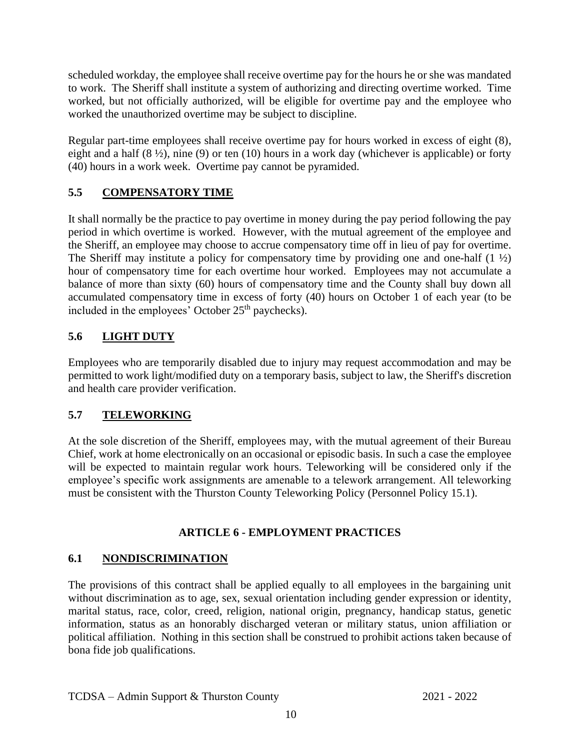scheduled workday, the employee shall receive overtime pay for the hours he or she was mandated to work. The Sheriff shall institute a system of authorizing and directing overtime worked. Time worked, but not officially authorized, will be eligible for overtime pay and the employee who worked the unauthorized overtime may be subject to discipline.

Regular part-time employees shall receive overtime pay for hours worked in excess of eight (8), eight and a half (8 ½), nine (9) or ten (10) hours in a work day (whichever is applicable) or forty (40) hours in a work week. Overtime pay cannot be pyramided.

## 5.5 COMPENSATORY TIME

It shall normally be the practice to pay overtime in money during the pay period following the pay period in which overtime is worked. However, with the mutual agreement of the employee and the Sheriff, an employee may choose to accrue compensatory time off in lieu of pay for overtime. The Sheriff may institute a policy for compensatory time by providing one and one-half (1 ½) hour of compensatory time for each overtime hour worked. Employees may not accumulate a balance of more than sixty (60) hours of compensatory time and the County shall buy down all accumulated compensatory time in excess of forty (40) hours on October 1 of each year (to be included in the employees' October 25th paychecks).

## 5.6 LIGHT DUTY

Employees who are temporarily disabled due to injury may request accommodation and may be permitted to work light/modified duty on a temporary basis, subject to law, the Sheriff's discretion and health care provider verification.

## 5.7 TELEWORKING

At the sole discretion of the Sheriff, employees may, with the mutual agreement of their Bureau Chief, work at home electronically on an occasional or episodic basis. In such a case the employee will be expected to maintain regular work hours. Teleworking will be considered only if the employee's specific work assignments are amenable to a telework arrangement. All teleworking must be consistent with the Thurston County Teleworking Policy (Personnel Policy 15.1).

# ARTICLE 6 - EMPLOYMENT PRACTICES

## 6.1 NONDISCRIMINATION

The provisions of this contract shall be applied equally to all employees in the bargaining unit without discrimination as to age, sex, sexual orientation including gender expression or identity, marital status, race, color, creed, religion, national origin, pregnancy, handicap status, genetic information, status as an honorably discharged veteran or military status, union affiliation or political affiliation. Nothing in this section shall be construed to prohibit actions taken because of bona fide job qualifications.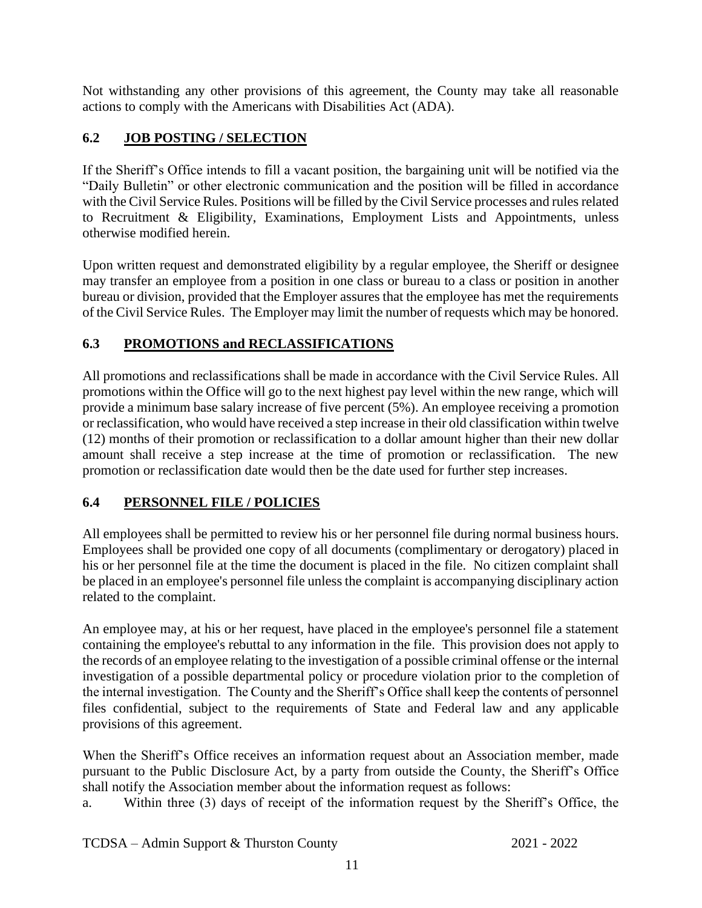Not withstanding any other provisions of this agreement, the County may take all reasonable actions to comply with the Americans with Disabilities Act (ADA).

## 6.2 JOB POSTING / SELECTION

If the Sheriff's Office intends to fill a vacant position, the bargaining unit will be notified via the "Daily Bulletin" or other electronic communication and the position will be filled in accordance with the Civil Service Rules. Positions will be filled by the Civil Service processes and rules related to Recruitment & Eligibility, Examinations, Employment Lists and Appointments, unless otherwise modified herein.

Upon written request and demonstrated eligibility by a regular employee, the Sheriff or designee may transfer an employee from a position in one class or bureau to a class or position in another bureau or division, provided that the Employer assures that the employee has met the requirements of the Civil Service Rules. The Employer may limit the number of requests which may be honored.

## 6.3 PROMOTIONS and RECLASSIFICATIONS

All promotions and reclassifications shall be made in accordance with the Civil Service Rules. All promotions within the Office will go to the next highest pay level within the new range, which will provide a minimum base salary increase of five percent (5%). An employee receiving a promotion or reclassification, who would have received a step increase in their old classification within twelve (12) months of their promotion or reclassification to a dollar amount higher than their new dollar amount shall receive a step increase at the time of promotion or reclassification. The new promotion or reclassification date would then be the date used for further step increases.

## 6.4 PERSONNEL FILE / POLICIES

All employees shall be permitted to review his or her personnel file during normal business hours. Employees shall be provided one copy of all documents (complimentary or derogatory) placed in his or her personnel file at the time the document is placed in the file. No citizen complaint shall be placed in an employee's personnel file unless the complaint is accompanying disciplinary action related to the complaint.

An employee may, at his or her request, have placed in the employee's personnel file a statement containing the employee's rebuttal to any information in the file. This provision does not apply to the records of an employee relating to the investigation of a possible criminal offense or the internal investigation of a possible departmental policy or procedure violation prior to the completion of the internal investigation. The County and the Sheriff's Office shall keep the contents of personnel files confidential, subject to the requirements of State and Federal law and any applicable provisions of this agreement.

When the Sheriff's Office receives an information request about an Association member, made pursuant to the Public Disclosure Act, by a party from outside the County, the Sheriff's Office shall notify the Association member about the information request as follows:

a. Within three (3) days of receipt of the information request by the Sheriff's Office, the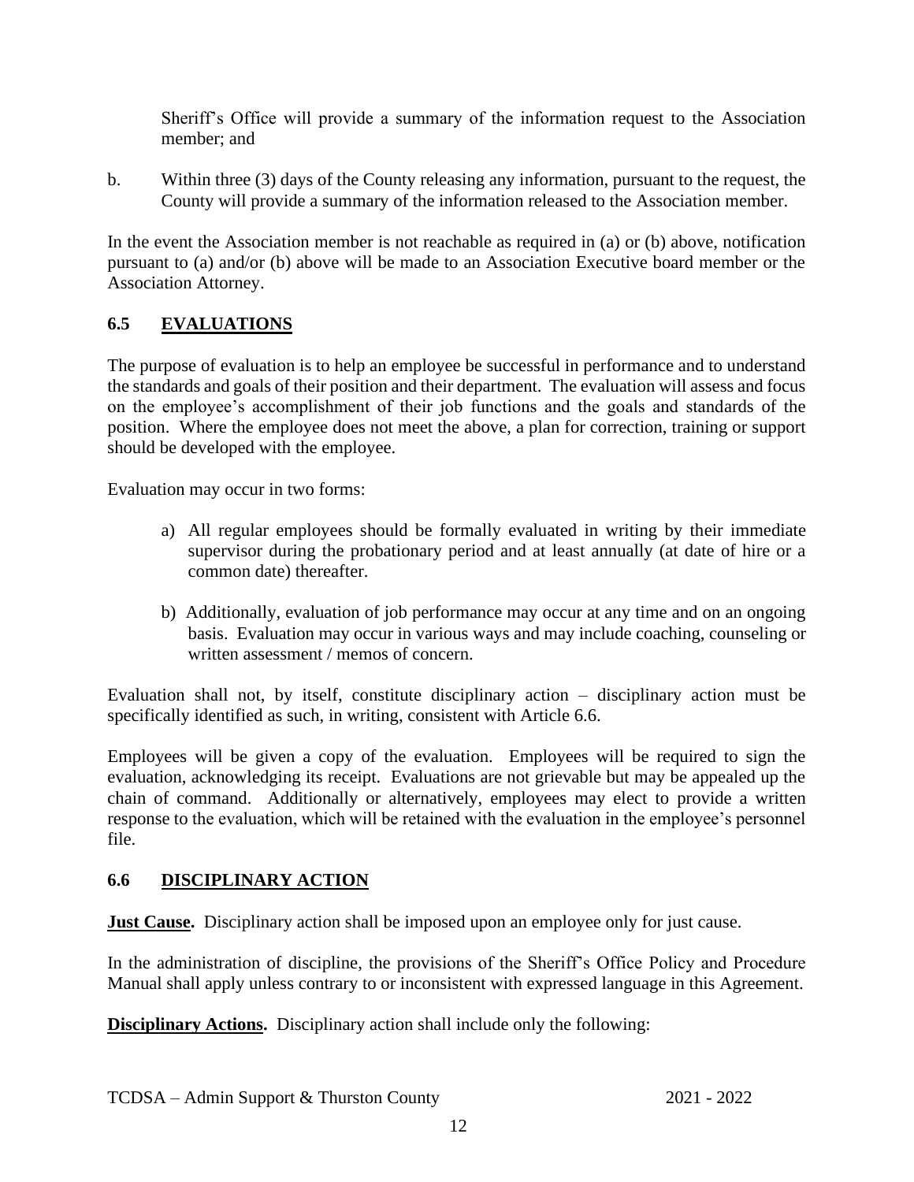Sheriff's Office will provide a summary of the information request to the Association member; and

b. Within three (3) days of the County releasing any information, pursuant to the request, the County will provide a summary of the information released to the Association member.

In the event the Association member is not reachable as required in (a) or (b) above, notification pursuant to (a) and/or (b) above will be made to an Association Executive board member or the Association Attorney.

## 6.5 EVALUATIONS

The purpose of evaluation is to help an employee be successful in performance and to understand the standards and goals of their position and their department. The evaluation will assess and focus on the employee's accomplishment of their job functions and the goals and standards of the position. Where the employee does not meet the above, a plan for correction, training or support should be developed with the employee.

Evaluation may occur in two forms:

a) All regular employees should be formally evaluated in writing by their immediate supervisor during the probationary period and at least annually (at date of hire or a common date) thereafter.

b) Additionally, evaluation of job performance may occur at any time and on an ongoing basis. Evaluation may occur in various ways and may include coaching, counseling or written assessment / memos of concern.

Evaluation shall not, by itself, constitute disciplinary action – disciplinary action must be specifically identified as such, in writing, consistent with Article 6.6.

Employees will be given a copy of the evaluation. Employees will be required to sign the evaluation, acknowledging its receipt. Evaluations are not grievable but may be appealed up the chain of command. Additionally or alternatively, employees may elect to provide a written response to the evaluation, which will be retained with the evaluation in the employee's personnel file.

## 6.6 DISCIPLINARY ACTION

**Just Cause.** Disciplinary action shall be imposed upon an employee only for just cause.

In the administration of discipline, the provisions of the Sheriff's Office Policy and Procedure Manual shall apply unless contrary to or inconsistent with expressed language in this Agreement.

**Disciplinary Actions.** Disciplinary action shall include only the following: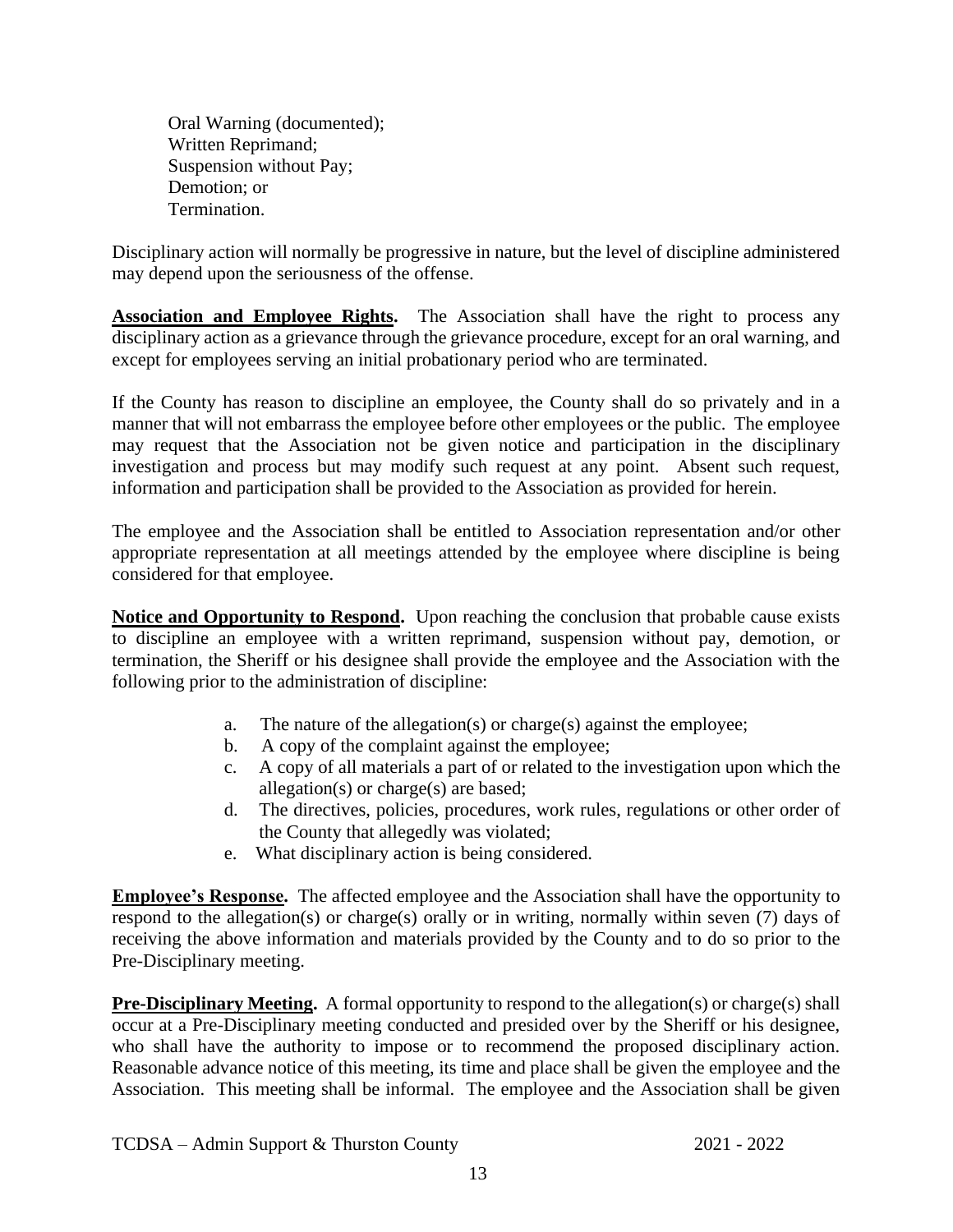Oral Warning (documented);
Written Reprimand;
Suspension without Pay;
Demotion; or
Termination.

Disciplinary action will normally be progressive in nature, but the level of discipline administered may depend upon the seriousness of the offense.

**Association and Employee Rights.** The Association shall have the right to process any disciplinary action as a grievance through the grievance procedure, except for an oral warning, and except for employees serving an initial probationary period who are terminated.

If the County has reason to discipline an employee, the County shall do so privately and in a manner that will not embarrass the employee before other employees or the public. The employee may request that the Association not be given notice and participation in the disciplinary investigation and process but may modify such request at any point. Absent such request, information and participation shall be provided to the Association as provided for herein.

The employee and the Association shall be entitled to Association representation and/or other appropriate representation at all meetings attended by the employee where discipline is being considered for that employee.

**Notice and Opportunity to Respond.** Upon reaching the conclusion that probable cause exists to discipline an employee with a written reprimand, suspension without pay, demotion, or termination, the Sheriff or his designee shall provide the employee and the Association with the following prior to the administration of discipline:

a. The nature of the allegation(s) or charge(s) against the employee;
b. A copy of the complaint against the employee;
c. A copy of all materials a part of or related to the investigation upon which the allegation(s) or charge(s) are based;
d. The directives, policies, procedures, work rules, regulations or other order of the County that allegedly was violated;
e. What disciplinary action is being considered.

**Employee's Response.** The affected employee and the Association shall have the opportunity to respond to the allegation(s) or charge(s) orally or in writing, normally within seven (7) days of receiving the above information and materials provided by the County and to do so prior to the Pre-Disciplinary meeting.

**Pre-Disciplinary Meeting.** A formal opportunity to respond to the allegation(s) or charge(s) shall occur at a Pre-Disciplinary meeting conducted and presided over by the Sheriff or his designee, who shall have the authority to impose or to recommend the proposed disciplinary action. Reasonable advance notice of this meeting, its time and place shall be given the employee and the Association. This meeting shall be informal. The employee and the Association shall be given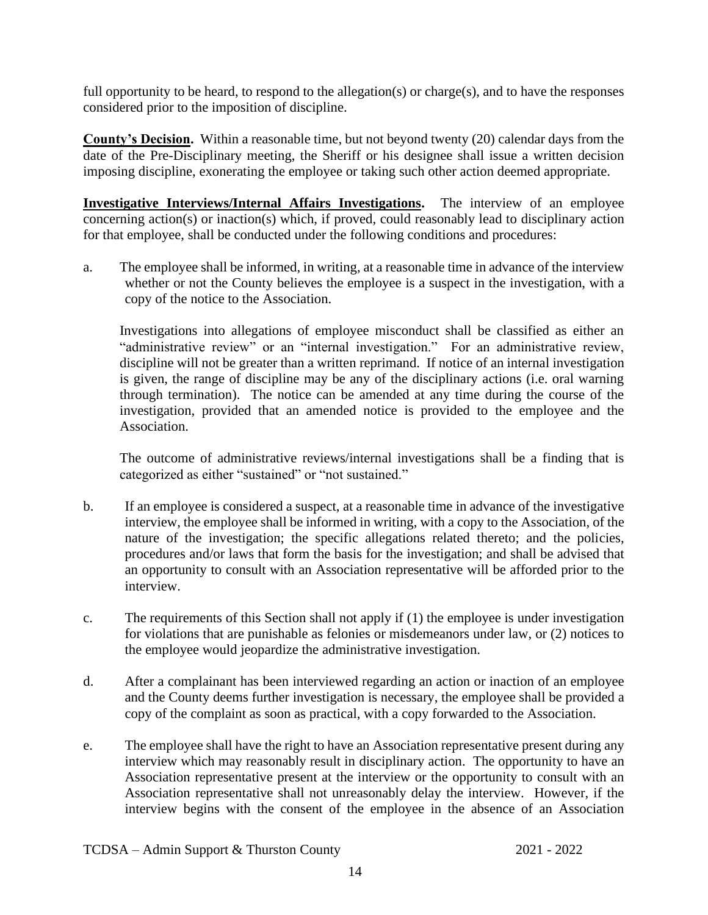full opportunity to be heard, to respond to the allegation(s) or charge(s), and to have the responses considered prior to the imposition of discipline.

**County's Decision.** Within a reasonable time, but not beyond twenty (20) calendar days from the date of the Pre-Disciplinary meeting, the Sheriff or his designee shall issue a written decision imposing discipline, exonerating the employee or taking such other action deemed appropriate.

**Investigative Interviews/Internal Affairs Investigations.** The interview of an employee concerning action(s) or inaction(s) which, if proved, could reasonably lead to disciplinary action for that employee, shall be conducted under the following conditions and procedures:

a. The employee shall be informed, in writing, at a reasonable time in advance of the interview whether or not the County believes the employee is a suspect in the investigation, with a copy of the notice to the Association.

   Investigations into allegations of employee misconduct shall be classified as either an "administrative review" or an "internal investigation." For an administrative review, discipline will not be greater than a written reprimand. If notice of an internal investigation is given, the range of discipline may be any of the disciplinary actions (i.e. oral warning through termination). The notice can be amended at any time during the course of the investigation, provided that an amended notice is provided to the employee and the Association.

   The outcome of administrative reviews/internal investigations shall be a finding that is categorized as either "sustained" or "not sustained."

b. If an employee is considered a suspect, at a reasonable time in advance of the investigative interview, the employee shall be informed in writing, with a copy to the Association, of the nature of the investigation; the specific allegations related thereto; and the policies, procedures and/or laws that form the basis for the investigation; and shall be advised that an opportunity to consult with an Association representative will be afforded prior to the interview.

c. The requirements of this Section shall not apply if (1) the employee is under investigation for violations that are punishable as felonies or misdemeanors under law, or (2) notices to the employee would jeopardize the administrative investigation.

d. After a complainant has been interviewed regarding an action or inaction of an employee and the County deems further investigation is necessary, the employee shall be provided a copy of the complaint as soon as practical, with a copy forwarded to the Association.

e. The employee shall have the right to have an Association representative present during any interview which may reasonably result in disciplinary action. The opportunity to have an Association representative present at the interview or the opportunity to consult with an Association representative shall not unreasonably delay the interview. However, if the interview begins with the consent of the employee in the absence of an Association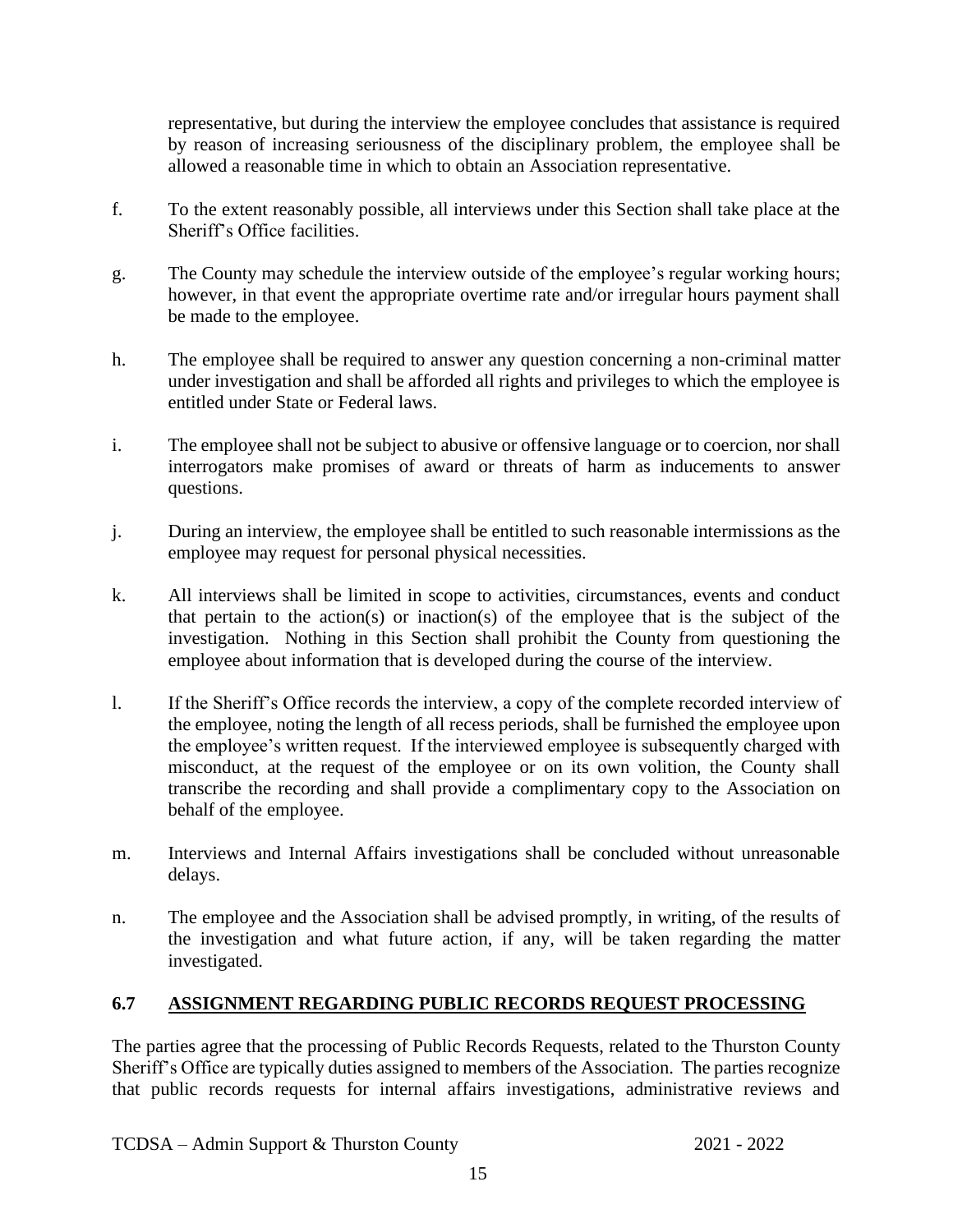representative, but during the interview the employee concludes that assistance is required by reason of increasing seriousness of the disciplinary problem, the employee shall be allowed a reasonable time in which to obtain an Association representative.

f. To the extent reasonably possible, all interviews under this Section shall take place at the Sheriff's Office facilities.

g. The County may schedule the interview outside of the employee's regular working hours; however, in that event the appropriate overtime rate and/or irregular hours payment shall be made to the employee.

h. The employee shall be required to answer any question concerning a non-criminal matter under investigation and shall be afforded all rights and privileges to which the employee is entitled under State or Federal laws.

i. The employee shall not be subject to abusive or offensive language or to coercion, nor shall interrogators make promises of award or threats of harm as inducements to answer questions.

j. During an interview, the employee shall be entitled to such reasonable intermissions as the employee may request for personal physical necessities.

k. All interviews shall be limited in scope to activities, circumstances, events and conduct that pertain to the action(s) or inaction(s) of the employee that is the subject of the investigation. Nothing in this Section shall prohibit the County from questioning the employee about information that is developed during the course of the interview.

l. If the Sheriff's Office records the interview, a copy of the complete recorded interview of the employee, noting the length of all recess periods, shall be furnished the employee upon the employee's written request. If the interviewed employee is subsequently charged with misconduct, at the request of the employee or on its own volition, the County shall transcribe the recording and shall provide a complimentary copy to the Association on behalf of the employee.

m. Interviews and Internal Affairs investigations shall be concluded without unreasonable delays.

n. The employee and the Association shall be advised promptly, in writing, of the results of the investigation and what future action, if any, will be taken regarding the matter investigated.

## **6.7 ASSIGNMENT REGARDING PUBLIC RECORDS REQUEST PROCESSING**

The parties agree that the processing of Public Records Requests, related to the Thurston County Sheriff's Office are typically duties assigned to members of the Association. The parties recognize that public records requests for internal affairs investigations, administrative reviews and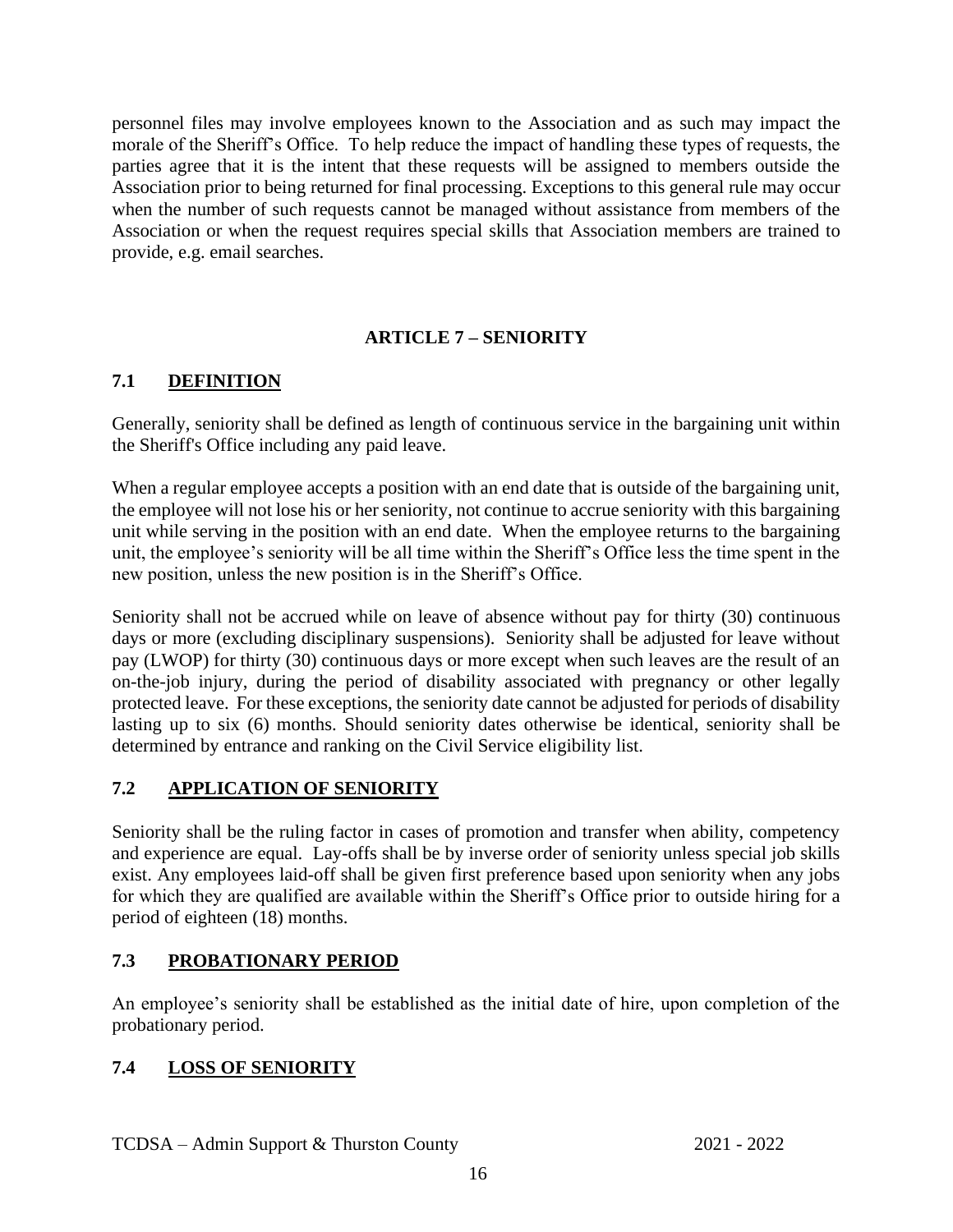personnel files may involve employees known to the Association and as such may impact the morale of the Sheriff's Office. To help reduce the impact of handling these types of requests, the parties agree that it is the intent that these requests will be assigned to members outside the Association prior to being returned for final processing. Exceptions to this general rule may occur when the number of such requests cannot be managed without assistance from members of the Association or when the request requires special skills that Association members are trained to provide, e.g. email searches.

## ARTICLE 7 – SENIORITY

### 7.1 DEFINITION

Generally, seniority shall be defined as length of continuous service in the bargaining unit within the Sheriff's Office including any paid leave.

When a regular employee accepts a position with an end date that is outside of the bargaining unit, the employee will not lose his or her seniority, not continue to accrue seniority with this bargaining unit while serving in the position with an end date. When the employee returns to the bargaining unit, the employee's seniority will be all time within the Sheriff's Office less the time spent in the new position, unless the new position is in the Sheriff's Office.

Seniority shall not be accrued while on leave of absence without pay for thirty (30) continuous days or more (excluding disciplinary suspensions). Seniority shall be adjusted for leave without pay (LWOP) for thirty (30) continuous days or more except when such leaves are the result of an on-the-job injury, during the period of disability associated with pregnancy or other legally protected leave. For these exceptions, the seniority date cannot be adjusted for periods of disability lasting up to six (6) months. Should seniority dates otherwise be identical, seniority shall be determined by entrance and ranking on the Civil Service eligibility list.

### 7.2 APPLICATION OF SENIORITY

Seniority shall be the ruling factor in cases of promotion and transfer when ability, competency and experience are equal. Lay-offs shall be by inverse order of seniority unless special job skills exist. Any employees laid-off shall be given first preference based upon seniority when any jobs for which they are qualified are available within the Sheriff's Office prior to outside hiring for a period of eighteen (18) months.

### 7.3 PROBATIONARY PERIOD

An employee's seniority shall be established as the initial date of hire, upon completion of the probationary period.

### 7.4 LOSS OF SENIORITY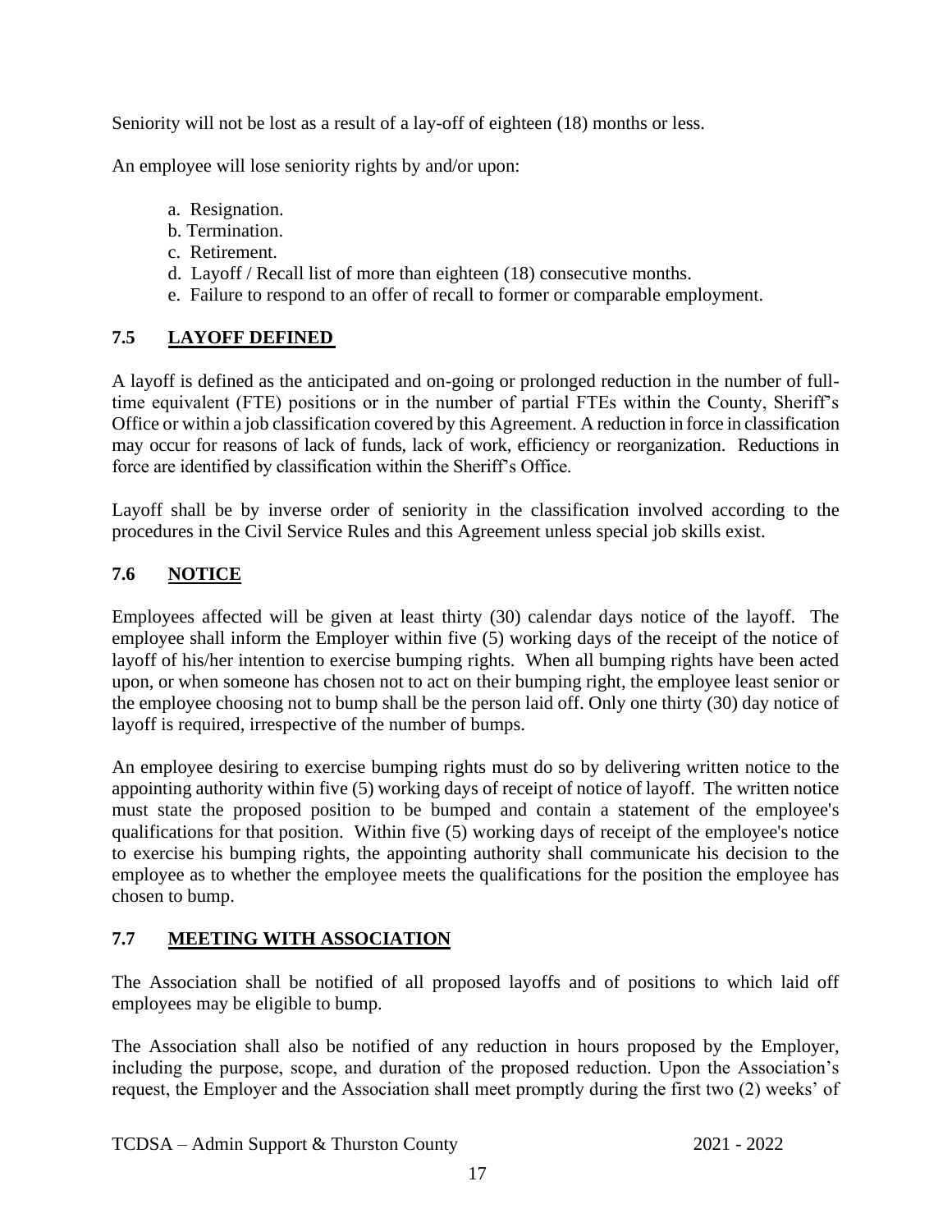Seniority will not be lost as a result of a lay-off of eighteen (18) months or less.

An employee will lose seniority rights by and/or upon:

a. Resignation.
b. Termination.
c. Retirement.
d. Layoff / Recall list of more than eighteen (18) consecutive months.
e. Failure to respond to an offer of recall to former or comparable employment.

## 7.5 LAYOFF DEFINED

A layoff is defined as the anticipated and on-going or prolonged reduction in the number of full-time equivalent (FTE) positions or in the number of partial FTEs within the County, Sheriff's Office or within a job classification covered by this Agreement. A reduction in force in classification may occur for reasons of lack of funds, lack of work, efficiency or reorganization. Reductions in force are identified by classification within the Sheriff's Office.

Layoff shall be by inverse order of seniority in the classification involved according to the procedures in the Civil Service Rules and this Agreement unless special job skills exist.

## 7.6 NOTICE

Employees affected will be given at least thirty (30) calendar days notice of the layoff. The employee shall inform the Employer within five (5) working days of the receipt of the notice of layoff of his/her intention to exercise bumping rights. When all bumping rights have been acted upon, or when someone has chosen not to act on their bumping right, the employee least senior or the employee choosing not to bump shall be the person laid off. Only one thirty (30) day notice of layoff is required, irrespective of the number of bumps.

An employee desiring to exercise bumping rights must do so by delivering written notice to the appointing authority within five (5) working days of receipt of notice of layoff. The written notice must state the proposed position to be bumped and contain a statement of the employee's qualifications for that position. Within five (5) working days of receipt of the employee's notice to exercise his bumping rights, the appointing authority shall communicate his decision to the employee as to whether the employee meets the qualifications for the position the employee has chosen to bump.

## 7.7 MEETING WITH ASSOCIATION

The Association shall be notified of all proposed layoffs and of positions to which laid off employees may be eligible to bump.

The Association shall also be notified of any reduction in hours proposed by the Employer, including the purpose, scope, and duration of the proposed reduction. Upon the Association's request, the Employer and the Association shall meet promptly during the first two (2) weeks' of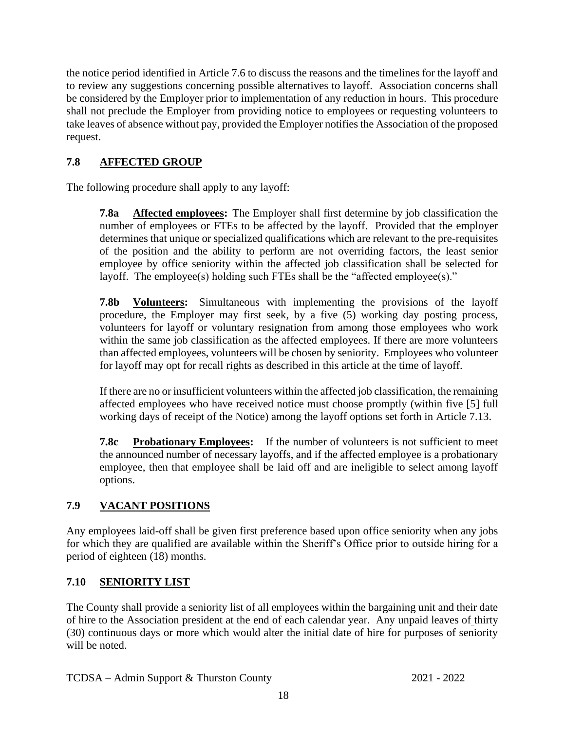the notice period identified in Article 7.6 to discuss the reasons and the timelines for the layoff and to review any suggestions concerning possible alternatives to layoff. Association concerns shall be considered by the Employer prior to implementation of any reduction in hours. This procedure shall not preclude the Employer from providing notice to employees or requesting volunteers to take leaves of absence without pay, provided the Employer notifies the Association of the proposed request.

## 7.8 AFFECTED GROUP

The following procedure shall apply to any layoff:

**7.8a Affected employees:** The Employer shall first determine by job classification the number of employees or FTEs to be affected by the layoff. Provided that the employer determines that unique or specialized qualifications which are relevant to the pre-requisites of the position and the ability to perform are not overriding factors, the least senior employee by office seniority within the affected job classification shall be selected for layoff. The employee(s) holding such FTEs shall be the "affected employee(s)."

**7.8b Volunteers:** Simultaneous with implementing the provisions of the layoff procedure, the Employer may first seek, by a five (5) working day posting process, volunteers for layoff or voluntary resignation from among those employees who work within the same job classification as the affected employees. If there are more volunteers than affected employees, volunteers will be chosen by seniority. Employees who volunteer for layoff may opt for recall rights as described in this article at the time of layoff.

If there are no or insufficient volunteers within the affected job classification, the remaining affected employees who have received notice must choose promptly (within five [5] full working days of receipt of the Notice) among the layoff options set forth in Article 7.13.

**7.8c Probationary Employees:** If the number of volunteers is not sufficient to meet the announced number of necessary layoffs, and if the affected employee is a probationary employee, then that employee shall be laid off and are ineligible to select among layoff options.

## 7.9 VACANT POSITIONS

Any employees laid-off shall be given first preference based upon office seniority when any jobs for which they are qualified are available within the Sheriff's Office prior to outside hiring for a period of eighteen (18) months.

## 7.10 SENIORITY LIST

The County shall provide a seniority list of all employees within the bargaining unit and their date of hire to the Association president at the end of each calendar year. Any unpaid leaves of thirty (30) continuous days or more which would alter the initial date of hire for purposes of seniority will be noted.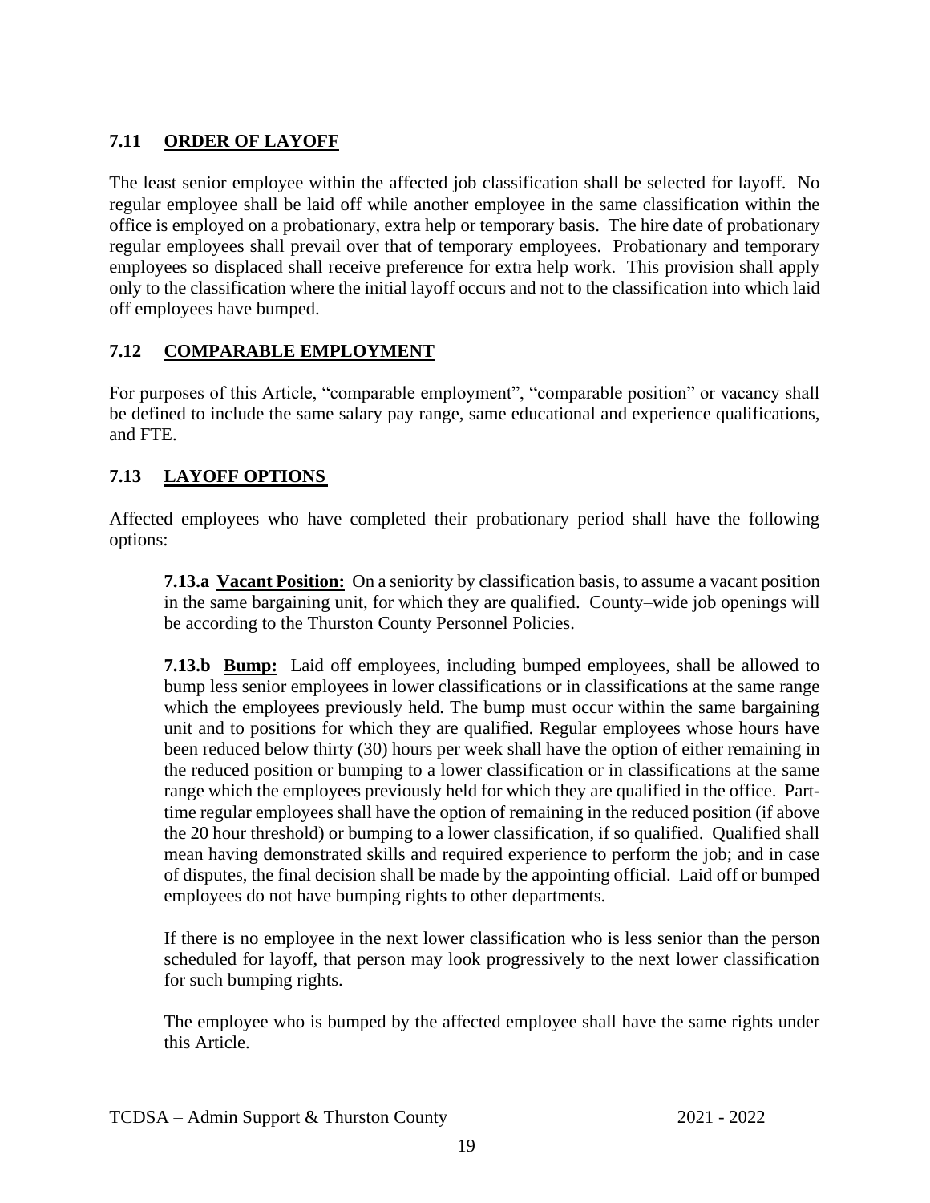## 7.11 ORDER OF LAYOFF

The least senior employee within the affected job classification shall be selected for layoff. No regular employee shall be laid off while another employee in the same classification within the office is employed on a probationary, extra help or temporary basis. The hire date of probationary regular employees shall prevail over that of temporary employees. Probationary and temporary employees so displaced shall receive preference for extra help work. This provision shall apply only to the classification where the initial layoff occurs and not to the classification into which laid off employees have bumped.

## 7.12 COMPARABLE EMPLOYMENT

For purposes of this Article, "comparable employment", "comparable position" or vacancy shall be defined to include the same salary pay range, same educational and experience qualifications, and FTE.

## 7.13 LAYOFF OPTIONS

Affected employees who have completed their probationary period shall have the following options:

**7.13.a Vacant Position:** On a seniority by classification basis, to assume a vacant position in the same bargaining unit, for which they are qualified. County–wide job openings will be according to the Thurston County Personnel Policies.

**7.13.b Bump:** Laid off employees, including bumped employees, shall be allowed to bump less senior employees in lower classifications or in classifications at the same range which the employees previously held. The bump must occur within the same bargaining unit and to positions for which they are qualified. Regular employees whose hours have been reduced below thirty (30) hours per week shall have the option of either remaining in the reduced position or bumping to a lower classification or in classifications at the same range which the employees previously held for which they are qualified in the office. Part-time regular employees shall have the option of remaining in the reduced position (if above the 20 hour threshold) or bumping to a lower classification, if so qualified. Qualified shall mean having demonstrated skills and required experience to perform the job; and in case of disputes, the final decision shall be made by the appointing official. Laid off or bumped employees do not have bumping rights to other departments.

If there is no employee in the next lower classification who is less senior than the person scheduled for layoff, that person may look progressively to the next lower classification for such bumping rights.

The employee who is bumped by the affected employee shall have the same rights under this Article.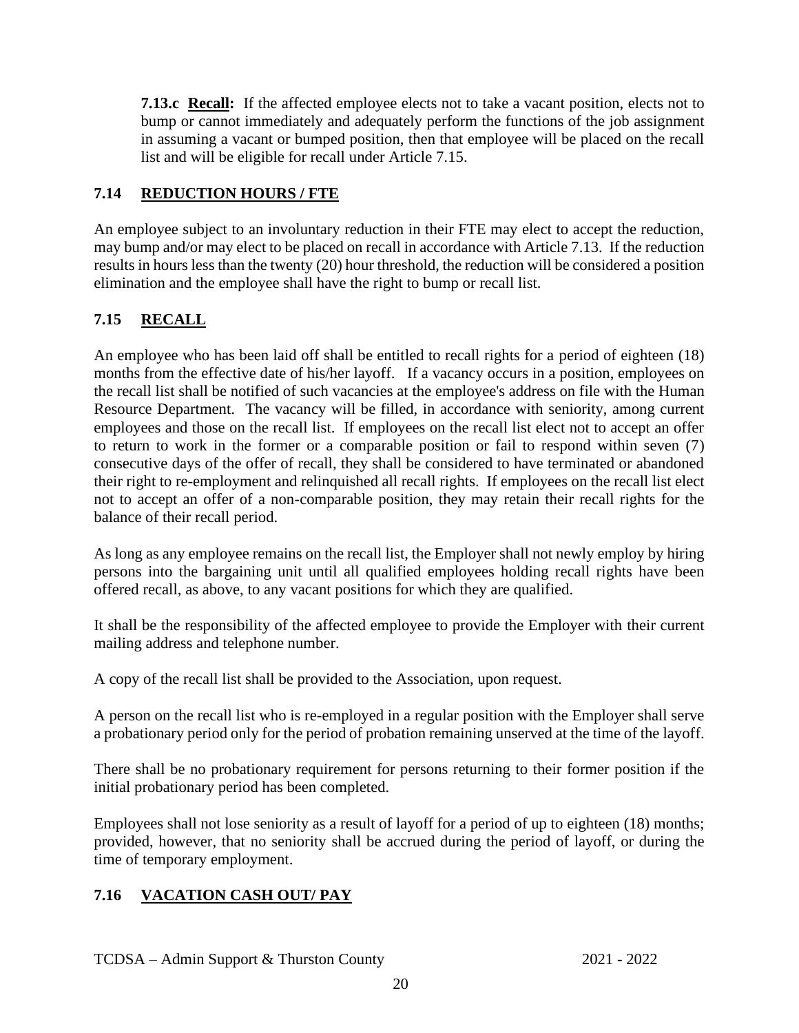**7.13.c Recall:** If the affected employee elects not to take a vacant position, elects not to bump or cannot immediately and adequately perform the functions of the job assignment in assuming a vacant or bumped position, then that employee will be placed on the recall list and will be eligible for recall under Article 7.15.

## 7.14 REDUCTION HOURS / FTE

An employee subject to an involuntary reduction in their FTE may elect to accept the reduction, may bump and/or may elect to be placed on recall in accordance with Article 7.13. If the reduction results in hours less than the twenty (20) hour threshold, the reduction will be considered a position elimination and the employee shall have the right to bump or recall list.

## 7.15 RECALL

An employee who has been laid off shall be entitled to recall rights for a period of eighteen (18) months from the effective date of his/her layoff. If a vacancy occurs in a position, employees on the recall list shall be notified of such vacancies at the employee's address on file with the Human Resource Department. The vacancy will be filled, in accordance with seniority, among current employees and those on the recall list. If employees on the recall list elect not to accept an offer to return to work in the former or a comparable position or fail to respond within seven (7) consecutive days of the offer of recall, they shall be considered to have terminated or abandoned their right to re-employment and relinquished all recall rights. If employees on the recall list elect not to accept an offer of a non-comparable position, they may retain their recall rights for the balance of their recall period.

As long as any employee remains on the recall list, the Employer shall not newly employ by hiring persons into the bargaining unit until all qualified employees holding recall rights have been offered recall, as above, to any vacant positions for which they are qualified.

It shall be the responsibility of the affected employee to provide the Employer with their current mailing address and telephone number.

A copy of the recall list shall be provided to the Association, upon request.

A person on the recall list who is re-employed in a regular position with the Employer shall serve a probationary period only for the period of probation remaining unserved at the time of the layoff.

There shall be no probationary requirement for persons returning to their former position if the initial probationary period has been completed.

Employees shall not lose seniority as a result of layoff for a period of up to eighteen (18) months; provided, however, that no seniority shall be accrued during the period of layoff, or during the time of temporary employment.

## 7.16 VACATION CASH OUT/ PAY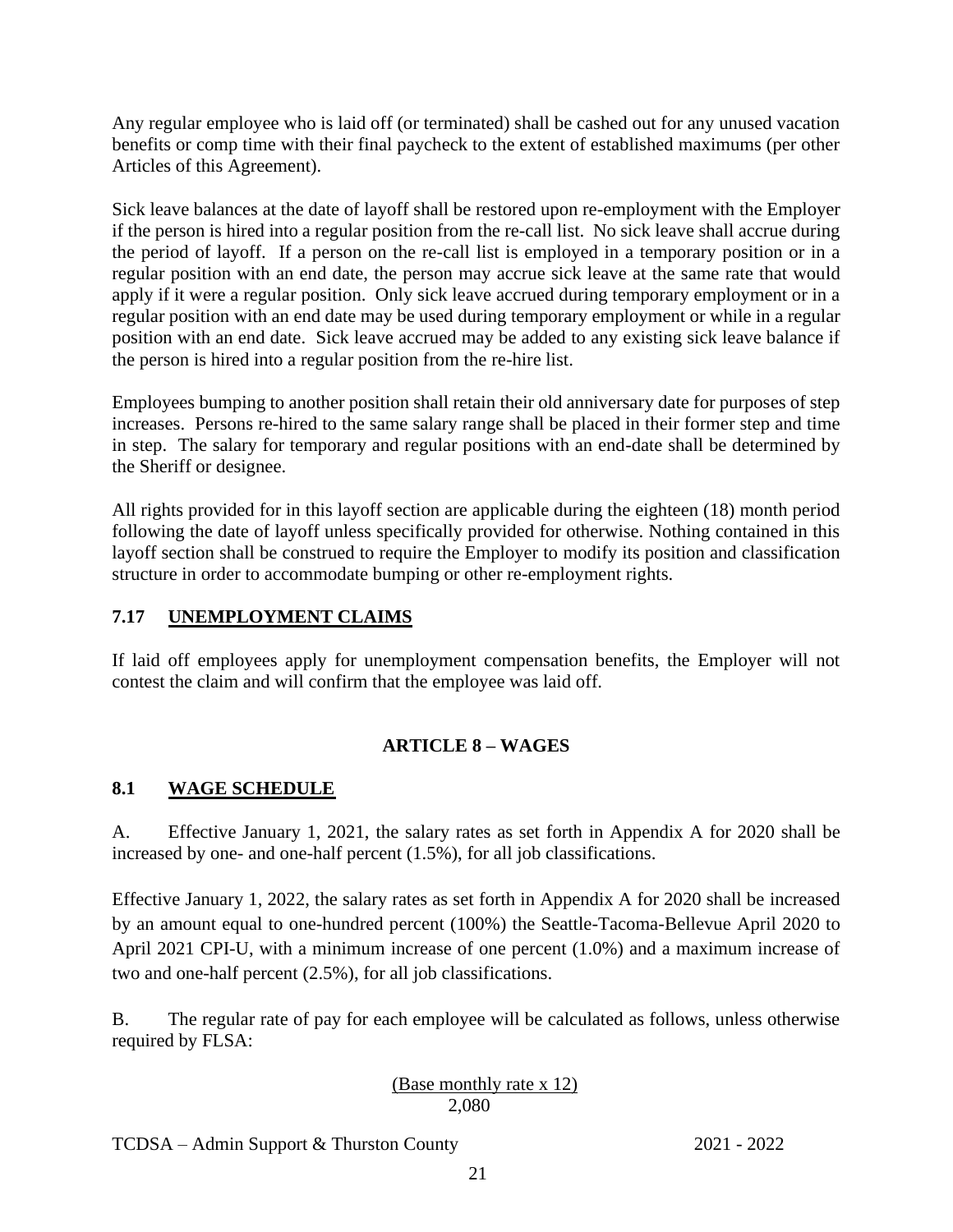Any regular employee who is laid off (or terminated) shall be cashed out for any unused vacation benefits or comp time with their final paycheck to the extent of established maximums (per other Articles of this Agreement).

Sick leave balances at the date of layoff shall be restored upon re-employment with the Employer if the person is hired into a regular position from the re-call list. No sick leave shall accrue during the period of layoff. If a person on the re-call list is employed in a temporary position or in a regular position with an end date, the person may accrue sick leave at the same rate that would apply if it were a regular position. Only sick leave accrued during temporary employment or in a regular position with an end date may be used during temporary employment or while in a regular position with an end date. Sick leave accrued may be added to any existing sick leave balance if the person is hired into a regular position from the re-hire list.

Employees bumping to another position shall retain their old anniversary date for purposes of step increases. Persons re-hired to the same salary range shall be placed in their former step and time in step. The salary for temporary and regular positions with an end-date shall be determined by the Sheriff or designee.

All rights provided for in this layoff section are applicable during the eighteen (18) month period following the date of layoff unless specifically provided for otherwise. Nothing contained in this layoff section shall be construed to require the Employer to modify its position and classification structure in order to accommodate bumping or other re-employment rights.

### 7.17 UNEMPLOYMENT CLAIMS

If laid off employees apply for unemployment compensation benefits, the Employer will not contest the claim and will confirm that the employee was laid off.

## ARTICLE 8 – WAGES

### 8.1 WAGE SCHEDULE

A. Effective January 1, 2021, the salary rates as set forth in Appendix A for 2020 shall be increased by one- and one-half percent (1.5%), for all job classifications.

Effective January 1, 2022, the salary rates as set forth in Appendix A for 2020 shall be increased by an amount equal to one-hundred percent (100%) the Seattle-Tacoma-Bellevue April 2020 to April 2021 CPI-U, with a minimum increase of one percent (1.0%) and a maximum increase of two and one-half percent (2.5%), for all job classifications.

B. The regular rate of pay for each employee will be calculated as follows, unless otherwise required by FLSA:

$$\frac{\text{(Base monthly rate x 12)}}{2{,}080}$$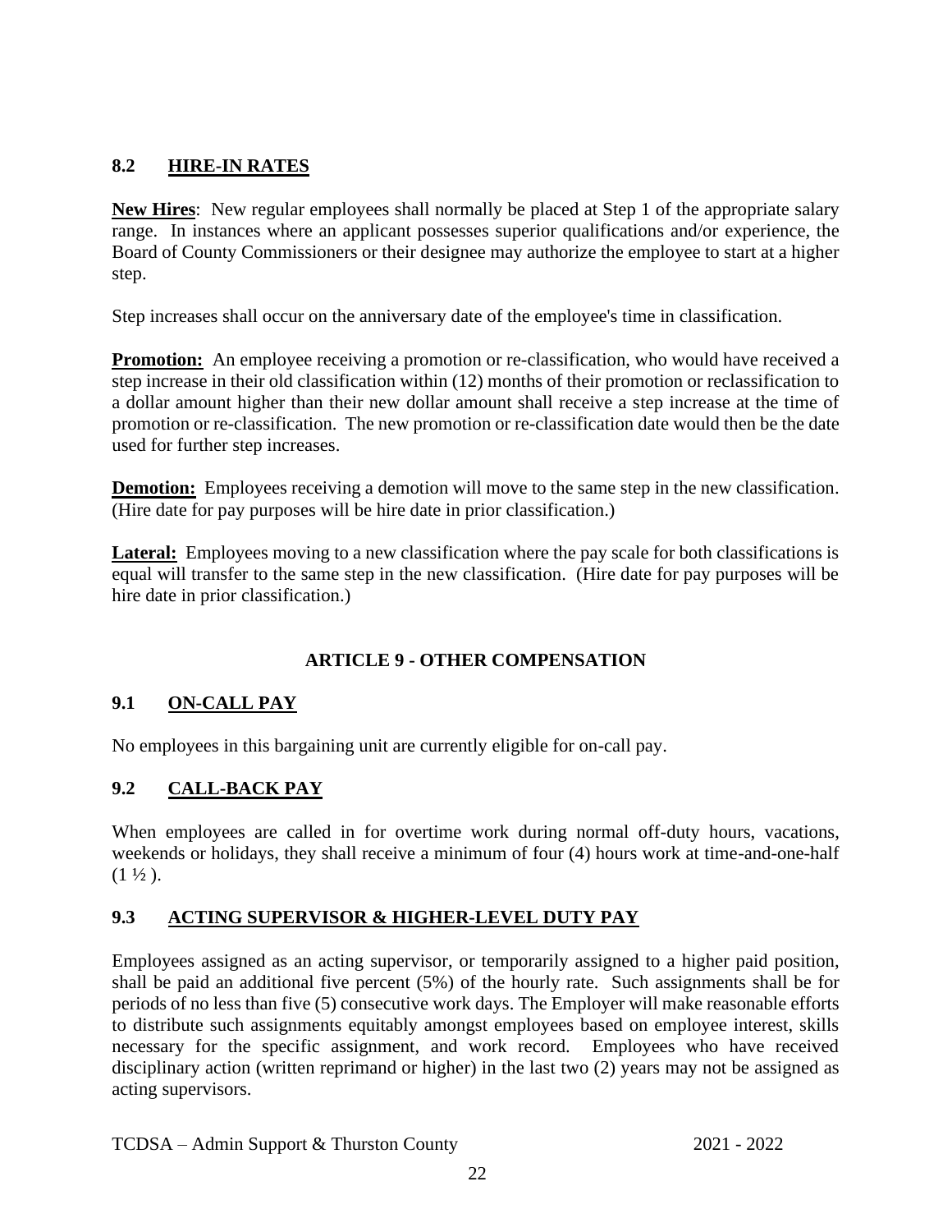### 8.2 HIRE-IN RATES

**New Hires**: New regular employees shall normally be placed at Step 1 of the appropriate salary range. In instances where an applicant possesses superior qualifications and/or experience, the Board of County Commissioners or their designee may authorize the employee to start at a higher step.

Step increases shall occur on the anniversary date of the employee's time in classification.

**Promotion:** An employee receiving a promotion or re-classification, who would have received a step increase in their old classification within (12) months of their promotion or reclassification to a dollar amount higher than their new dollar amount shall receive a step increase at the time of promotion or re-classification. The new promotion or re-classification date would then be the date used for further step increases.

**Demotion:** Employees receiving a demotion will move to the same step in the new classification. (Hire date for pay purposes will be hire date in prior classification.)

**Lateral:** Employees moving to a new classification where the pay scale for both classifications is equal will transfer to the same step in the new classification. (Hire date for pay purposes will be hire date in prior classification.)

## ARTICLE 9 - OTHER COMPENSATION

### 9.1 ON-CALL PAY

No employees in this bargaining unit are currently eligible for on-call pay.

### 9.2 CALL-BACK PAY

When employees are called in for overtime work during normal off-duty hours, vacations, weekends or holidays, they shall receive a minimum of four (4) hours work at time-and-one-half (1 ½ ).

### 9.3 ACTING SUPERVISOR & HIGHER-LEVEL DUTY PAY

Employees assigned as an acting supervisor, or temporarily assigned to a higher paid position, shall be paid an additional five percent (5%) of the hourly rate. Such assignments shall be for periods of no less than five (5) consecutive work days. The Employer will make reasonable efforts to distribute such assignments equitably amongst employees based on employee interest, skills necessary for the specific assignment, and work record. Employees who have received disciplinary action (written reprimand or higher) in the last two (2) years may not be assigned as acting supervisors.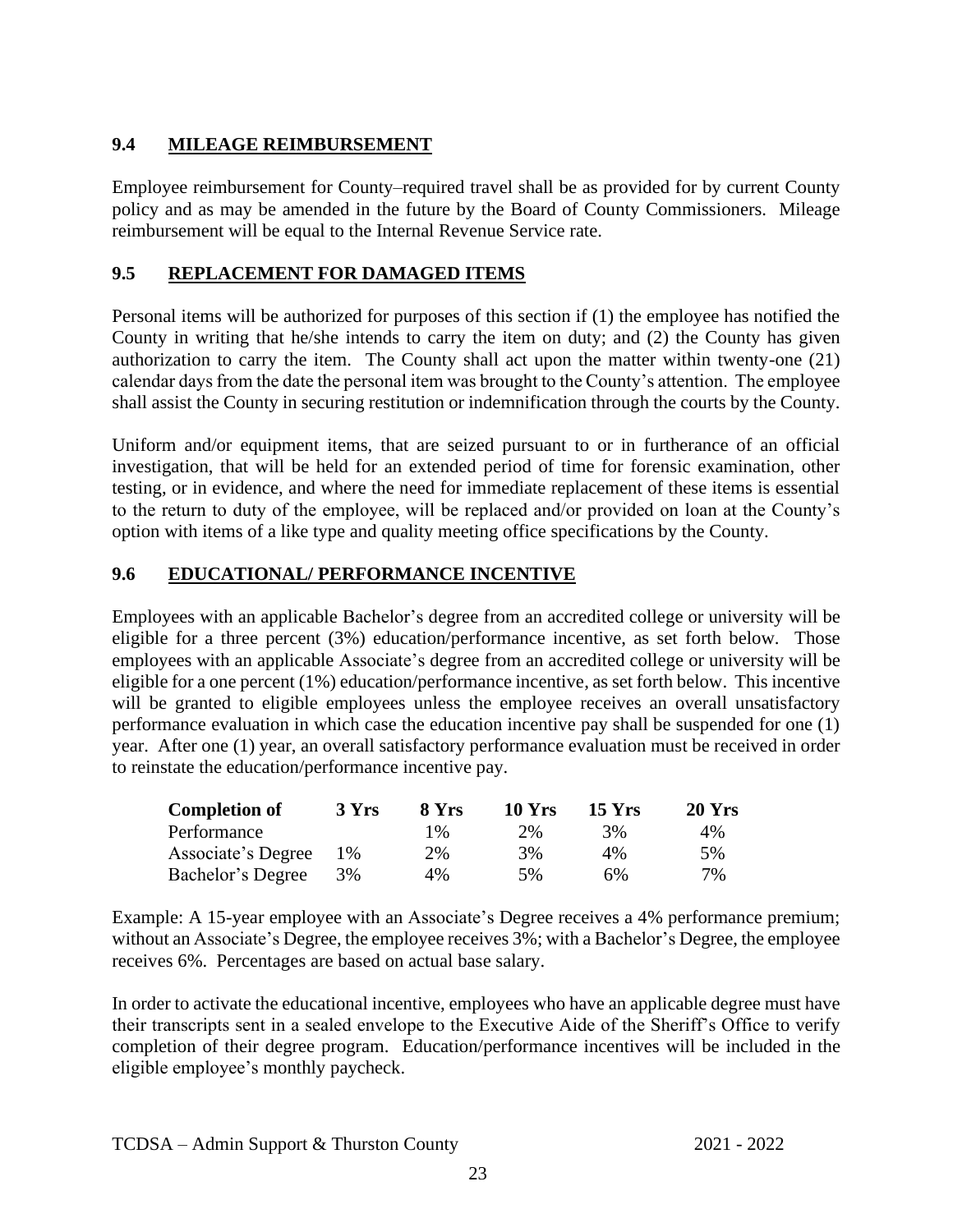## 9.4 MILEAGE REIMBURSEMENT

Employee reimbursement for County–required travel shall be as provided for by current County policy and as may be amended in the future by the Board of County Commissioners. Mileage reimbursement will be equal to the Internal Revenue Service rate.

## 9.5 REPLACEMENT FOR DAMAGED ITEMS

Personal items will be authorized for purposes of this section if (1) the employee has notified the County in writing that he/she intends to carry the item on duty; and (2) the County has given authorization to carry the item. The County shall act upon the matter within twenty-one (21) calendar days from the date the personal item was brought to the County's attention. The employee shall assist the County in securing restitution or indemnification through the courts by the County.

Uniform and/or equipment items, that are seized pursuant to or in furtherance of an official investigation, that will be held for an extended period of time for forensic examination, other testing, or in evidence, and where the need for immediate replacement of these items is essential to the return to duty of the employee, will be replaced and/or provided on loan at the County's option with items of a like type and quality meeting office specifications by the County.

## 9.6 EDUCATIONAL/ PERFORMANCE INCENTIVE

Employees with an applicable Bachelor's degree from an accredited college or university will be eligible for a three percent (3%) education/performance incentive, as set forth below. Those employees with an applicable Associate's degree from an accredited college or university will be eligible for a one percent (1%) education/performance incentive, as set forth below. This incentive will be granted to eligible employees unless the employee receives an overall unsatisfactory performance evaluation in which case the education incentive pay shall be suspended for one (1) year. After one (1) year, an overall satisfactory performance evaluation must be received in order to reinstate the education/performance incentive pay.

| Completion of | 3 Yrs | 8 Yrs | 10 Yrs | 15 Yrs | 20 Yrs |
|---|---|---|---|---|---|
| Performance | | 1% | 2% | 3% | 4% |
| Associate's Degree | 1% | 2% | 3% | 4% | 5% |
| Bachelor's Degree | 3% | 4% | 5% | 6% | 7% |

Example: A 15-year employee with an Associate's Degree receives a 4% performance premium; without an Associate's Degree, the employee receives 3%; with a Bachelor's Degree, the employee receives 6%. Percentages are based on actual base salary.

In order to activate the educational incentive, employees who have an applicable degree must have their transcripts sent in a sealed envelope to the Executive Aide of the Sheriff's Office to verify completion of their degree program. Education/performance incentives will be included in the eligible employee's monthly paycheck.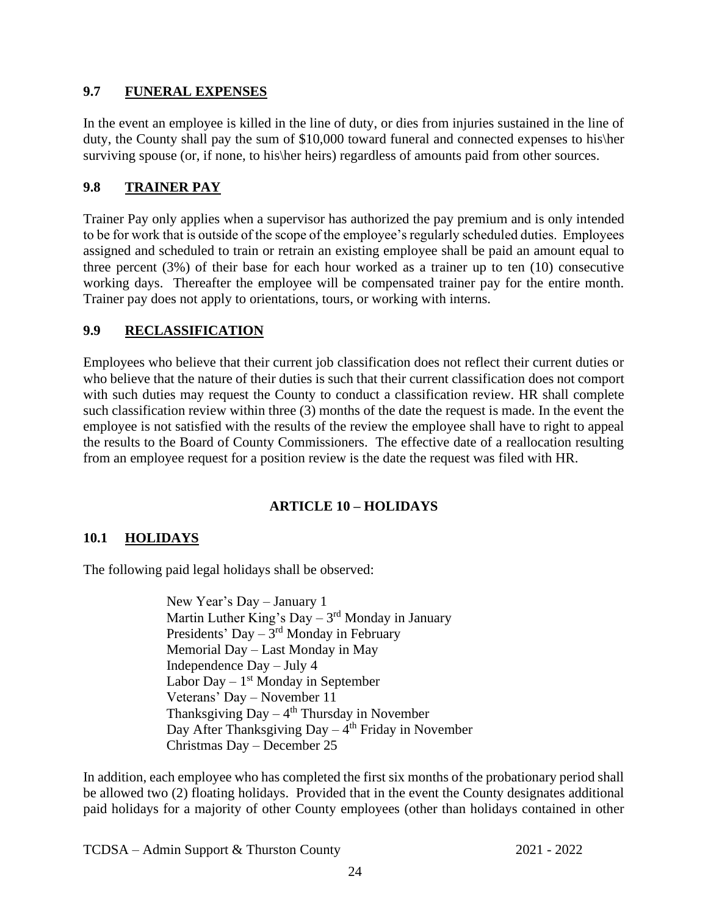## 9.7 FUNERAL EXPENSES

In the event an employee is killed in the line of duty, or dies from injuries sustained in the line of duty, the County shall pay the sum of $10,000 toward funeral and connected expenses to his\her surviving spouse (or, if none, to his\her heirs) regardless of amounts paid from other sources.

## 9.8 TRAINER PAY

Trainer Pay only applies when a supervisor has authorized the pay premium and is only intended to be for work that is outside of the scope of the employee's regularly scheduled duties. Employees assigned and scheduled to train or retrain an existing employee shall be paid an amount equal to three percent (3%) of their base for each hour worked as a trainer up to ten (10) consecutive working days. Thereafter the employee will be compensated trainer pay for the entire month. Trainer pay does not apply to orientations, tours, or working with interns.

## 9.9 RECLASSIFICATION

Employees who believe that their current job classification does not reflect their current duties or who believe that the nature of their duties is such that their current classification does not comport with such duties may request the County to conduct a classification review. HR shall complete such classification review within three (3) months of the date the request is made. In the event the employee is not satisfied with the results of the review the employee shall have to right to appeal the results to the Board of County Commissioners. The effective date of a reallocation resulting from an employee request for a position review is the date the request was filed with HR.

# ARTICLE 10 – HOLIDAYS

## 10.1 HOLIDAYS

The following paid legal holidays shall be observed:

New Year's Day – January 1
Martin Luther King's Day – 3rd Monday in January
Presidents' Day – 3rd Monday in February
Memorial Day – Last Monday in May
Independence Day – July 4
Labor Day – 1st Monday in September
Veterans' Day – November 11
Thanksgiving Day – 4th Thursday in November
Day After Thanksgiving Day – 4th Friday in November
Christmas Day – December 25

In addition, each employee who has completed the first six months of the probationary period shall be allowed two (2) floating holidays. Provided that in the event the County designates additional paid holidays for a majority of other County employees (other than holidays contained in other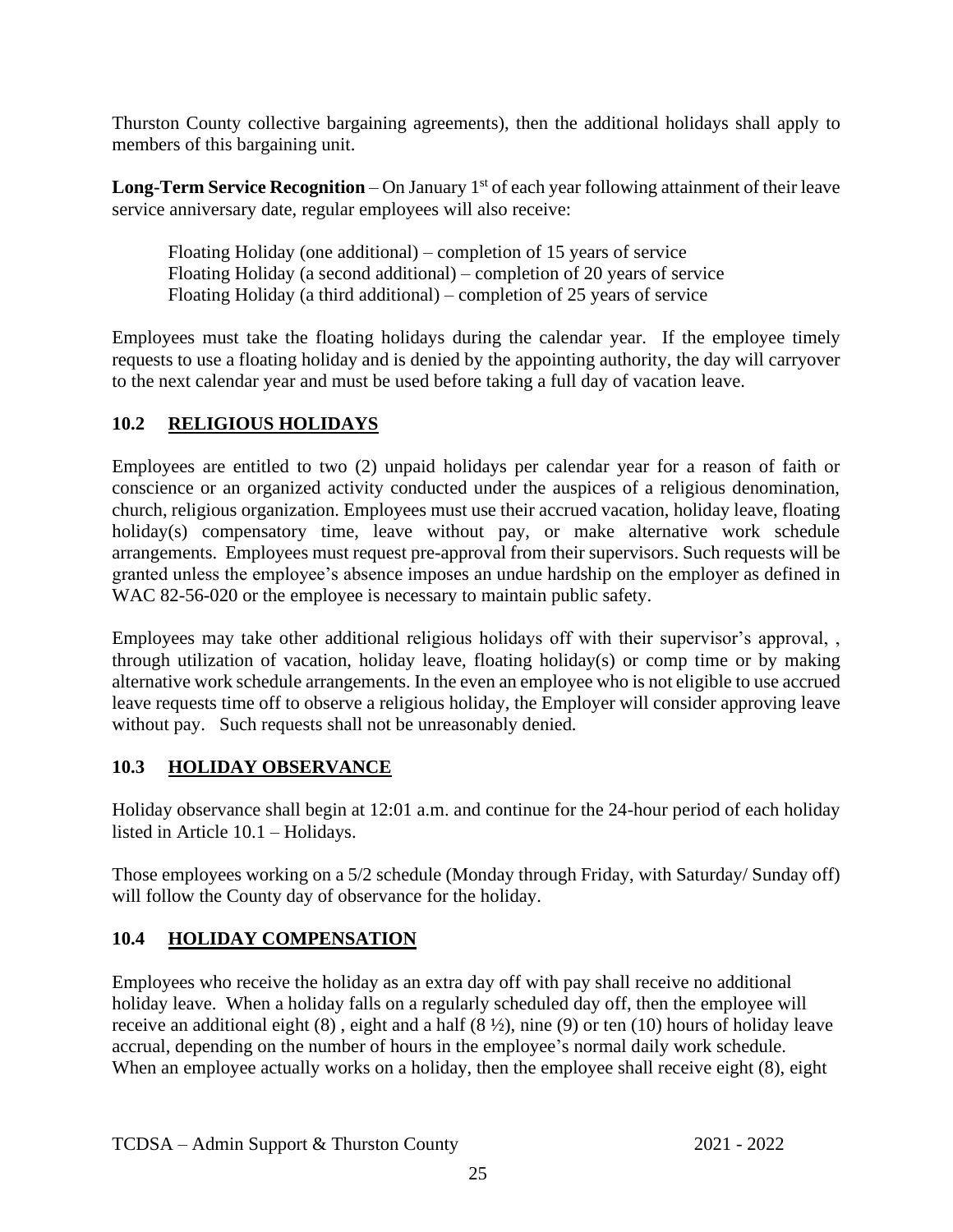Thurston County collective bargaining agreements), then the additional holidays shall apply to members of this bargaining unit.

**Long-Term Service Recognition** – On January 1st of each year following attainment of their leave service anniversary date, regular employees will also receive:

Floating Holiday (one additional) – completion of 15 years of service
Floating Holiday (a second additional) – completion of 20 years of service
Floating Holiday (a third additional) – completion of 25 years of service

Employees must take the floating holidays during the calendar year. If the employee timely requests to use a floating holiday and is denied by the appointing authority, the day will carryover to the next calendar year and must be used before taking a full day of vacation leave.

## 10.2 RELIGIOUS HOLIDAYS

Employees are entitled to two (2) unpaid holidays per calendar year for a reason of faith or conscience or an organized activity conducted under the auspices of a religious denomination, church, religious organization. Employees must use their accrued vacation, holiday leave, floating holiday(s) compensatory time, leave without pay, or make alternative work schedule arrangements. Employees must request pre-approval from their supervisors. Such requests will be granted unless the employee's absence imposes an undue hardship on the employer as defined in WAC 82-56-020 or the employee is necessary to maintain public safety.

Employees may take other additional religious holidays off with their supervisor's approval, , through utilization of vacation, holiday leave, floating holiday(s) or comp time or by making alternative work schedule arrangements. In the even an employee who is not eligible to use accrued leave requests time off to observe a religious holiday, the Employer will consider approving leave without pay. Such requests shall not be unreasonably denied.

## 10.3 HOLIDAY OBSERVANCE

Holiday observance shall begin at 12:01 a.m. and continue for the 24-hour period of each holiday listed in Article 10.1 – Holidays.

Those employees working on a 5/2 schedule (Monday through Friday, with Saturday/ Sunday off) will follow the County day of observance for the holiday.

## 10.4 HOLIDAY COMPENSATION

Employees who receive the holiday as an extra day off with pay shall receive no additional holiday leave. When a holiday falls on a regularly scheduled day off, then the employee will receive an additional eight (8) , eight and a half (8 ½), nine (9) or ten (10) hours of holiday leave accrual, depending on the number of hours in the employee's normal daily work schedule. When an employee actually works on a holiday, then the employee shall receive eight (8), eight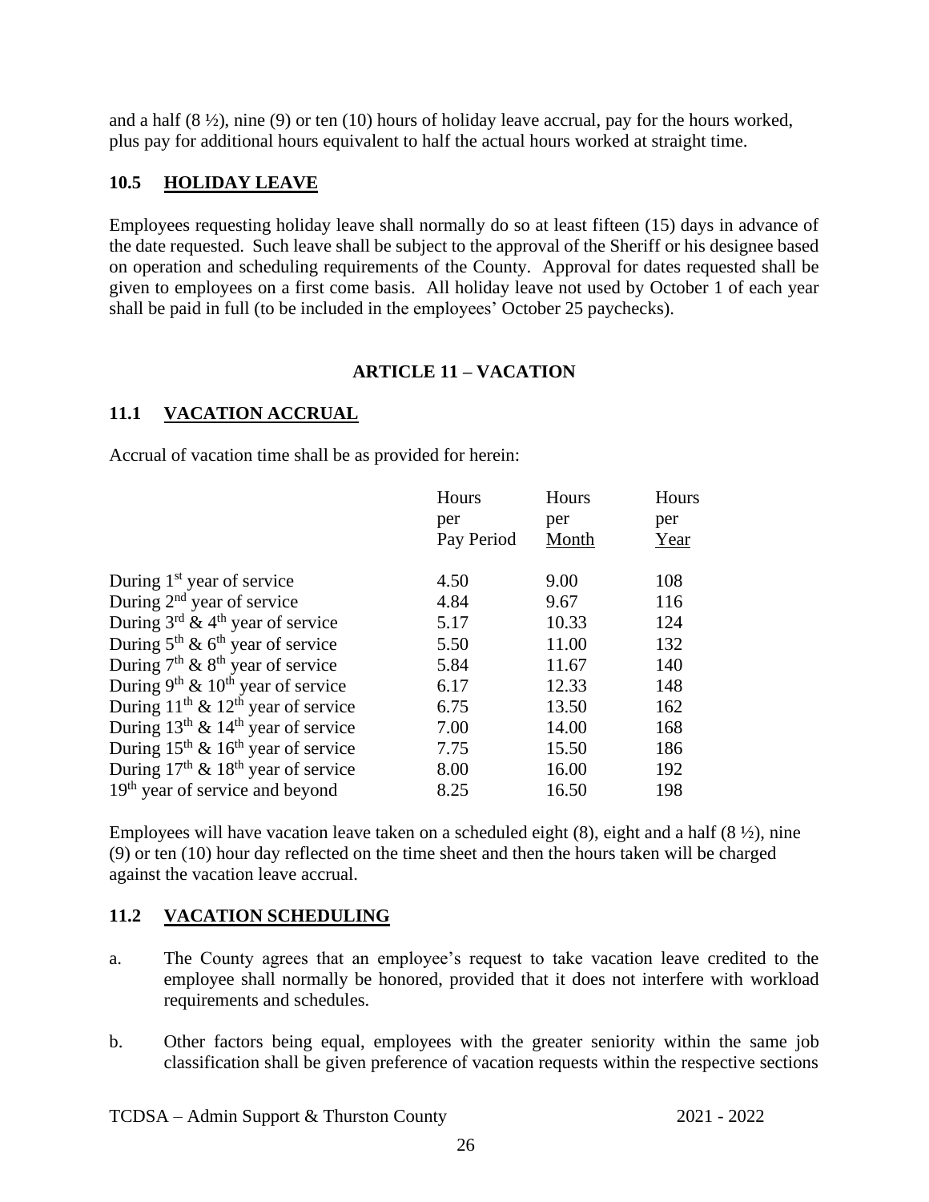and a half (8 ½), nine (9) or ten (10) hours of holiday leave accrual, pay for the hours worked, plus pay for additional hours equivalent to half the actual hours worked at straight time.

### 10.5 HOLIDAY LEAVE

Employees requesting holiday leave shall normally do so at least fifteen (15) days in advance of the date requested. Such leave shall be subject to the approval of the Sheriff or his designee based on operation and scheduling requirements of the County. Approval for dates requested shall be given to employees on a first come basis. All holiday leave not used by October 1 of each year shall be paid in full (to be included in the employees' October 25 paychecks).

## ARTICLE 11 – VACATION

### 11.1 VACATION ACCRUAL

Accrual of vacation time shall be as provided for herein:

| | Hours per Pay Period | Hours per Month | Hours per Year |
|---|---|---|---|
| During 1st year of service | 4.50 | 9.00 | 108 |
| During 2nd year of service | 4.84 | 9.67 | 116 |
| During 3rd & 4th year of service | 5.17 | 10.33 | 124 |
| During 5th & 6th year of service | 5.50 | 11.00 | 132 |
| During 7th & 8th year of service | 5.84 | 11.67 | 140 |
| During 9th & 10th year of service | 6.17 | 12.33 | 148 |
| During 11th & 12th year of service | 6.75 | 13.50 | 162 |
| During 13th & 14th year of service | 7.00 | 14.00 | 168 |
| During 15th & 16th year of service | 7.75 | 15.50 | 186 |
| During 17th & 18th year of service | 8.00 | 16.00 | 192 |
| 19th year of service and beyond | 8.25 | 16.50 | 198 |

Employees will have vacation leave taken on a scheduled eight (8), eight and a half (8 ½), nine (9) or ten (10) hour day reflected on the time sheet and then the hours taken will be charged against the vacation leave accrual.

### 11.2 VACATION SCHEDULING

a. The County agrees that an employee's request to take vacation leave credited to the employee shall normally be honored, provided that it does not interfere with workload requirements and schedules.

b. Other factors being equal, employees with the greater seniority within the same job classification shall be given preference of vacation requests within the respective sections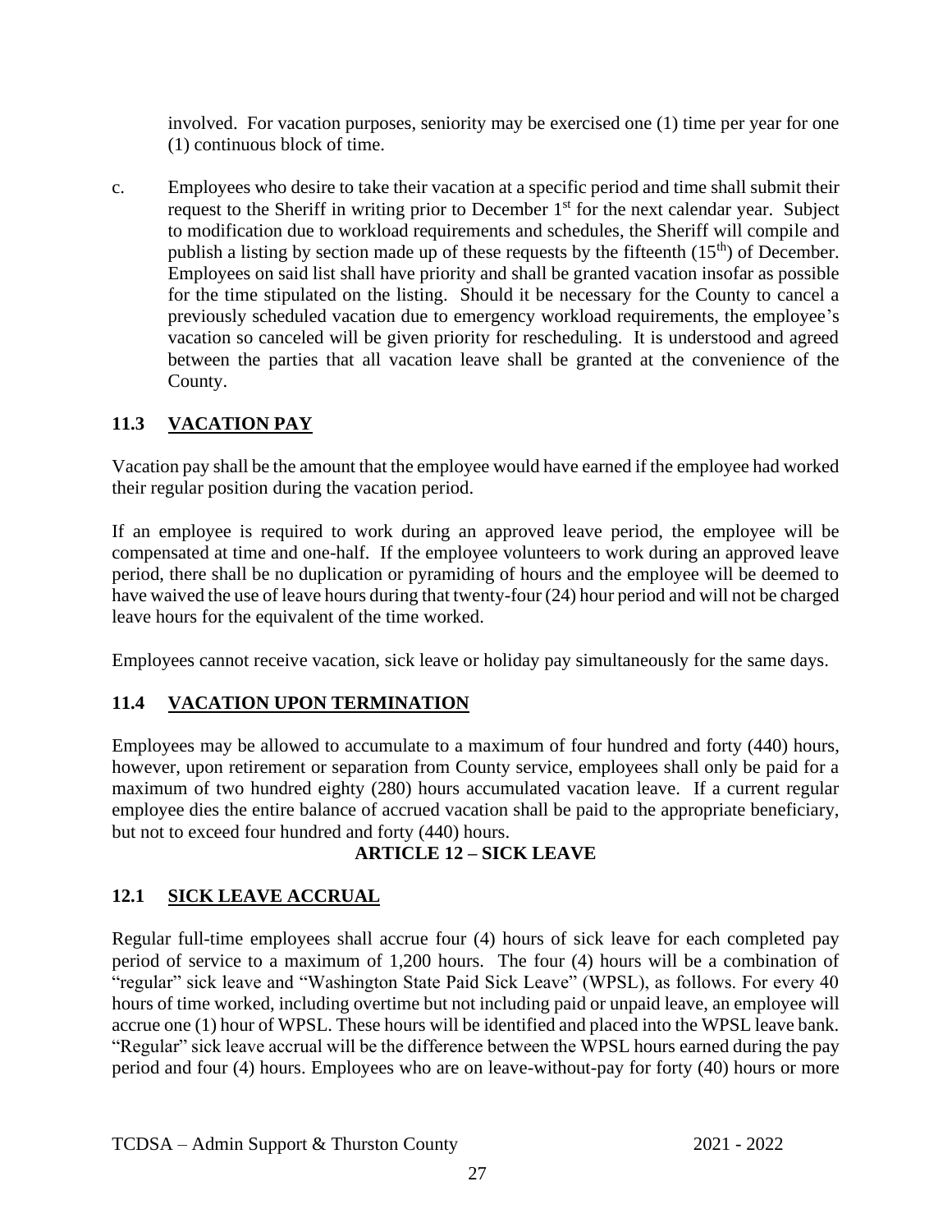involved. For vacation purposes, seniority may be exercised one (1) time per year for one (1) continuous block of time.

c. Employees who desire to take their vacation at a specific period and time shall submit their request to the Sheriff in writing prior to December 1st for the next calendar year. Subject to modification due to workload requirements and schedules, the Sheriff will compile and publish a listing by section made up of these requests by the fifteenth (15th) of December. Employees on said list shall have priority and shall be granted vacation insofar as possible for the time stipulated on the listing. Should it be necessary for the County to cancel a previously scheduled vacation due to emergency workload requirements, the employee's vacation so canceled will be given priority for rescheduling. It is understood and agreed between the parties that all vacation leave shall be granted at the convenience of the County.

### 11.3 VACATION PAY

Vacation pay shall be the amount that the employee would have earned if the employee had worked their regular position during the vacation period.

If an employee is required to work during an approved leave period, the employee will be compensated at time and one-half. If the employee volunteers to work during an approved leave period, there shall be no duplication or pyramiding of hours and the employee will be deemed to have waived the use of leave hours during that twenty-four (24) hour period and will not be charged leave hours for the equivalent of the time worked.

Employees cannot receive vacation, sick leave or holiday pay simultaneously for the same days.

### 11.4 VACATION UPON TERMINATION

Employees may be allowed to accumulate to a maximum of four hundred and forty (440) hours, however, upon retirement or separation from County service, employees shall only be paid for a maximum of two hundred eighty (280) hours accumulated vacation leave. If a current regular employee dies the entire balance of accrued vacation shall be paid to the appropriate beneficiary, but not to exceed four hundred and forty (440) hours.

## ARTICLE 12 – SICK LEAVE

### 12.1 SICK LEAVE ACCRUAL

Regular full-time employees shall accrue four (4) hours of sick leave for each completed pay period of service to a maximum of 1,200 hours. The four (4) hours will be a combination of "regular" sick leave and "Washington State Paid Sick Leave" (WPSL), as follows. For every 40 hours of time worked, including overtime but not including paid or unpaid leave, an employee will accrue one (1) hour of WPSL. These hours will be identified and placed into the WPSL leave bank. "Regular" sick leave accrual will be the difference between the WPSL hours earned during the pay period and four (4) hours. Employees who are on leave-without-pay for forty (40) hours or more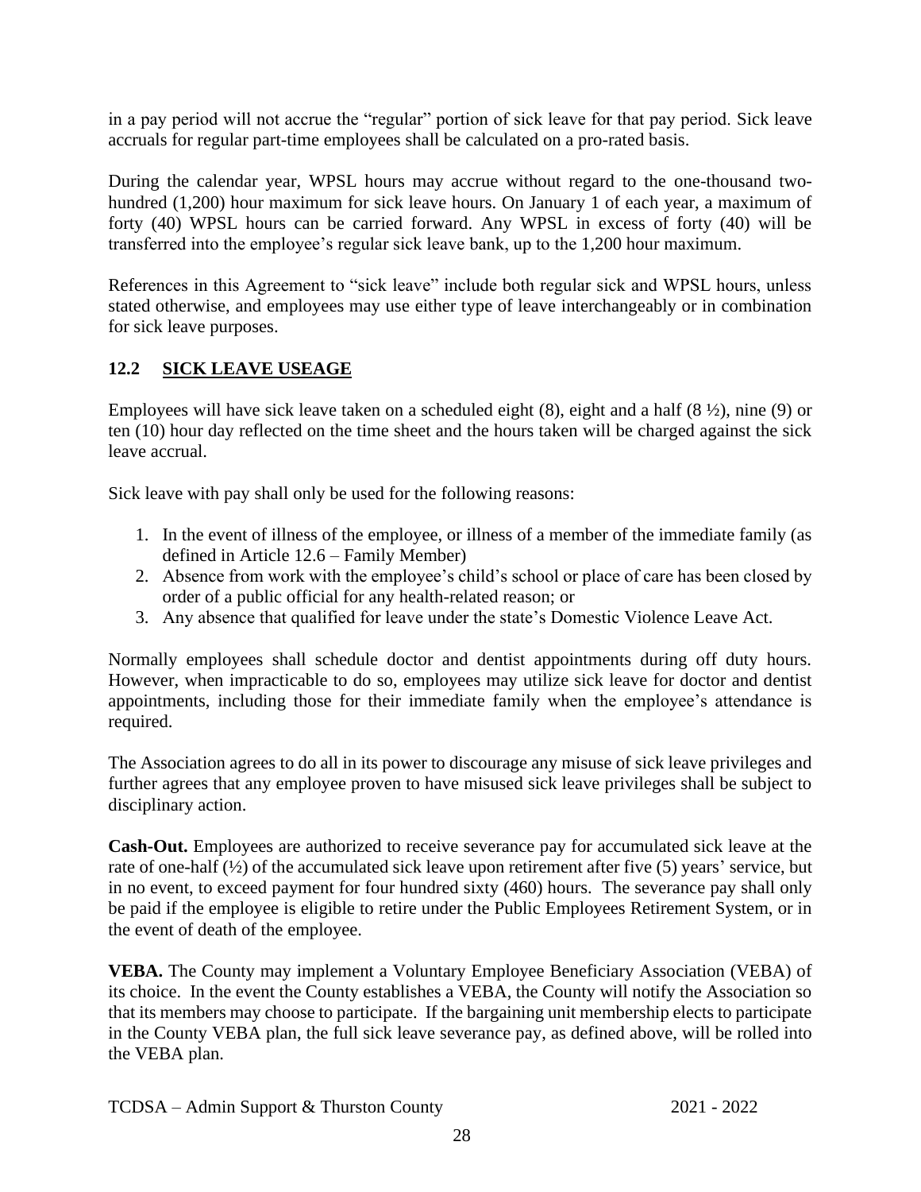in a pay period will not accrue the "regular" portion of sick leave for that pay period. Sick leave accruals for regular part-time employees shall be calculated on a pro-rated basis.

During the calendar year, WPSL hours may accrue without regard to the one-thousand two-hundred (1,200) hour maximum for sick leave hours. On January 1 of each year, a maximum of forty (40) WPSL hours can be carried forward. Any WPSL in excess of forty (40) will be transferred into the employee's regular sick leave bank, up to the 1,200 hour maximum.

References in this Agreement to "sick leave" include both regular sick and WPSL hours, unless stated otherwise, and employees may use either type of leave interchangeably or in combination for sick leave purposes.

## 12.2 SICK LEAVE USEAGE

Employees will have sick leave taken on a scheduled eight (8), eight and a half (8 ½), nine (9) or ten (10) hour day reflected on the time sheet and the hours taken will be charged against the sick leave accrual.

Sick leave with pay shall only be used for the following reasons:

1. In the event of illness of the employee, or illness of a member of the immediate family (as defined in Article 12.6 – Family Member)
2. Absence from work with the employee's child's school or place of care has been closed by order of a public official for any health-related reason; or
3. Any absence that qualified for leave under the state's Domestic Violence Leave Act.

Normally employees shall schedule doctor and dentist appointments during off duty hours. However, when impracticable to do so, employees may utilize sick leave for doctor and dentist appointments, including those for their immediate family when the employee's attendance is required.

The Association agrees to do all in its power to discourage any misuse of sick leave privileges and further agrees that any employee proven to have misused sick leave privileges shall be subject to disciplinary action.

**Cash-Out.** Employees are authorized to receive severance pay for accumulated sick leave at the rate of one-half (½) of the accumulated sick leave upon retirement after five (5) years' service, but in no event, to exceed payment for four hundred sixty (460) hours. The severance pay shall only be paid if the employee is eligible to retire under the Public Employees Retirement System, or in the event of death of the employee.

**VEBA.** The County may implement a Voluntary Employee Beneficiary Association (VEBA) of its choice. In the event the County establishes a VEBA, the County will notify the Association so that its members may choose to participate. If the bargaining unit membership elects to participate in the County VEBA plan, the full sick leave severance pay, as defined above, will be rolled into the VEBA plan.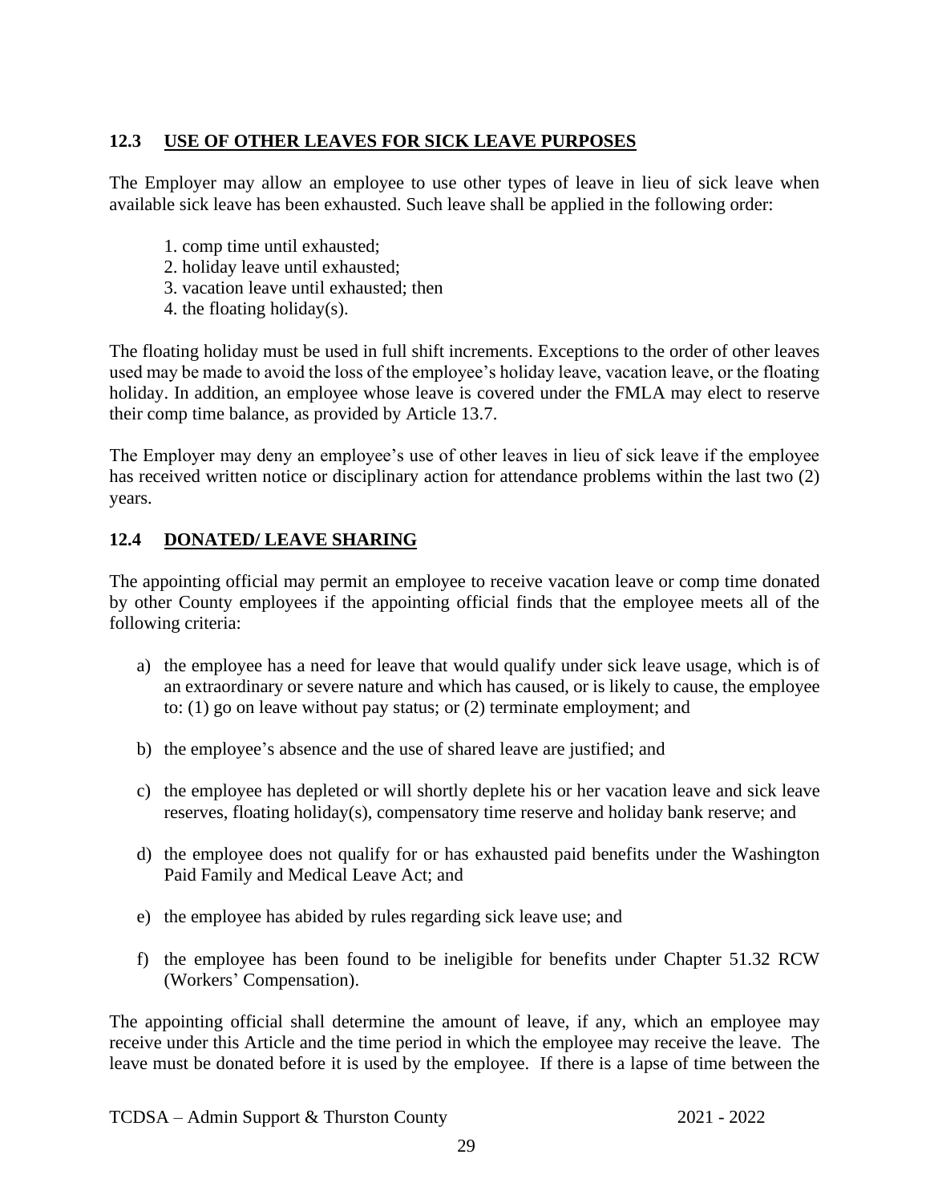### 12.3 USE OF OTHER LEAVES FOR SICK LEAVE PURPOSES

The Employer may allow an employee to use other types of leave in lieu of sick leave when available sick leave has been exhausted. Such leave shall be applied in the following order:

1. comp time until exhausted;
2. holiday leave until exhausted;
3. vacation leave until exhausted; then
4. the floating holiday(s).

The floating holiday must be used in full shift increments. Exceptions to the order of other leaves used may be made to avoid the loss of the employee's holiday leave, vacation leave, or the floating holiday. In addition, an employee whose leave is covered under the FMLA may elect to reserve their comp time balance, as provided by Article 13.7.

The Employer may deny an employee's use of other leaves in lieu of sick leave if the employee has received written notice or disciplinary action for attendance problems within the last two (2) years.

### 12.4 DONATED/ LEAVE SHARING

The appointing official may permit an employee to receive vacation leave or comp time donated by other County employees if the appointing official finds that the employee meets all of the following criteria:

a) the employee has a need for leave that would qualify under sick leave usage, which is of an extraordinary or severe nature and which has caused, or is likely to cause, the employee to: (1) go on leave without pay status; or (2) terminate employment; and

b) the employee's absence and the use of shared leave are justified; and

c) the employee has depleted or will shortly deplete his or her vacation leave and sick leave reserves, floating holiday(s), compensatory time reserve and holiday bank reserve; and

d) the employee does not qualify for or has exhausted paid benefits under the Washington Paid Family and Medical Leave Act; and

e) the employee has abided by rules regarding sick leave use; and

f) the employee has been found to be ineligible for benefits under Chapter 51.32 RCW (Workers' Compensation).

The appointing official shall determine the amount of leave, if any, which an employee may receive under this Article and the time period in which the employee may receive the leave. The leave must be donated before it is used by the employee. If there is a lapse of time between the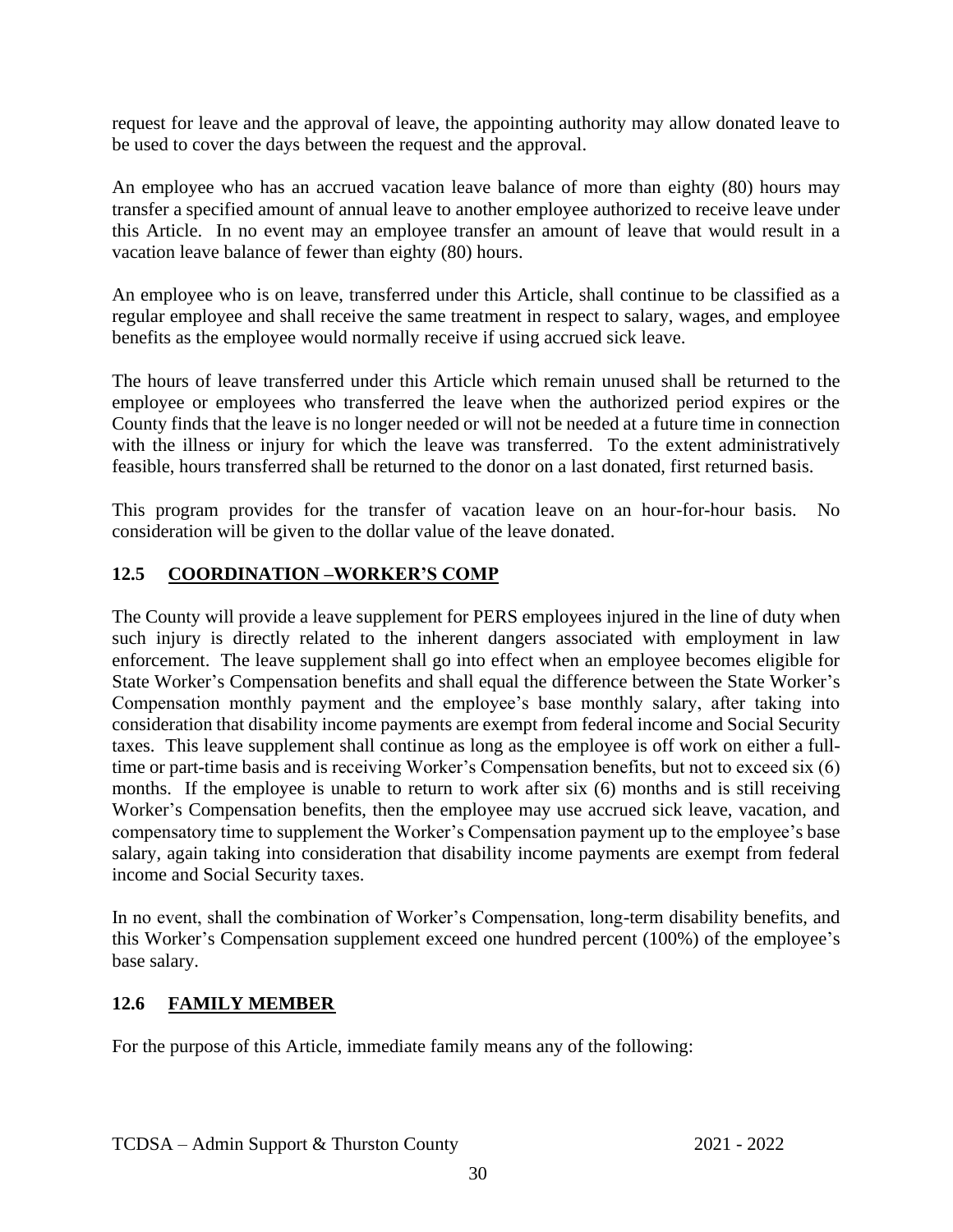request for leave and the approval of leave, the appointing authority may allow donated leave to be used to cover the days between the request and the approval.

An employee who has an accrued vacation leave balance of more than eighty (80) hours may transfer a specified amount of annual leave to another employee authorized to receive leave under this Article. In no event may an employee transfer an amount of leave that would result in a vacation leave balance of fewer than eighty (80) hours.

An employee who is on leave, transferred under this Article, shall continue to be classified as a regular employee and shall receive the same treatment in respect to salary, wages, and employee benefits as the employee would normally receive if using accrued sick leave.

The hours of leave transferred under this Article which remain unused shall be returned to the employee or employees who transferred the leave when the authorized period expires or the County finds that the leave is no longer needed or will not be needed at a future time in connection with the illness or injury for which the leave was transferred. To the extent administratively feasible, hours transferred shall be returned to the donor on a last donated, first returned basis.

This program provides for the transfer of vacation leave on an hour-for-hour basis. No consideration will be given to the dollar value of the leave donated.

## 12.5 COORDINATION –WORKER'S COMP

The County will provide a leave supplement for PERS employees injured in the line of duty when such injury is directly related to the inherent dangers associated with employment in law enforcement. The leave supplement shall go into effect when an employee becomes eligible for State Worker's Compensation benefits and shall equal the difference between the State Worker's Compensation monthly payment and the employee's base monthly salary, after taking into consideration that disability income payments are exempt from federal income and Social Security taxes. This leave supplement shall continue as long as the employee is off work on either a full-time or part-time basis and is receiving Worker's Compensation benefits, but not to exceed six (6) months. If the employee is unable to return to work after six (6) months and is still receiving Worker's Compensation benefits, then the employee may use accrued sick leave, vacation, and compensatory time to supplement the Worker's Compensation payment up to the employee's base salary, again taking into consideration that disability income payments are exempt from federal income and Social Security taxes.

In no event, shall the combination of Worker's Compensation, long-term disability benefits, and this Worker's Compensation supplement exceed one hundred percent (100%) of the employee's base salary.

## 12.6 FAMILY MEMBER

For the purpose of this Article, immediate family means any of the following: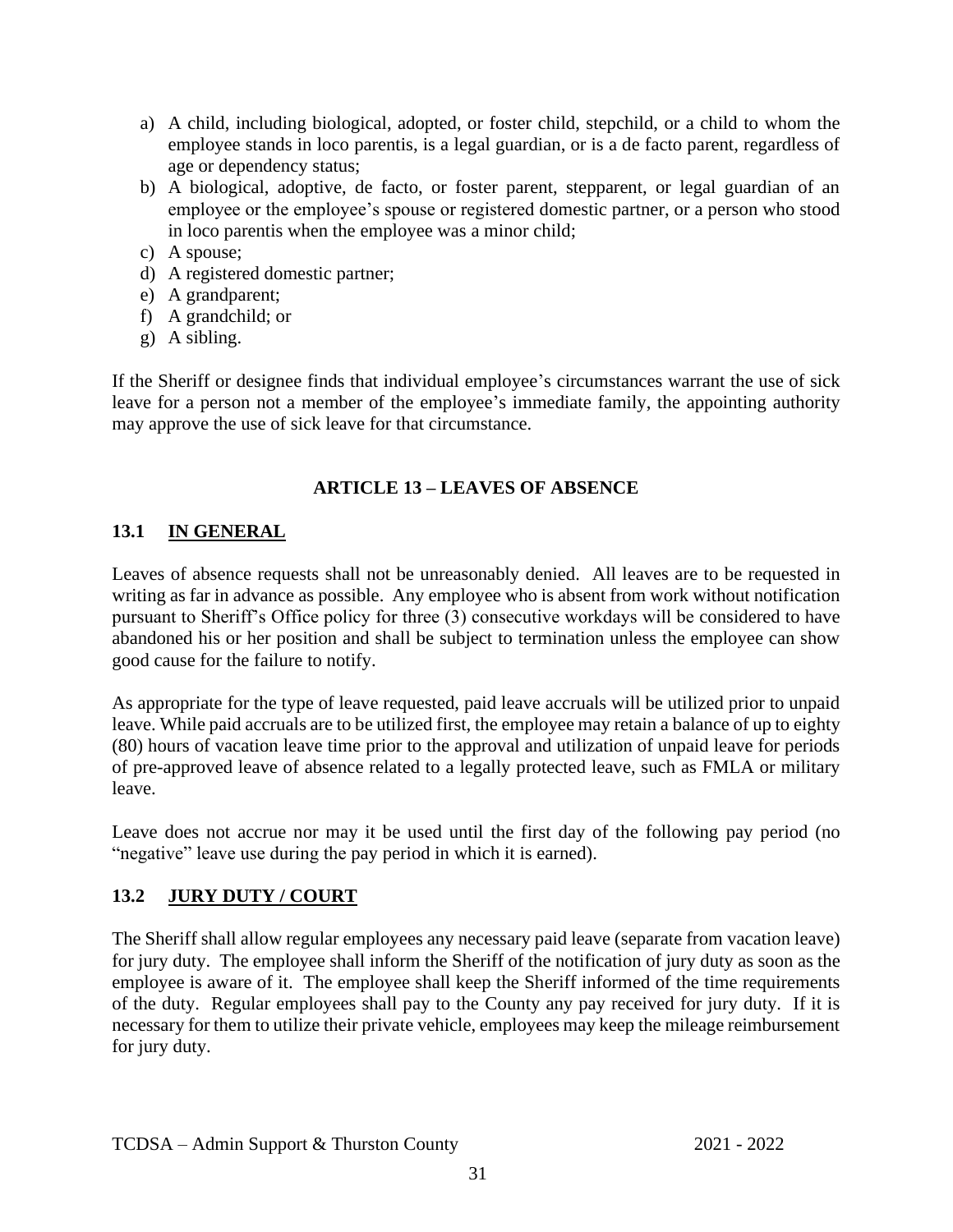a) A child, including biological, adopted, or foster child, stepchild, or a child to whom the employee stands in loco parentis, is a legal guardian, or is a de facto parent, regardless of age or dependency status;
b) A biological, adoptive, de facto, or foster parent, stepparent, or legal guardian of an employee or the employee's spouse or registered domestic partner, or a person who stood in loco parentis when the employee was a minor child;
c) A spouse;
d) A registered domestic partner;
e) A grandparent;
f) A grandchild; or
g) A sibling.

If the Sheriff or designee finds that individual employee's circumstances warrant the use of sick leave for a person not a member of the employee's immediate family, the appointing authority may approve the use of sick leave for that circumstance.

## ARTICLE 13 – LEAVES OF ABSENCE

### 13.1 IN GENERAL

Leaves of absence requests shall not be unreasonably denied. All leaves are to be requested in writing as far in advance as possible. Any employee who is absent from work without notification pursuant to Sheriff's Office policy for three (3) consecutive workdays will be considered to have abandoned his or her position and shall be subject to termination unless the employee can show good cause for the failure to notify.

As appropriate for the type of leave requested, paid leave accruals will be utilized prior to unpaid leave. While paid accruals are to be utilized first, the employee may retain a balance of up to eighty (80) hours of vacation leave time prior to the approval and utilization of unpaid leave for periods of pre-approved leave of absence related to a legally protected leave, such as FMLA or military leave.

Leave does not accrue nor may it be used until the first day of the following pay period (no "negative" leave use during the pay period in which it is earned).

### 13.2 JURY DUTY / COURT

The Sheriff shall allow regular employees any necessary paid leave (separate from vacation leave) for jury duty. The employee shall inform the Sheriff of the notification of jury duty as soon as the employee is aware of it. The employee shall keep the Sheriff informed of the time requirements of the duty. Regular employees shall pay to the County any pay received for jury duty. If it is necessary for them to utilize their private vehicle, employees may keep the mileage reimbursement for jury duty.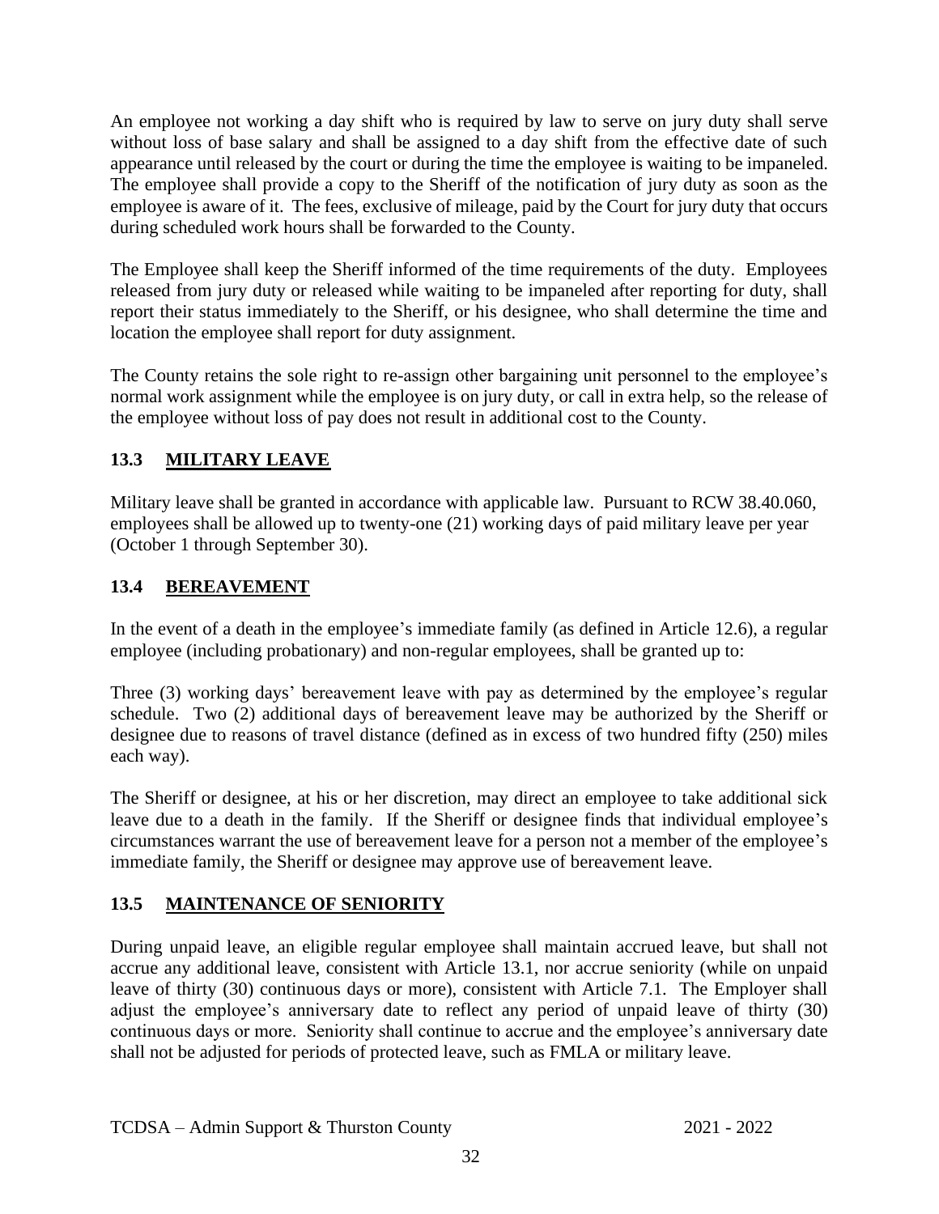An employee not working a day shift who is required by law to serve on jury duty shall serve without loss of base salary and shall be assigned to a day shift from the effective date of such appearance until released by the court or during the time the employee is waiting to be impaneled. The employee shall provide a copy to the Sheriff of the notification of jury duty as soon as the employee is aware of it. The fees, exclusive of mileage, paid by the Court for jury duty that occurs during scheduled work hours shall be forwarded to the County.

The Employee shall keep the Sheriff informed of the time requirements of the duty. Employees released from jury duty or released while waiting to be impaneled after reporting for duty, shall report their status immediately to the Sheriff, or his designee, who shall determine the time and location the employee shall report for duty assignment.

The County retains the sole right to re-assign other bargaining unit personnel to the employee's normal work assignment while the employee is on jury duty, or call in extra help, so the release of the employee without loss of pay does not result in additional cost to the County.

## 13.3 MILITARY LEAVE

Military leave shall be granted in accordance with applicable law. Pursuant to RCW 38.40.060, employees shall be allowed up to twenty-one (21) working days of paid military leave per year (October 1 through September 30).

## 13.4 BEREAVEMENT

In the event of a death in the employee's immediate family (as defined in Article 12.6), a regular employee (including probationary) and non-regular employees, shall be granted up to:

Three (3) working days' bereavement leave with pay as determined by the employee's regular schedule. Two (2) additional days of bereavement leave may be authorized by the Sheriff or designee due to reasons of travel distance (defined as in excess of two hundred fifty (250) miles each way).

The Sheriff or designee, at his or her discretion, may direct an employee to take additional sick leave due to a death in the family. If the Sheriff or designee finds that individual employee's circumstances warrant the use of bereavement leave for a person not a member of the employee's immediate family, the Sheriff or designee may approve use of bereavement leave.

## 13.5 MAINTENANCE OF SENIORITY

During unpaid leave, an eligible regular employee shall maintain accrued leave, but shall not accrue any additional leave, consistent with Article 13.1, nor accrue seniority (while on unpaid leave of thirty (30) continuous days or more), consistent with Article 7.1. The Employer shall adjust the employee's anniversary date to reflect any period of unpaid leave of thirty (30) continuous days or more. Seniority shall continue to accrue and the employee's anniversary date shall not be adjusted for periods of protected leave, such as FMLA or military leave.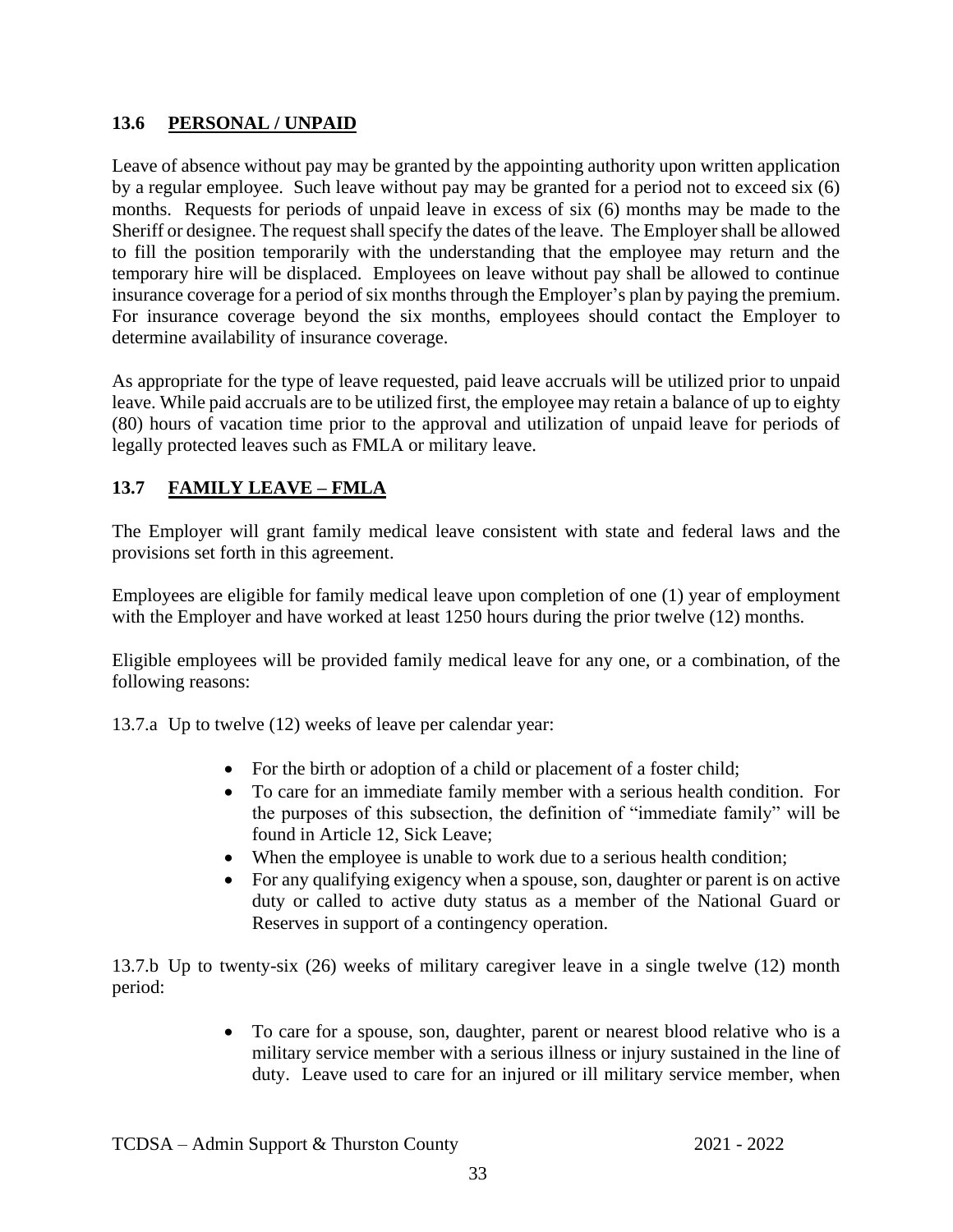### 13.6 PERSONAL / UNPAID

Leave of absence without pay may be granted by the appointing authority upon written application by a regular employee. Such leave without pay may be granted for a period not to exceed six (6) months. Requests for periods of unpaid leave in excess of six (6) months may be made to the Sheriff or designee. The request shall specify the dates of the leave. The Employer shall be allowed to fill the position temporarily with the understanding that the employee may return and the temporary hire will be displaced. Employees on leave without pay shall be allowed to continue insurance coverage for a period of six months through the Employer's plan by paying the premium. For insurance coverage beyond the six months, employees should contact the Employer to determine availability of insurance coverage.

As appropriate for the type of leave requested, paid leave accruals will be utilized prior to unpaid leave. While paid accruals are to be utilized first, the employee may retain a balance of up to eighty (80) hours of vacation time prior to the approval and utilization of unpaid leave for periods of legally protected leaves such as FMLA or military leave.

### 13.7 FAMILY LEAVE – FMLA

The Employer will grant family medical leave consistent with state and federal laws and the provisions set forth in this agreement.

Employees are eligible for family medical leave upon completion of one (1) year of employment with the Employer and have worked at least 1250 hours during the prior twelve (12) months.

Eligible employees will be provided family medical leave for any one, or a combination, of the following reasons:

13.7.a Up to twelve (12) weeks of leave per calendar year:

- For the birth or adoption of a child or placement of a foster child;
- To care for an immediate family member with a serious health condition. For the purposes of this subsection, the definition of "immediate family" will be found in Article 12, Sick Leave;
- When the employee is unable to work due to a serious health condition;
- For any qualifying exigency when a spouse, son, daughter or parent is on active duty or called to active duty status as a member of the National Guard or Reserves in support of a contingency operation.

13.7.b Up to twenty-six (26) weeks of military caregiver leave in a single twelve (12) month period:

- To care for a spouse, son, daughter, parent or nearest blood relative who is a military service member with a serious illness or injury sustained in the line of duty. Leave used to care for an injured or ill military service member, when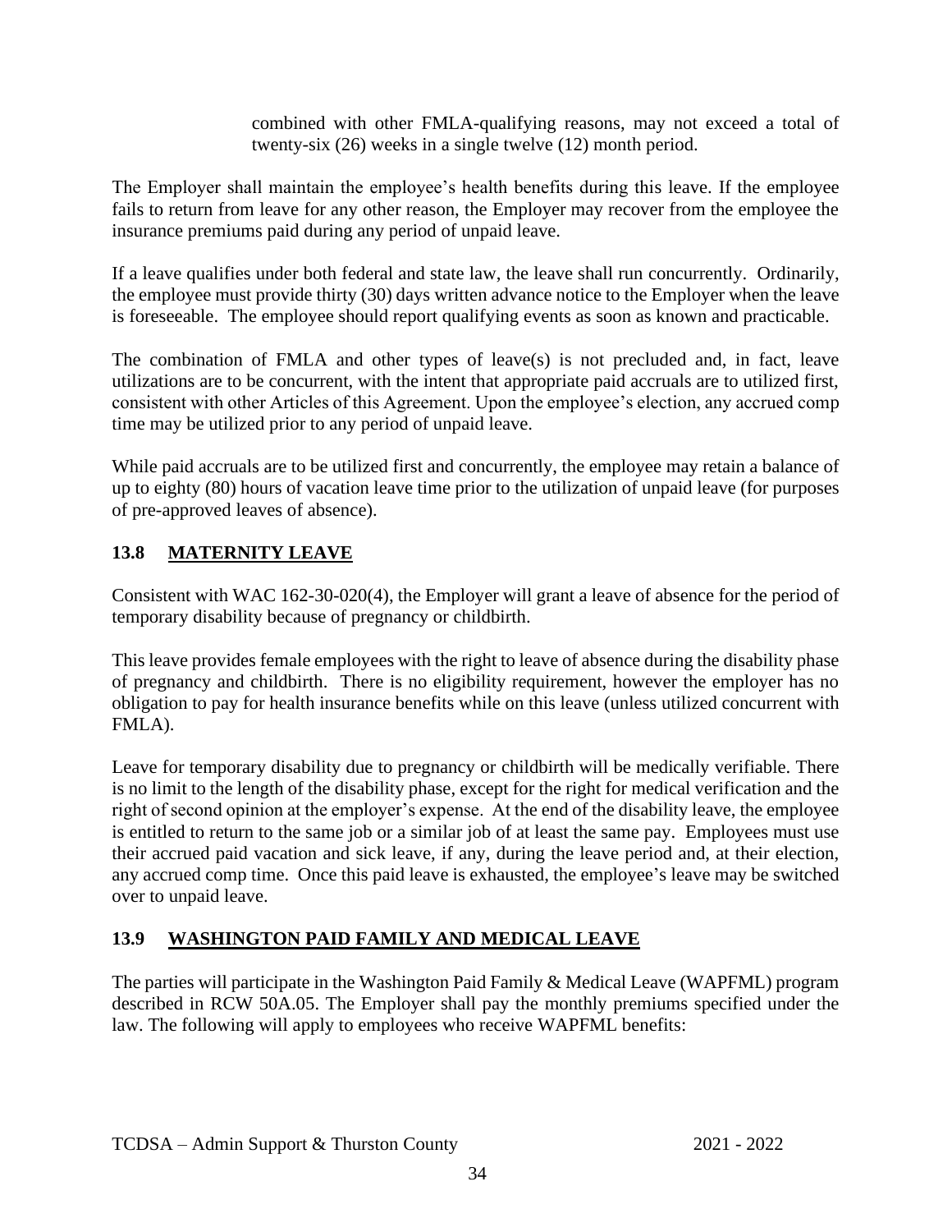combined with other FMLA-qualifying reasons, may not exceed a total of twenty-six (26) weeks in a single twelve (12) month period.

The Employer shall maintain the employee's health benefits during this leave. If the employee fails to return from leave for any other reason, the Employer may recover from the employee the insurance premiums paid during any period of unpaid leave.

If a leave qualifies under both federal and state law, the leave shall run concurrently. Ordinarily, the employee must provide thirty (30) days written advance notice to the Employer when the leave is foreseeable. The employee should report qualifying events as soon as known and practicable.

The combination of FMLA and other types of leave(s) is not precluded and, in fact, leave utilizations are to be concurrent, with the intent that appropriate paid accruals are to utilized first, consistent with other Articles of this Agreement. Upon the employee's election, any accrued comp time may be utilized prior to any period of unpaid leave.

While paid accruals are to be utilized first and concurrently, the employee may retain a balance of up to eighty (80) hours of vacation leave time prior to the utilization of unpaid leave (for purposes of pre-approved leaves of absence).

### 13.8 MATERNITY LEAVE

Consistent with WAC 162-30-020(4), the Employer will grant a leave of absence for the period of temporary disability because of pregnancy or childbirth.

This leave provides female employees with the right to leave of absence during the disability phase of pregnancy and childbirth. There is no eligibility requirement, however the employer has no obligation to pay for health insurance benefits while on this leave (unless utilized concurrent with FMLA).

Leave for temporary disability due to pregnancy or childbirth will be medically verifiable. There is no limit to the length of the disability phase, except for the right for medical verification and the right of second opinion at the employer's expense. At the end of the disability leave, the employee is entitled to return to the same job or a similar job of at least the same pay. Employees must use their accrued paid vacation and sick leave, if any, during the leave period and, at their election, any accrued comp time. Once this paid leave is exhausted, the employee's leave may be switched over to unpaid leave.

### 13.9 WASHINGTON PAID FAMILY AND MEDICAL LEAVE

The parties will participate in the Washington Paid Family & Medical Leave (WAPFML) program described in RCW 50A.05. The Employer shall pay the monthly premiums specified under the law. The following will apply to employees who receive WAPFML benefits: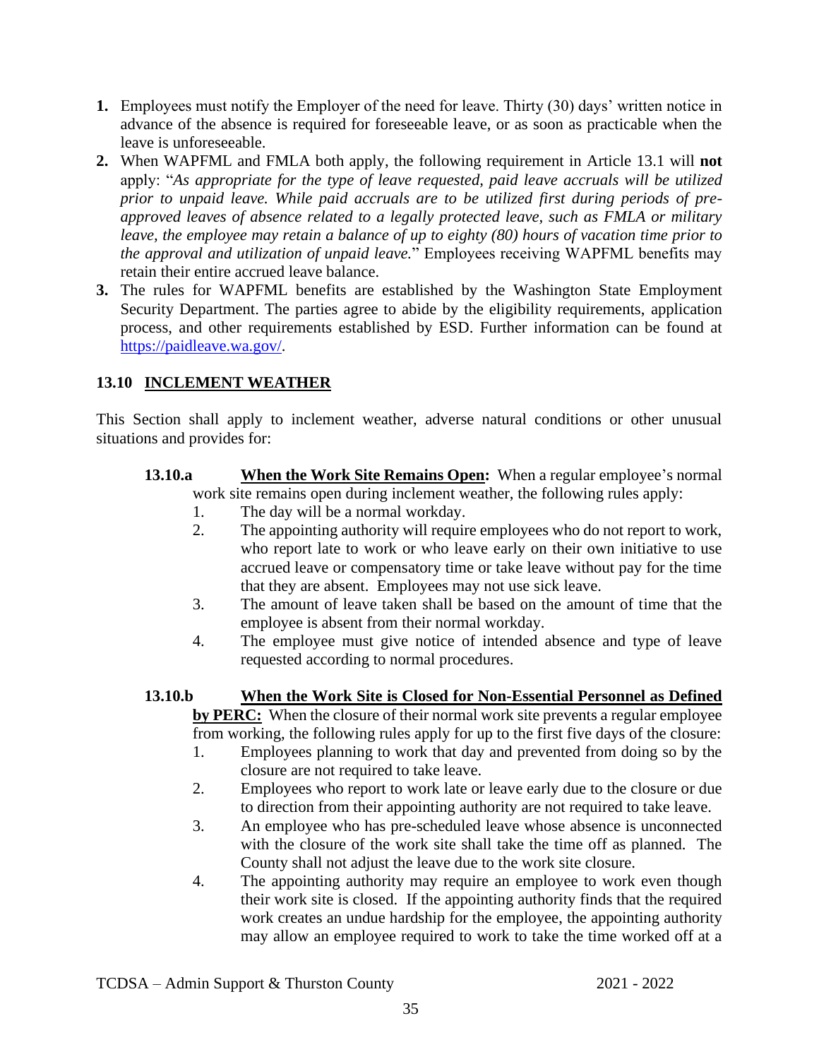1. Employees must notify the Employer of the need for leave. Thirty (30) days' written notice in advance of the absence is required for foreseeable leave, or as soon as practicable when the leave is unforeseeable.
2. When WAPFML and FMLA both apply, the following requirement in Article 13.1 will **not** apply: "*As appropriate for the type of leave requested, paid leave accruals will be utilized prior to unpaid leave. While paid accruals are to be utilized first during periods of pre-approved leaves of absence related to a legally protected leave, such as FMLA or military leave, the employee may retain a balance of up to eighty (80) hours of vacation time prior to the approval and utilization of unpaid leave.*" Employees receiving WAPFML benefits may retain their entire accrued leave balance.
3. The rules for WAPFML benefits are established by the Washington State Employment Security Department. The parties agree to abide by the eligibility requirements, application process, and other requirements established by ESD. Further information can be found at https://paidleave.wa.gov/.

## 13.10 INCLEMENT WEATHER

This Section shall apply to inclement weather, adverse natural conditions or other unusual situations and provides for:

**13.10.a** **When the Work Site Remains Open:** When a regular employee's normal work site remains open during inclement weather, the following rules apply:

1. The day will be a normal workday.
2. The appointing authority will require employees who do not report to work, who report late to work or who leave early on their own initiative to use accrued leave or compensatory time or take leave without pay for the time that they are absent. Employees may not use sick leave.
3. The amount of leave taken shall be based on the amount of time that the employee is absent from their normal workday.
4. The employee must give notice of intended absence and type of leave requested according to normal procedures.

**13.10.b** **When the Work Site is Closed for Non-Essential Personnel as Defined by PERC:** When the closure of their normal work site prevents a regular employee from working, the following rules apply for up to the first five days of the closure:

1. Employees planning to work that day and prevented from doing so by the closure are not required to take leave.
2. Employees who report to work late or leave early due to the closure or due to direction from their appointing authority are not required to take leave.
3. An employee who has pre-scheduled leave whose absence is unconnected with the closure of the work site shall take the time off as planned. The County shall not adjust the leave due to the work site closure.
4. The appointing authority may require an employee to work even though their work site is closed. If the appointing authority finds that the required work creates an undue hardship for the employee, the appointing authority may allow an employee required to work to take the time worked off at a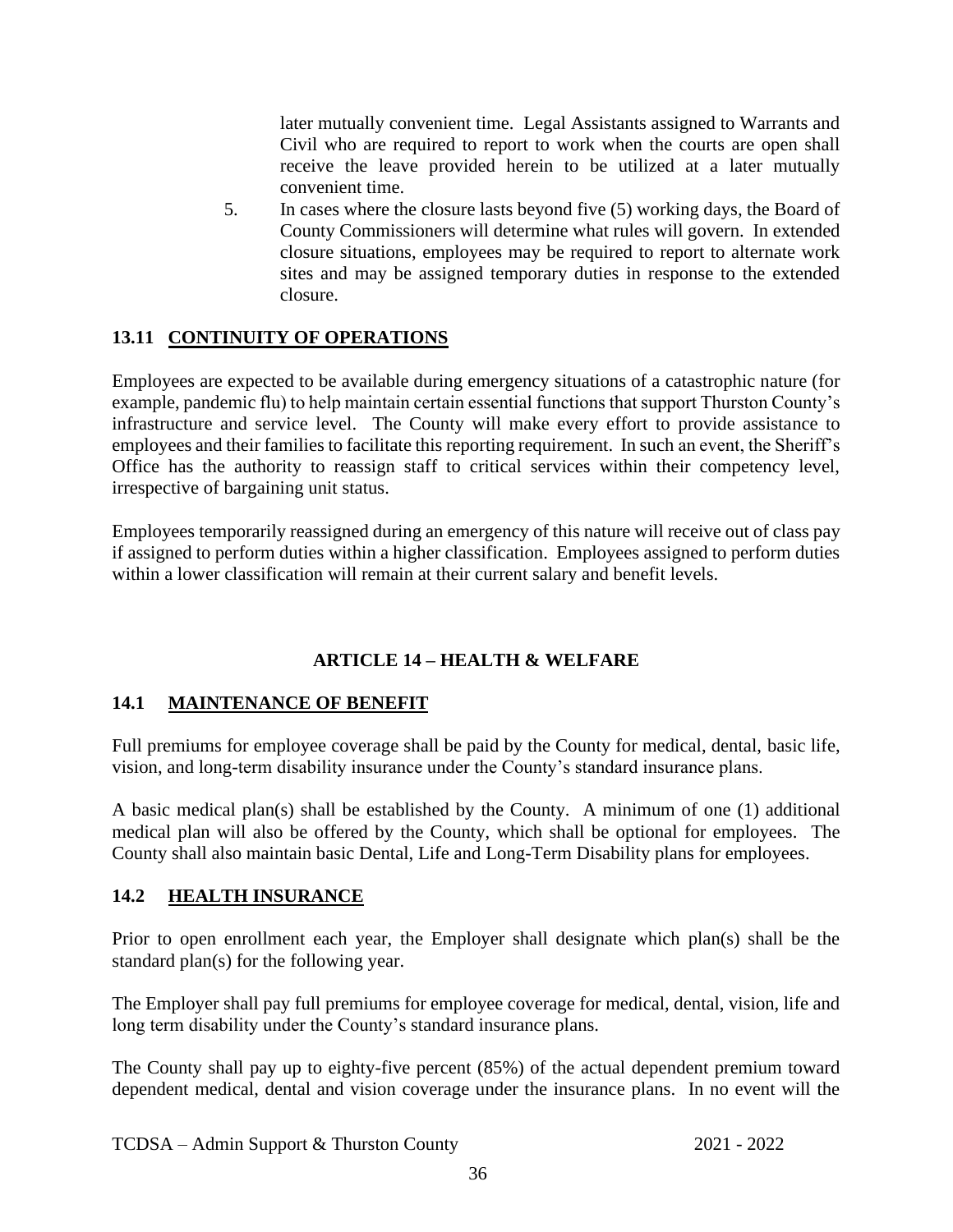later mutually convenient time. Legal Assistants assigned to Warrants and Civil who are required to report to work when the courts are open shall receive the leave provided herein to be utilized at a later mutually convenient time.

5. In cases where the closure lasts beyond five (5) working days, the Board of County Commissioners will determine what rules will govern. In extended closure situations, employees may be required to report to alternate work sites and may be assigned temporary duties in response to the extended closure.

### 13.11 CONTINUITY OF OPERATIONS

Employees are expected to be available during emergency situations of a catastrophic nature (for example, pandemic flu) to help maintain certain essential functions that support Thurston County's infrastructure and service level. The County will make every effort to provide assistance to employees and their families to facilitate this reporting requirement. In such an event, the Sheriff's Office has the authority to reassign staff to critical services within their competency level, irrespective of bargaining unit status.

Employees temporarily reassigned during an emergency of this nature will receive out of class pay if assigned to perform duties within a higher classification. Employees assigned to perform duties within a lower classification will remain at their current salary and benefit levels.

## ARTICLE 14 – HEALTH & WELFARE

### 14.1 MAINTENANCE OF BENEFIT

Full premiums for employee coverage shall be paid by the County for medical, dental, basic life, vision, and long-term disability insurance under the County's standard insurance plans.

A basic medical plan(s) shall be established by the County. A minimum of one (1) additional medical plan will also be offered by the County, which shall be optional for employees. The County shall also maintain basic Dental, Life and Long-Term Disability plans for employees.

### 14.2 HEALTH INSURANCE

Prior to open enrollment each year, the Employer shall designate which plan(s) shall be the standard plan(s) for the following year.

The Employer shall pay full premiums for employee coverage for medical, dental, vision, life and long term disability under the County's standard insurance plans.

The County shall pay up to eighty-five percent (85%) of the actual dependent premium toward dependent medical, dental and vision coverage under the insurance plans. In no event will the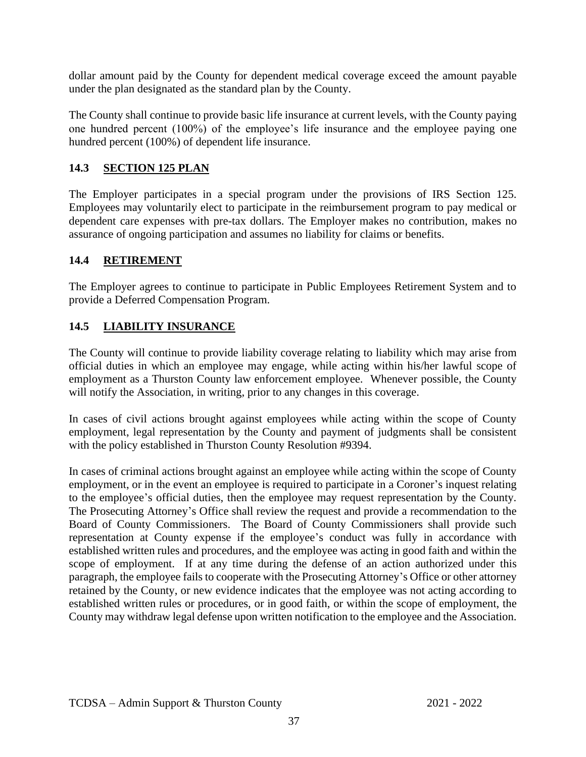dollar amount paid by the County for dependent medical coverage exceed the amount payable under the plan designated as the standard plan by the County.

The County shall continue to provide basic life insurance at current levels, with the County paying one hundred percent (100%) of the employee's life insurance and the employee paying one hundred percent (100%) of dependent life insurance.

## 14.3 SECTION 125 PLAN

The Employer participates in a special program under the provisions of IRS Section 125. Employees may voluntarily elect to participate in the reimbursement program to pay medical or dependent care expenses with pre-tax dollars. The Employer makes no contribution, makes no assurance of ongoing participation and assumes no liability for claims or benefits.

## 14.4 RETIREMENT

The Employer agrees to continue to participate in Public Employees Retirement System and to provide a Deferred Compensation Program.

## 14.5 LIABILITY INSURANCE

The County will continue to provide liability coverage relating to liability which may arise from official duties in which an employee may engage, while acting within his/her lawful scope of employment as a Thurston County law enforcement employee. Whenever possible, the County will notify the Association, in writing, prior to any changes in this coverage.

In cases of civil actions brought against employees while acting within the scope of County employment, legal representation by the County and payment of judgments shall be consistent with the policy established in Thurston County Resolution #9394.

In cases of criminal actions brought against an employee while acting within the scope of County employment, or in the event an employee is required to participate in a Coroner's inquest relating to the employee's official duties, then the employee may request representation by the County. The Prosecuting Attorney's Office shall review the request and provide a recommendation to the Board of County Commissioners. The Board of County Commissioners shall provide such representation at County expense if the employee's conduct was fully in accordance with established written rules and procedures, and the employee was acting in good faith and within the scope of employment. If at any time during the defense of an action authorized under this paragraph, the employee fails to cooperate with the Prosecuting Attorney's Office or other attorney retained by the County, or new evidence indicates that the employee was not acting according to established written rules or procedures, or in good faith, or within the scope of employment, the County may withdraw legal defense upon written notification to the employee and the Association.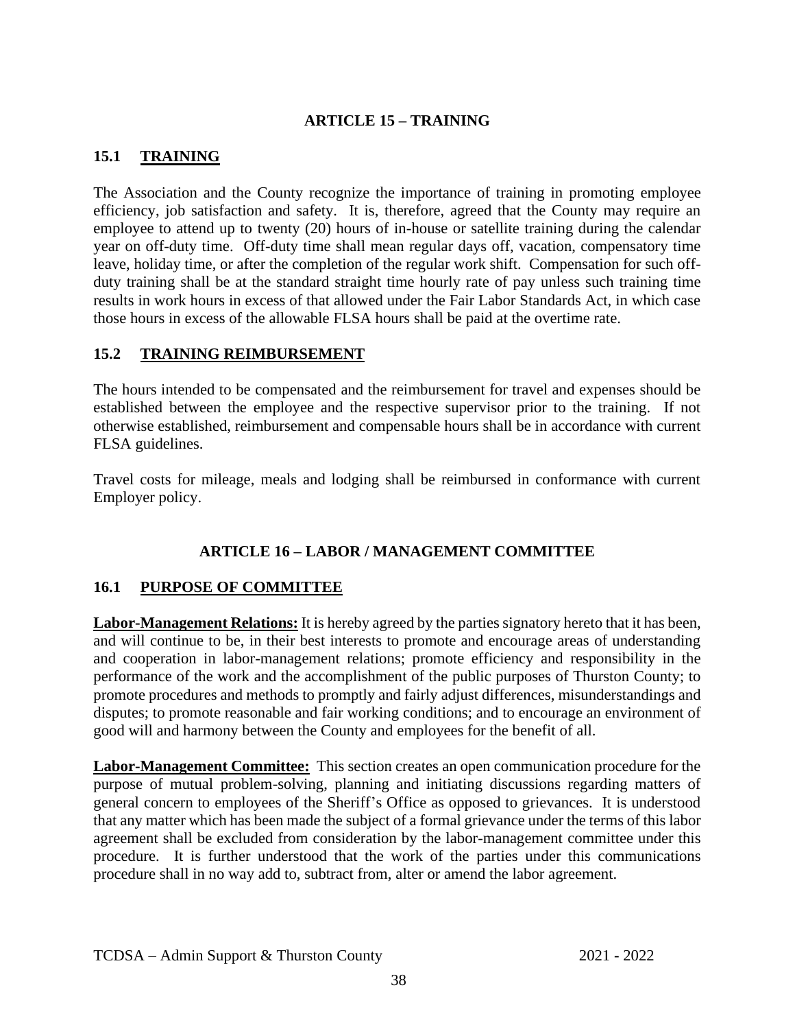## ARTICLE 15 – TRAINING

### 15.1 TRAINING

The Association and the County recognize the importance of training in promoting employee efficiency, job satisfaction and safety. It is, therefore, agreed that the County may require an employee to attend up to twenty (20) hours of in-house or satellite training during the calendar year on off-duty time. Off-duty time shall mean regular days off, vacation, compensatory time leave, holiday time, or after the completion of the regular work shift. Compensation for such off-duty training shall be at the standard straight time hourly rate of pay unless such training time results in work hours in excess of that allowed under the Fair Labor Standards Act, in which case those hours in excess of the allowable FLSA hours shall be paid at the overtime rate.

### 15.2 TRAINING REIMBURSEMENT

The hours intended to be compensated and the reimbursement for travel and expenses should be established between the employee and the respective supervisor prior to the training. If not otherwise established, reimbursement and compensable hours shall be in accordance with current FLSA guidelines.

Travel costs for mileage, meals and lodging shall be reimbursed in conformance with current Employer policy.

## ARTICLE 16 – LABOR / MANAGEMENT COMMITTEE

### 16.1 PURPOSE OF COMMITTEE

**Labor-Management Relations:** It is hereby agreed by the parties signatory hereto that it has been, and will continue to be, in their best interests to promote and encourage areas of understanding and cooperation in labor-management relations; promote efficiency and responsibility in the performance of the work and the accomplishment of the public purposes of Thurston County; to promote procedures and methods to promptly and fairly adjust differences, misunderstandings and disputes; to promote reasonable and fair working conditions; and to encourage an environment of good will and harmony between the County and employees for the benefit of all.

**Labor-Management Committee:** This section creates an open communication procedure for the purpose of mutual problem-solving, planning and initiating discussions regarding matters of general concern to employees of the Sheriff's Office as opposed to grievances. It is understood that any matter which has been made the subject of a formal grievance under the terms of this labor agreement shall be excluded from consideration by the labor-management committee under this procedure. It is further understood that the work of the parties under this communications procedure shall in no way add to, subtract from, alter or amend the labor agreement.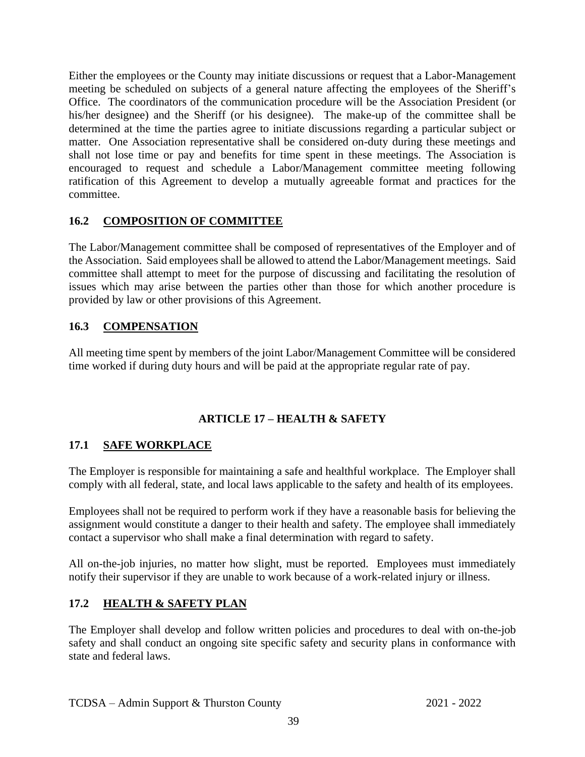Either the employees or the County may initiate discussions or request that a Labor-Management meeting be scheduled on subjects of a general nature affecting the employees of the Sheriff's Office. The coordinators of the communication procedure will be the Association President (or his/her designee) and the Sheriff (or his designee). The make-up of the committee shall be determined at the time the parties agree to initiate discussions regarding a particular subject or matter. One Association representative shall be considered on-duty during these meetings and shall not lose time or pay and benefits for time spent in these meetings. The Association is encouraged to request and schedule a Labor/Management committee meeting following ratification of this Agreement to develop a mutually agreeable format and practices for the committee.

### 16.2 COMPOSITION OF COMMITTEE

The Labor/Management committee shall be composed of representatives of the Employer and of the Association. Said employees shall be allowed to attend the Labor/Management meetings. Said committee shall attempt to meet for the purpose of discussing and facilitating the resolution of issues which may arise between the parties other than those for which another procedure is provided by law or other provisions of this Agreement.

### 16.3 COMPENSATION

All meeting time spent by members of the joint Labor/Management Committee will be considered time worked if during duty hours and will be paid at the appropriate regular rate of pay.

## ARTICLE 17 – HEALTH & SAFETY

### 17.1 SAFE WORKPLACE

The Employer is responsible for maintaining a safe and healthful workplace. The Employer shall comply with all federal, state, and local laws applicable to the safety and health of its employees.

Employees shall not be required to perform work if they have a reasonable basis for believing the assignment would constitute a danger to their health and safety. The employee shall immediately contact a supervisor who shall make a final determination with regard to safety.

All on-the-job injuries, no matter how slight, must be reported. Employees must immediately notify their supervisor if they are unable to work because of a work-related injury or illness.

### 17.2 HEALTH & SAFETY PLAN

The Employer shall develop and follow written policies and procedures to deal with on-the-job safety and shall conduct an ongoing site specific safety and security plans in conformance with state and federal laws.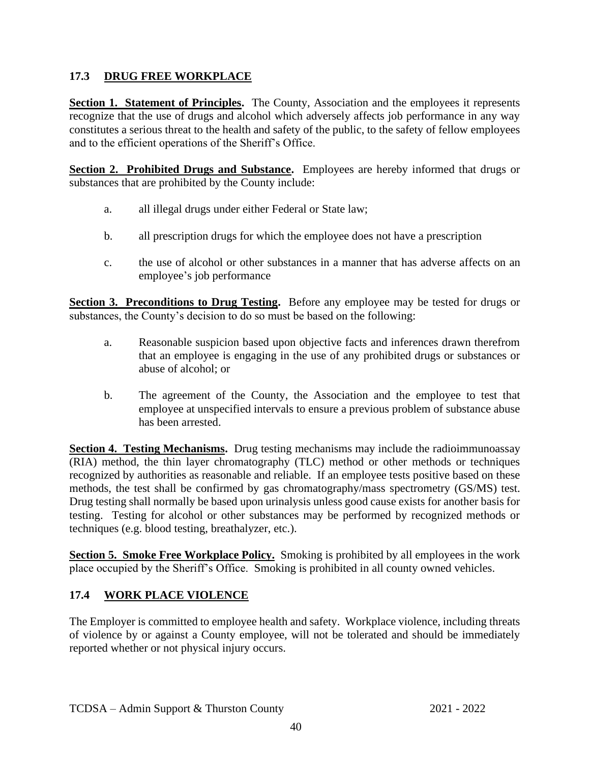## 17.3 DRUG FREE WORKPLACE

**Section 1. Statement of Principles.** The County, Association and the employees it represents recognize that the use of drugs and alcohol which adversely affects job performance in any way constitutes a serious threat to the health and safety of the public, to the safety of fellow employees and to the efficient operations of the Sheriff's Office.

**Section 2. Prohibited Drugs and Substance.** Employees are hereby informed that drugs or substances that are prohibited by the County include:

a. all illegal drugs under either Federal or State law;

b. all prescription drugs for which the employee does not have a prescription

c. the use of alcohol or other substances in a manner that has adverse affects on an employee's job performance

**Section 3. Preconditions to Drug Testing.** Before any employee may be tested for drugs or substances, the County's decision to do so must be based on the following:

a. Reasonable suspicion based upon objective facts and inferences drawn therefrom that an employee is engaging in the use of any prohibited drugs or substances or abuse of alcohol; or

b. The agreement of the County, the Association and the employee to test that employee at unspecified intervals to ensure a previous problem of substance abuse has been arrested.

**Section 4. Testing Mechanisms.** Drug testing mechanisms may include the radioimmunoassay (RIA) method, the thin layer chromatography (TLC) method or other methods or techniques recognized by authorities as reasonable and reliable. If an employee tests positive based on these methods, the test shall be confirmed by gas chromatography/mass spectrometry (GS/MS) test. Drug testing shall normally be based upon urinalysis unless good cause exists for another basis for testing. Testing for alcohol or other substances may be performed by recognized methods or techniques (e.g. blood testing, breathalyzer, etc.).

**Section 5. Smoke Free Workplace Policy.** Smoking is prohibited by all employees in the work place occupied by the Sheriff's Office. Smoking is prohibited in all county owned vehicles.

## 17.4 WORK PLACE VIOLENCE

The Employer is committed to employee health and safety. Workplace violence, including threats of violence by or against a County employee, will not be tolerated and should be immediately reported whether or not physical injury occurs.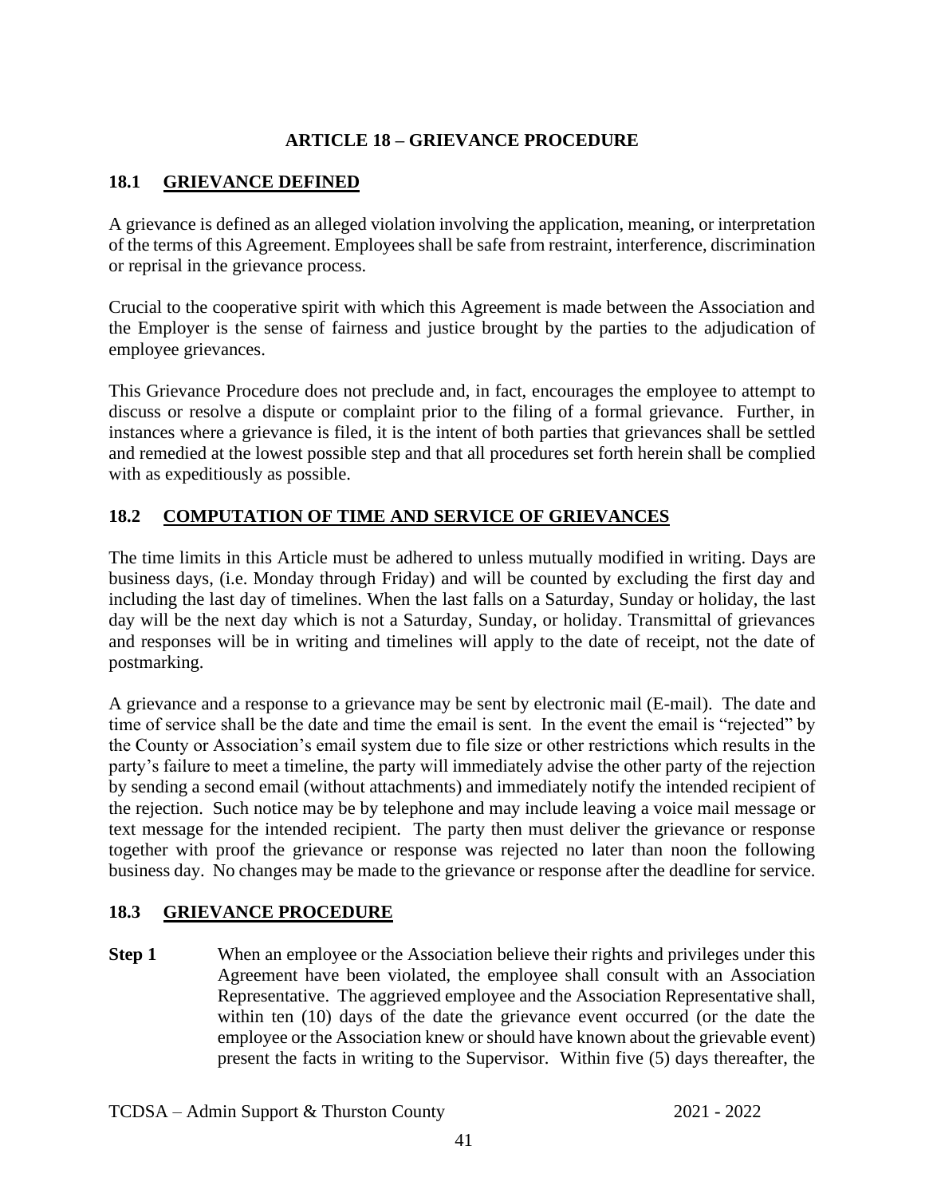# ARTICLE 18 – GRIEVANCE PROCEDURE

## 18.1 GRIEVANCE DEFINED

A grievance is defined as an alleged violation involving the application, meaning, or interpretation of the terms of this Agreement. Employees shall be safe from restraint, interference, discrimination or reprisal in the grievance process.

Crucial to the cooperative spirit with which this Agreement is made between the Association and the Employer is the sense of fairness and justice brought by the parties to the adjudication of employee grievances.

This Grievance Procedure does not preclude and, in fact, encourages the employee to attempt to discuss or resolve a dispute or complaint prior to the filing of a formal grievance. Further, in instances where a grievance is filed, it is the intent of both parties that grievances shall be settled and remedied at the lowest possible step and that all procedures set forth herein shall be complied with as expeditiously as possible.

## 18.2 COMPUTATION OF TIME AND SERVICE OF GRIEVANCES

The time limits in this Article must be adhered to unless mutually modified in writing. Days are business days, (i.e. Monday through Friday) and will be counted by excluding the first day and including the last day of timelines. When the last falls on a Saturday, Sunday or holiday, the last day will be the next day which is not a Saturday, Sunday, or holiday. Transmittal of grievances and responses will be in writing and timelines will apply to the date of receipt, not the date of postmarking.

A grievance and a response to a grievance may be sent by electronic mail (E-mail). The date and time of service shall be the date and time the email is sent. In the event the email is "rejected" by the County or Association's email system due to file size or other restrictions which results in the party's failure to meet a timeline, the party will immediately advise the other party of the rejection by sending a second email (without attachments) and immediately notify the intended recipient of the rejection. Such notice may be by telephone and may include leaving a voice mail message or text message for the intended recipient. The party then must deliver the grievance or response together with proof the grievance or response was rejected no later than noon the following business day. No changes may be made to the grievance or response after the deadline for service.

## 18.3 GRIEVANCE PROCEDURE

**Step 1** When an employee or the Association believe their rights and privileges under this Agreement have been violated, the employee shall consult with an Association Representative. The aggrieved employee and the Association Representative shall, within ten (10) days of the date the grievance event occurred (or the date the employee or the Association knew or should have known about the grievable event) present the facts in writing to the Supervisor. Within five (5) days thereafter, the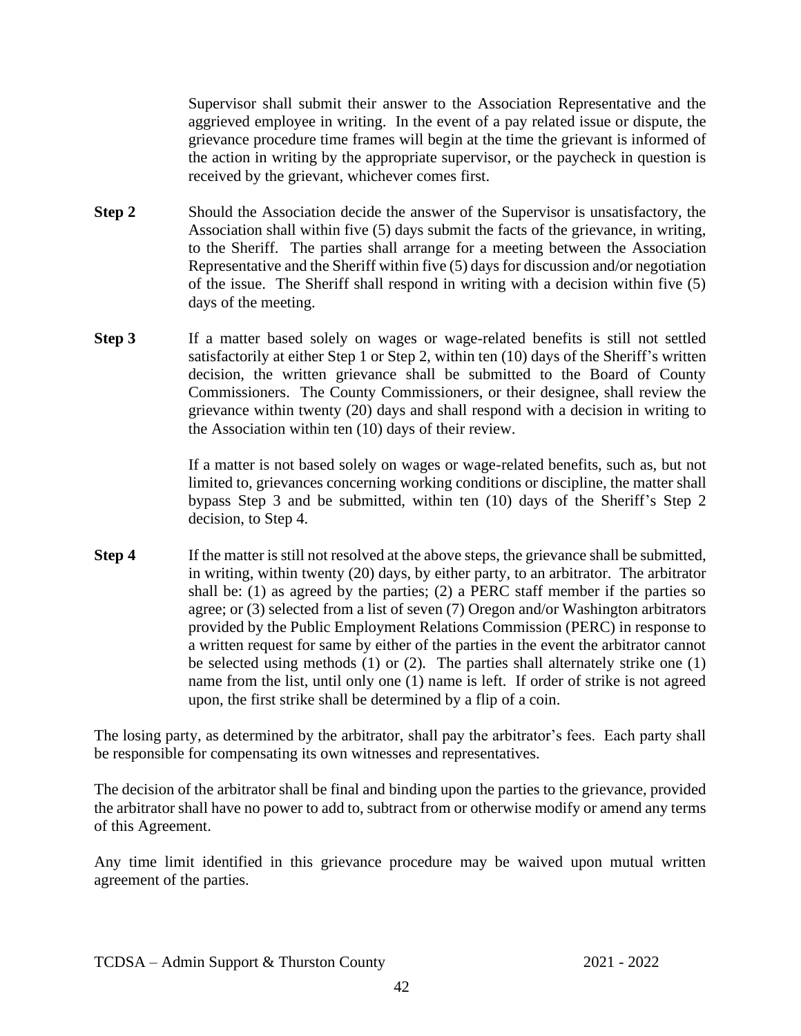Supervisor shall submit their answer to the Association Representative and the aggrieved employee in writing. In the event of a pay related issue or dispute, the grievance procedure time frames will begin at the time the grievant is informed of the action in writing by the appropriate supervisor, or the paycheck in question is received by the grievant, whichever comes first.

**Step 2** Should the Association decide the answer of the Supervisor is unsatisfactory, the Association shall within five (5) days submit the facts of the grievance, in writing, to the Sheriff. The parties shall arrange for a meeting between the Association Representative and the Sheriff within five (5) days for discussion and/or negotiation of the issue. The Sheriff shall respond in writing with a decision within five (5) days of the meeting.

**Step 3** If a matter based solely on wages or wage-related benefits is still not settled satisfactorily at either Step 1 or Step 2, within ten (10) days of the Sheriff's written decision, the written grievance shall be submitted to the Board of County Commissioners. The County Commissioners, or their designee, shall review the grievance within twenty (20) days and shall respond with a decision in writing to the Association within ten (10) days of their review.

If a matter is not based solely on wages or wage-related benefits, such as, but not limited to, grievances concerning working conditions or discipline, the matter shall bypass Step 3 and be submitted, within ten (10) days of the Sheriff's Step 2 decision, to Step 4.

**Step 4** If the matter is still not resolved at the above steps, the grievance shall be submitted, in writing, within twenty (20) days, by either party, to an arbitrator. The arbitrator shall be: (1) as agreed by the parties; (2) a PERC staff member if the parties so agree; or (3) selected from a list of seven (7) Oregon and/or Washington arbitrators provided by the Public Employment Relations Commission (PERC) in response to a written request for same by either of the parties in the event the arbitrator cannot be selected using methods (1) or (2). The parties shall alternately strike one (1) name from the list, until only one (1) name is left. If order of strike is not agreed upon, the first strike shall be determined by a flip of a coin.

The losing party, as determined by the arbitrator, shall pay the arbitrator's fees. Each party shall be responsible for compensating its own witnesses and representatives.

The decision of the arbitrator shall be final and binding upon the parties to the grievance, provided the arbitrator shall have no power to add to, subtract from or otherwise modify or amend any terms of this Agreement.

Any time limit identified in this grievance procedure may be waived upon mutual written agreement of the parties.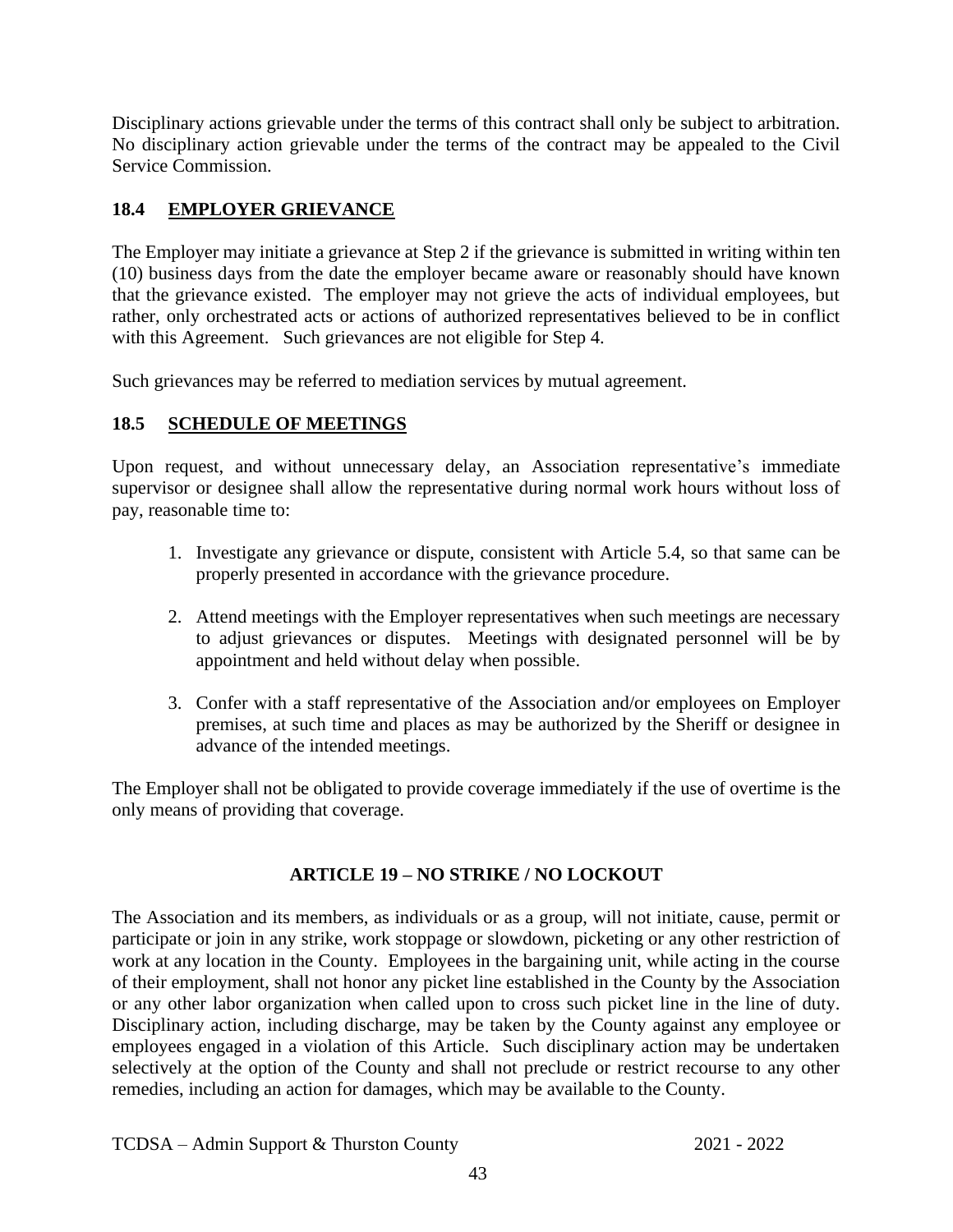Disciplinary actions grievable under the terms of this contract shall only be subject to arbitration. No disciplinary action grievable under the terms of the contract may be appealed to the Civil Service Commission.

### 18.4 EMPLOYER GRIEVANCE

The Employer may initiate a grievance at Step 2 if the grievance is submitted in writing within ten (10) business days from the date the employer became aware or reasonably should have known that the grievance existed. The employer may not grieve the acts of individual employees, but rather, only orchestrated acts or actions of authorized representatives believed to be in conflict with this Agreement. Such grievances are not eligible for Step 4.

Such grievances may be referred to mediation services by mutual agreement.

### 18.5 SCHEDULE OF MEETINGS

Upon request, and without unnecessary delay, an Association representative's immediate supervisor or designee shall allow the representative during normal work hours without loss of pay, reasonable time to:

1. Investigate any grievance or dispute, consistent with Article 5.4, so that same can be properly presented in accordance with the grievance procedure.
2. Attend meetings with the Employer representatives when such meetings are necessary to adjust grievances or disputes. Meetings with designated personnel will be by appointment and held without delay when possible.
3. Confer with a staff representative of the Association and/or employees on Employer premises, at such time and places as may be authorized by the Sheriff or designee in advance of the intended meetings.

The Employer shall not be obligated to provide coverage immediately if the use of overtime is the only means of providing that coverage.

## ARTICLE 19 – NO STRIKE / NO LOCKOUT

The Association and its members, as individuals or as a group, will not initiate, cause, permit or participate or join in any strike, work stoppage or slowdown, picketing or any other restriction of work at any location in the County. Employees in the bargaining unit, while acting in the course of their employment, shall not honor any picket line established in the County by the Association or any other labor organization when called upon to cross such picket line in the line of duty. Disciplinary action, including discharge, may be taken by the County against any employee or employees engaged in a violation of this Article. Such disciplinary action may be undertaken selectively at the option of the County and shall not preclude or restrict recourse to any other remedies, including an action for damages, which may be available to the County.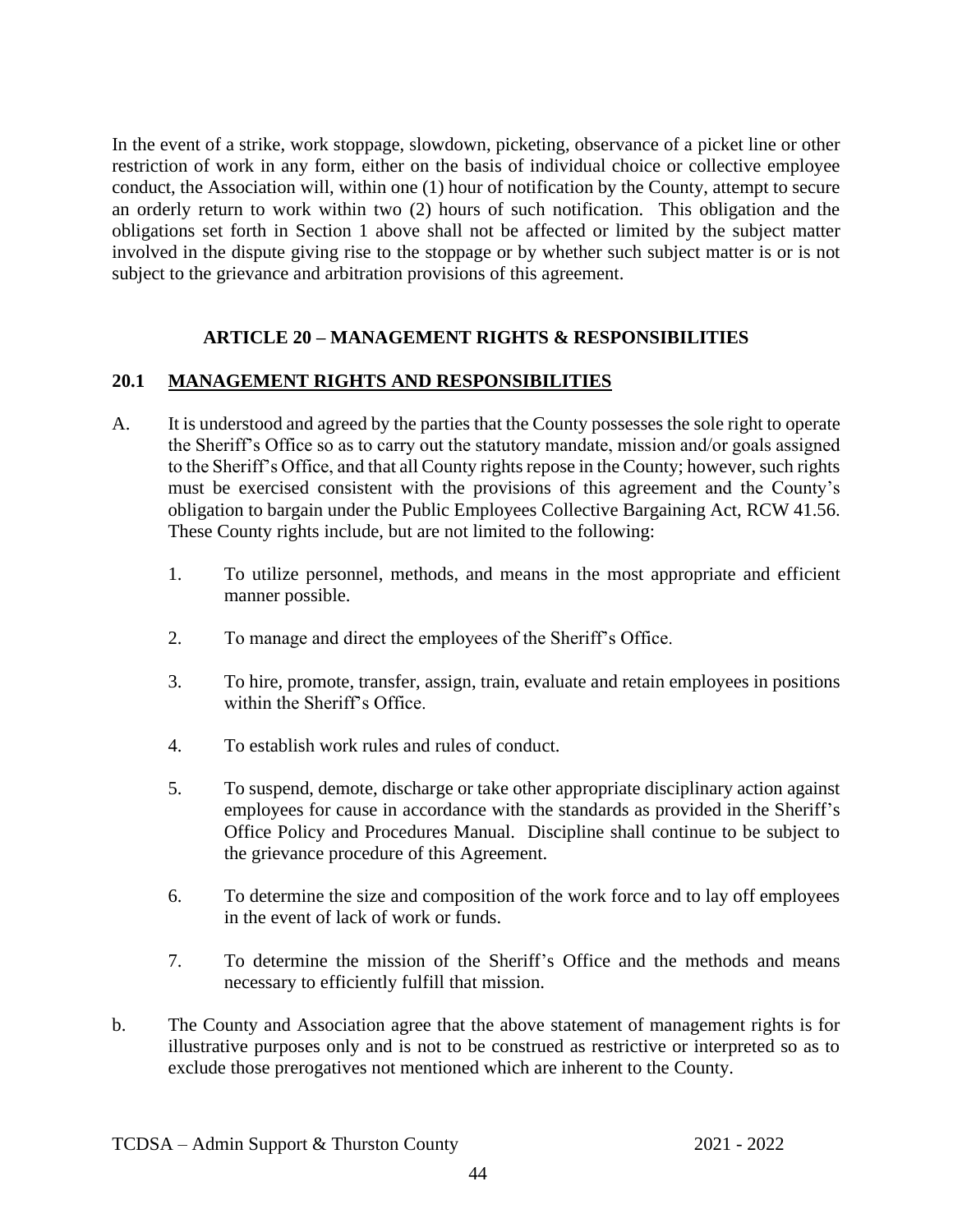In the event of a strike, work stoppage, slowdown, picketing, observance of a picket line or other restriction of work in any form, either on the basis of individual choice or collective employee conduct, the Association will, within one (1) hour of notification by the County, attempt to secure an orderly return to work within two (2) hours of such notification. This obligation and the obligations set forth in Section 1 above shall not be affected or limited by the subject matter involved in the dispute giving rise to the stoppage or by whether such subject matter is or is not subject to the grievance and arbitration provisions of this agreement.

## ARTICLE 20 – MANAGEMENT RIGHTS & RESPONSIBILITIES

### 20.1 MANAGEMENT RIGHTS AND RESPONSIBILITIES

A. It is understood and agreed by the parties that the County possesses the sole right to operate the Sheriff's Office so as to carry out the statutory mandate, mission and/or goals assigned to the Sheriff's Office, and that all County rights repose in the County; however, such rights must be exercised consistent with the provisions of this agreement and the County's obligation to bargain under the Public Employees Collective Bargaining Act, RCW 41.56. These County rights include, but are not limited to the following:

   1. To utilize personnel, methods, and means in the most appropriate and efficient manner possible.
   2. To manage and direct the employees of the Sheriff's Office.
   3. To hire, promote, transfer, assign, train, evaluate and retain employees in positions within the Sheriff's Office.
   4. To establish work rules and rules of conduct.
   5. To suspend, demote, discharge or take other appropriate disciplinary action against employees for cause in accordance with the standards as provided in the Sheriff's Office Policy and Procedures Manual. Discipline shall continue to be subject to the grievance procedure of this Agreement.
   6. To determine the size and composition of the work force and to lay off employees in the event of lack of work or funds.
   7. To determine the mission of the Sheriff's Office and the methods and means necessary to efficiently fulfill that mission.

b. The County and Association agree that the above statement of management rights is for illustrative purposes only and is not to be construed as restrictive or interpreted so as to exclude those prerogatives not mentioned which are inherent to the County.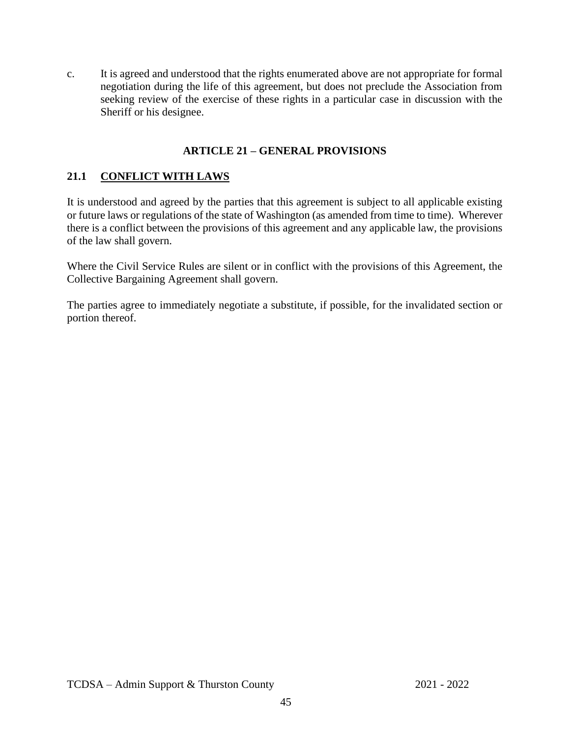c. It is agreed and understood that the rights enumerated above are not appropriate for formal negotiation during the life of this agreement, but does not preclude the Association from seeking review of the exercise of these rights in a particular case in discussion with the Sheriff or his designee.

## ARTICLE 21 – GENERAL PROVISIONS

### 21.1 CONFLICT WITH LAWS

It is understood and agreed by the parties that this agreement is subject to all applicable existing or future laws or regulations of the state of Washington (as amended from time to time). Wherever there is a conflict between the provisions of this agreement and any applicable law, the provisions of the law shall govern.

Where the Civil Service Rules are silent or in conflict with the provisions of this Agreement, the Collective Bargaining Agreement shall govern.

The parties agree to immediately negotiate a substitute, if possible, for the invalidated section or portion thereof.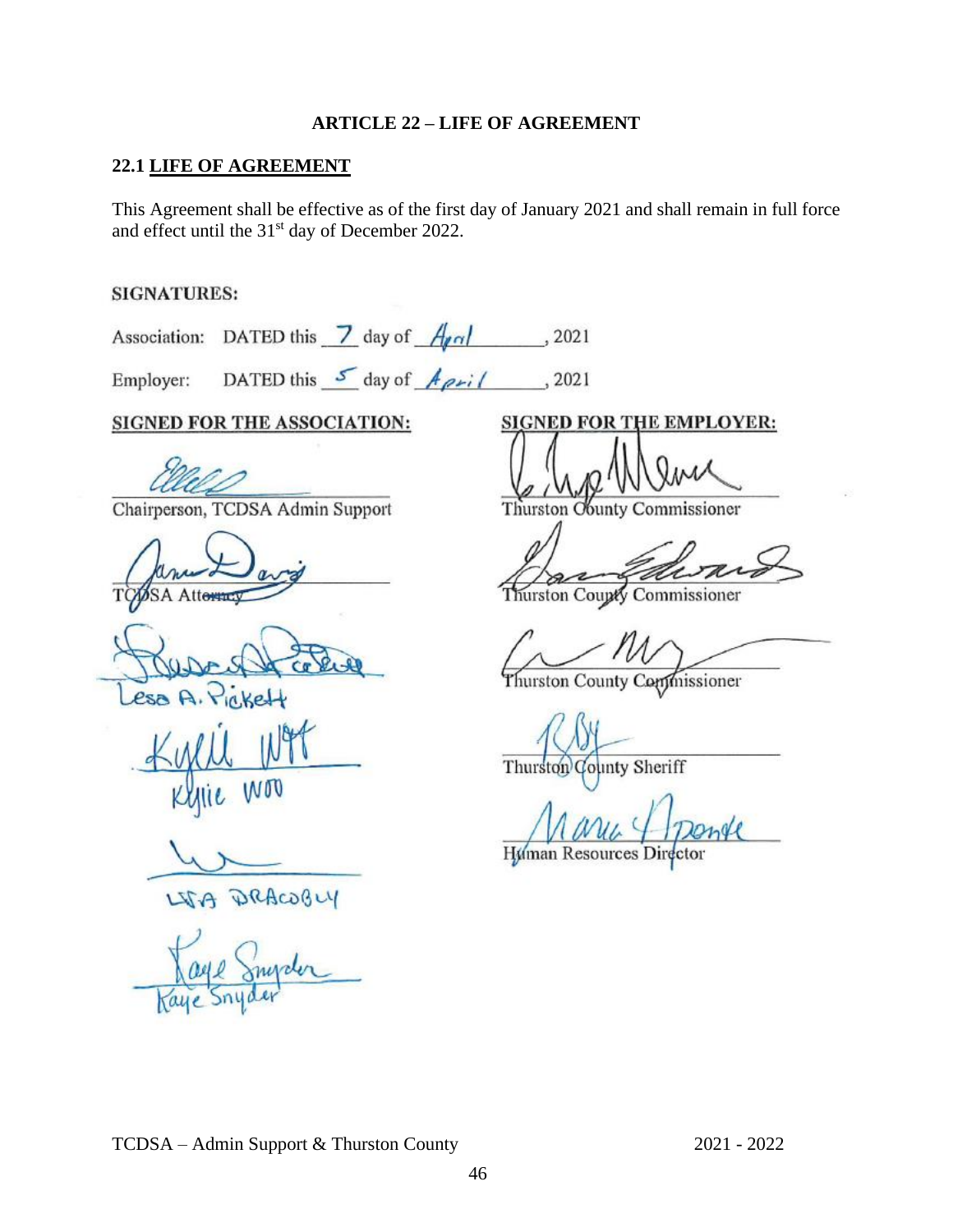## ARTICLE 22 – LIFE OF AGREEMENT

### 22.1 LIFE OF AGREEMENT

This Agreement shall be effective as of the first day of January 2021 and shall remain in full force and effect until the 31st day of December 2022.

**SIGNATURES:**

Association: DATED this 7 day of April, 2021

Employer: DATED this 5 day of April, 2021

**SIGNED FOR THE ASSOCIATION:**

Chairperson, TCDSA Admin Support

TCDSA Attorney

Lesa A. Pickett

Kylie Woo

Lisa Dracobly

Kaye Snyder

**SIGNED FOR THE EMPLOYER:**

Thurston County Commissioner

Thurston County Commissioner

Thurston County Commissioner

Thurston County Sheriff

Human Resources Director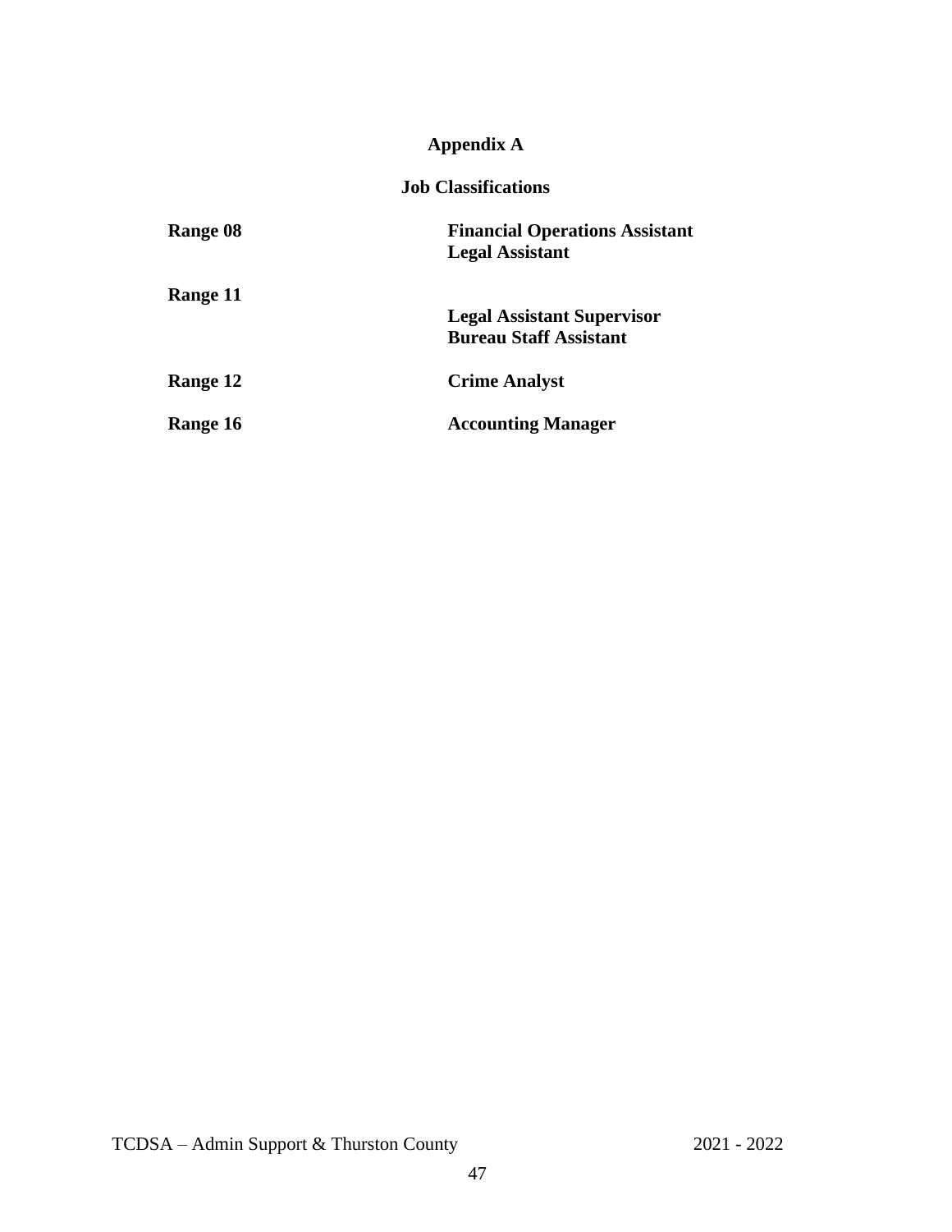# Appendix A

## Job Classifications

| | |
|---|---|
| **Range 08** | **Financial Operations Assistant**<br>**Legal Assistant** |
| **Range 11** | **Legal Assistant Supervisor**<br>**Bureau Staff Assistant** |
| **Range 12** | **Crime Analyst** |
| **Range 16** | **Accounting Manager** |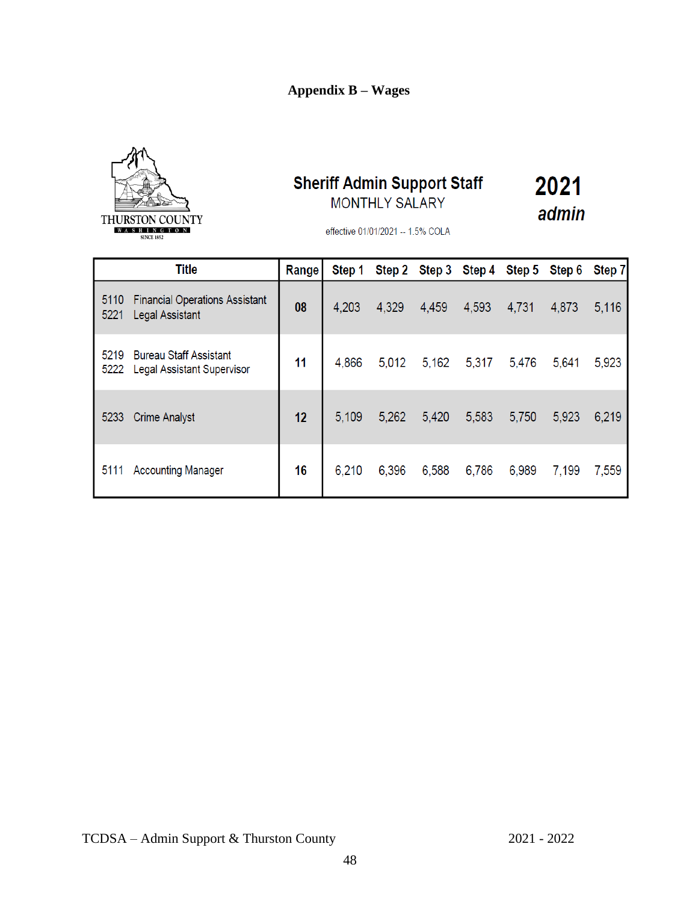# Appendix B – Wages

THURSTON COUNTY
WASHINGTON
SINCE 1852

**Sheriff Admin Support Staff**
MONTHLY SALARY

effective 01/01/2021 -- 1.5% COLA

**2021**
***admin***

| Title | Range | Step 1 | Step 2 | Step 3 | Step 4 | Step 5 | Step 6 | Step 7 |
|---|---|---|---|---|---|---|---|---|
| 5110 Financial Operations Assistant<br>5221 Legal Assistant | **08** | 4,203 | 4,329 | 4,459 | 4,593 | 4,731 | 4,873 | 5,116 |
| 5219 Bureau Staff Assistant<br>5222 Legal Assistant Supervisor | **11** | 4,866 | 5,012 | 5,162 | 5,317 | 5,476 | 5,641 | 5,923 |
| 5233 Crime Analyst | **12** | 5,109 | 5,262 | 5,420 | 5,583 | 5,750 | 5,923 | 6,219 |
| 5111 Accounting Manager | **16** | 6,210 | 6,396 | 6,588 | 6,786 | 6,989 | 7,199 | 7,559 |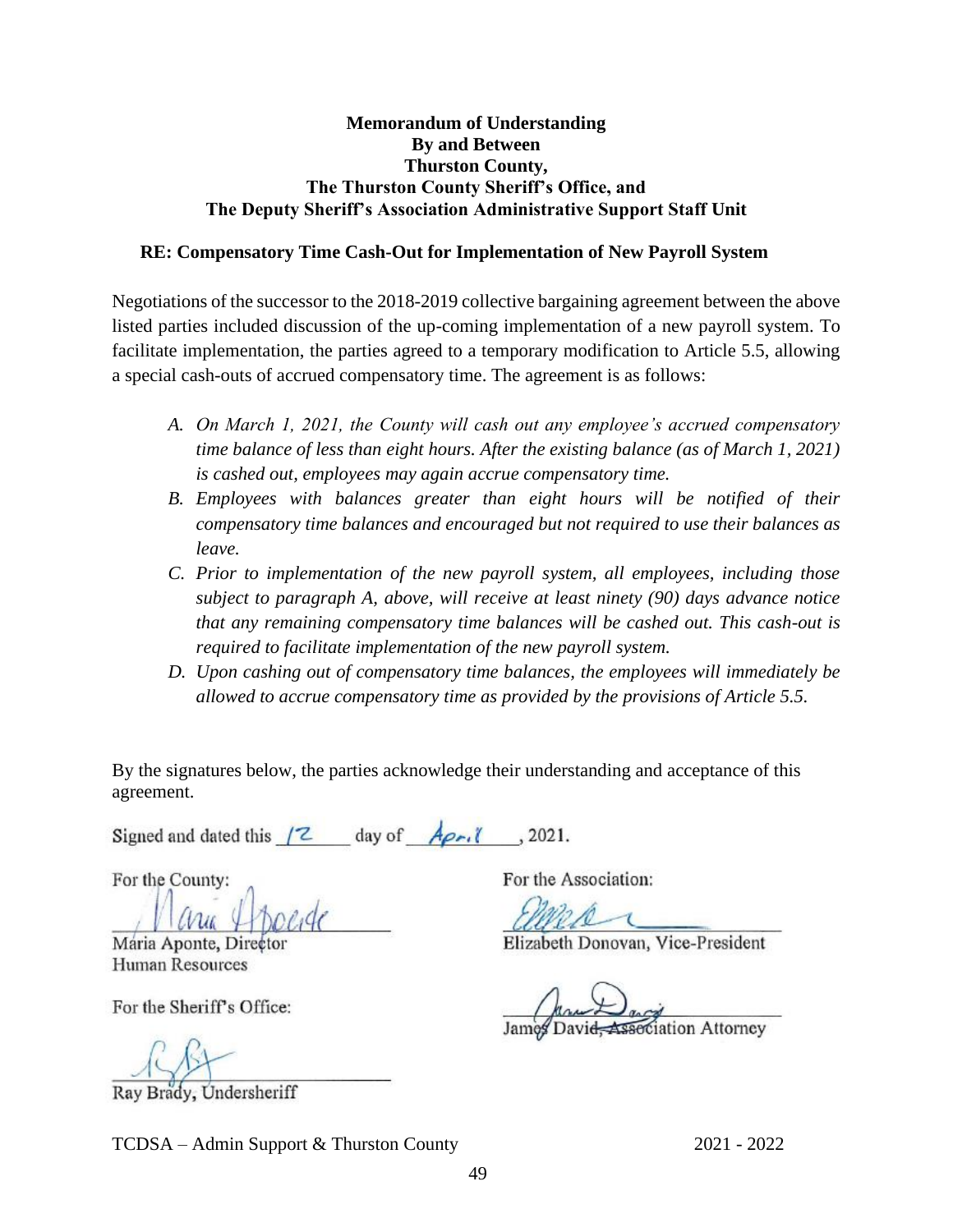**Memorandum of Understanding**
**By and Between**
**Thurston County,**
**The Thurston County Sheriff's Office, and**
**The Deputy Sheriff's Association Administrative Support Staff Unit**

**RE: Compensatory Time Cash-Out for Implementation of New Payroll System**

Negotiations of the successor to the 2018-2019 collective bargaining agreement between the above listed parties included discussion of the up-coming implementation of a new payroll system. To facilitate implementation, the parties agreed to a temporary modification to Article 5.5, allowing a special cash-outs of accrued compensatory time. The agreement is as follows:

A. *On March 1, 2021, the County will cash out any employee's accrued compensatory time balance of less than eight hours. After the existing balance (as of March 1, 2021) is cashed out, employees may again accrue compensatory time.*
B. *Employees with balances greater than eight hours will be notified of their compensatory time balances and encouraged but not required to use their balances as leave.*
C. *Prior to implementation of the new payroll system, all employees, including those subject to paragraph A, above, will receive at least ninety (90) days advance notice that any remaining compensatory time balances will be cashed out. This cash-out is required to facilitate implementation of the new payroll system.*
D. *Upon cashing out of compensatory time balances, the employees will immediately be allowed to accrue compensatory time as provided by the provisions of Article 5.5.*

By the signatures below, the parties acknowledge their understanding and acceptance of this agreement.

Signed and dated this 12 day of April, 2021.

For the County:

Maria Aponte, Director
Human Resources

For the Sheriff's Office:

Ray Brady, Undersheriff

For the Association:

Elizabeth Donovan, Vice-President

James David, ~~Association~~ Attorney

TCDSA – Admin Support & Thurston County 2021 - 2022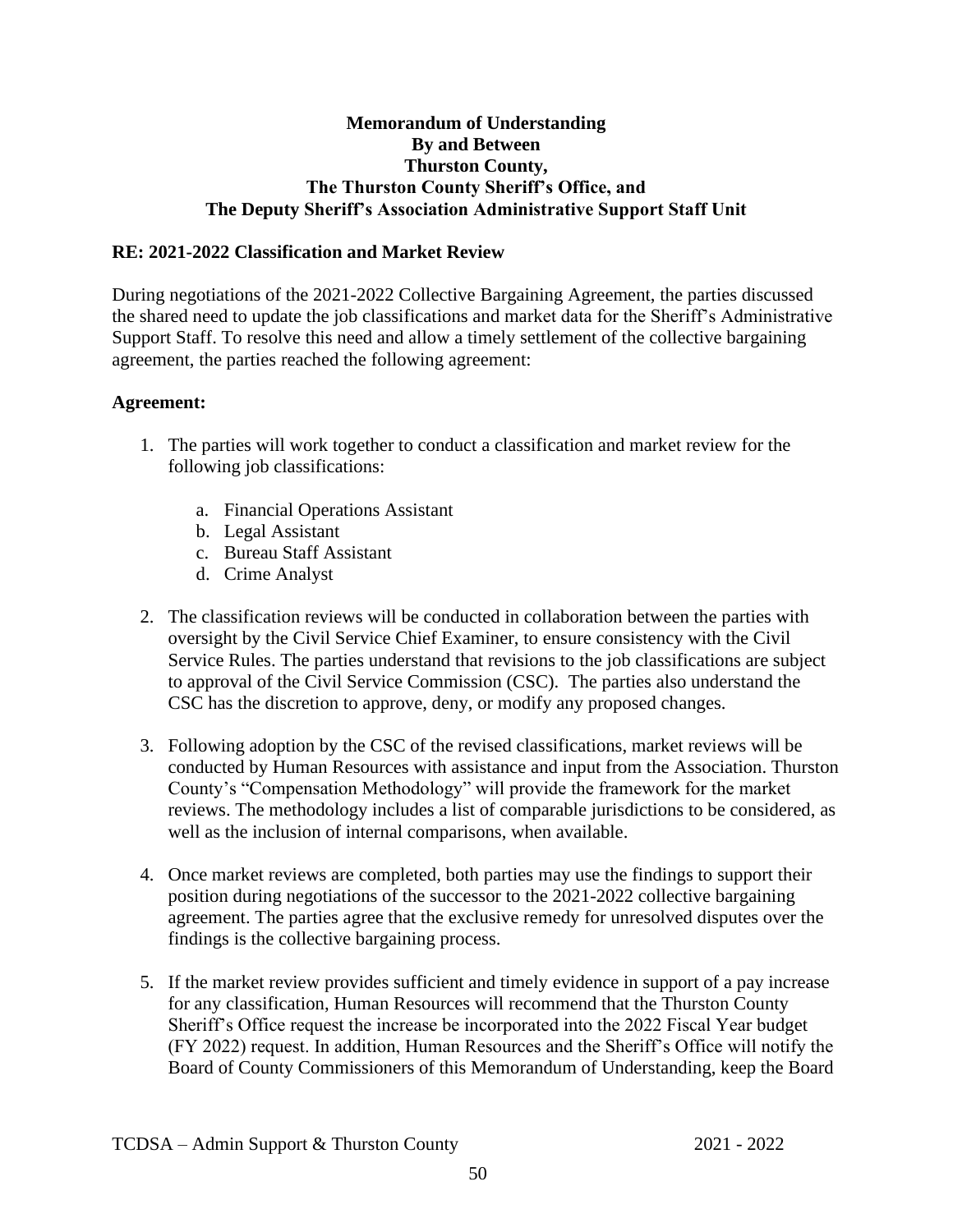**Memorandum of Understanding**
**By and Between**
**Thurston County,**
**The Thurston County Sheriff's Office, and**
**The Deputy Sheriff's Association Administrative Support Staff Unit**

**RE: 2021-2022 Classification and Market Review**

During negotiations of the 2021-2022 Collective Bargaining Agreement, the parties discussed the shared need to update the job classifications and market data for the Sheriff's Administrative Support Staff. To resolve this need and allow a timely settlement of the collective bargaining agreement, the parties reached the following agreement:

**Agreement:**

1. The parties will work together to conduct a classification and market review for the following job classifications:

    a. Financial Operations Assistant
    b. Legal Assistant
    c. Bureau Staff Assistant
    d. Crime Analyst

2. The classification reviews will be conducted in collaboration between the parties with oversight by the Civil Service Chief Examiner, to ensure consistency with the Civil Service Rules. The parties understand that revisions to the job classifications are subject to approval of the Civil Service Commission (CSC). The parties also understand the CSC has the discretion to approve, deny, or modify any proposed changes.

3. Following adoption by the CSC of the revised classifications, market reviews will be conducted by Human Resources with assistance and input from the Association. Thurston County's "Compensation Methodology" will provide the framework for the market reviews. The methodology includes a list of comparable jurisdictions to be considered, as well as the inclusion of internal comparisons, when available.

4. Once market reviews are completed, both parties may use the findings to support their position during negotiations of the successor to the 2021-2022 collective bargaining agreement. The parties agree that the exclusive remedy for unresolved disputes over the findings is the collective bargaining process.

5. If the market review provides sufficient and timely evidence in support of a pay increase for any classification, Human Resources will recommend that the Thurston County Sheriff's Office request the increase be incorporated into the 2022 Fiscal Year budget (FY 2022) request. In addition, Human Resources and the Sheriff's Office will notify the Board of County Commissioners of this Memorandum of Understanding, keep the Board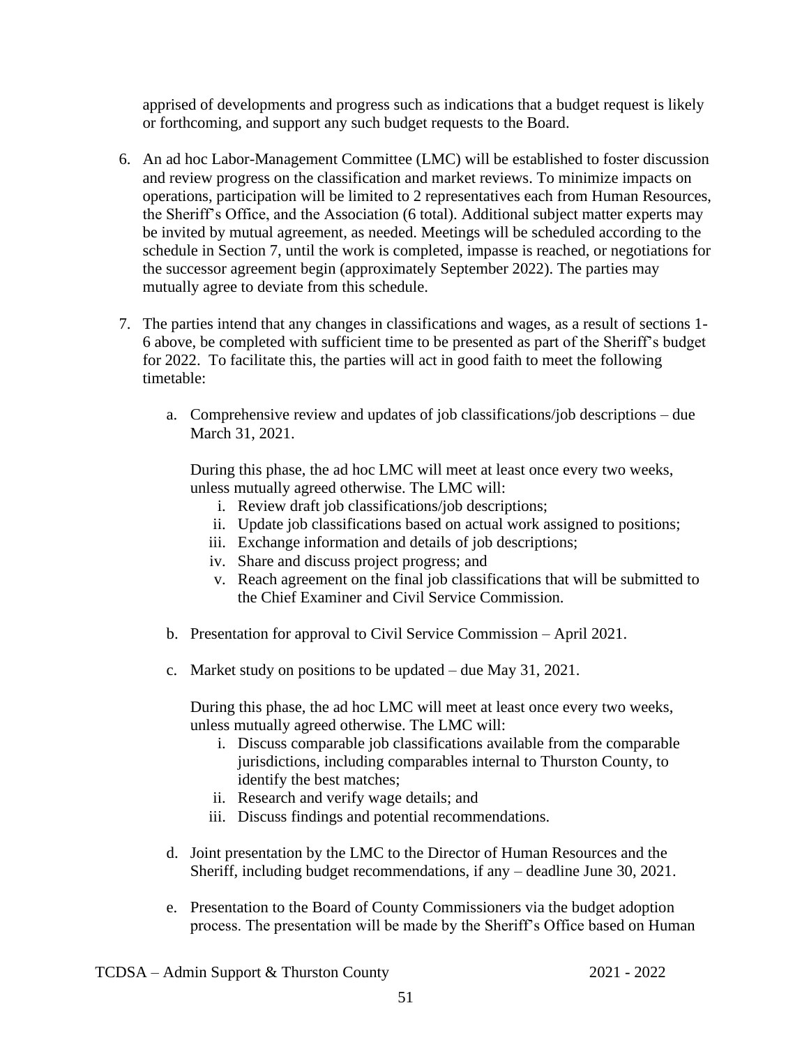apprised of developments and progress such as indications that a budget request is likely or forthcoming, and support any such budget requests to the Board.

6. An ad hoc Labor-Management Committee (LMC) will be established to foster discussion and review progress on the classification and market reviews. To minimize impacts on operations, participation will be limited to 2 representatives each from Human Resources, the Sheriff's Office, and the Association (6 total). Additional subject matter experts may be invited by mutual agreement, as needed. Meetings will be scheduled according to the schedule in Section 7, until the work is completed, impasse is reached, or negotiations for the successor agreement begin (approximately September 2022). The parties may mutually agree to deviate from this schedule.

7. The parties intend that any changes in classifications and wages, as a result of sections 1-6 above, be completed with sufficient time to be presented as part of the Sheriff's budget for 2022. To facilitate this, the parties will act in good faith to meet the following timetable:

   a. Comprehensive review and updates of job classifications/job descriptions – due March 31, 2021.

      During this phase, the ad hoc LMC will meet at least once every two weeks, unless mutually agreed otherwise. The LMC will:

      i. Review draft job classifications/job descriptions;
      ii. Update job classifications based on actual work assigned to positions;
      iii. Exchange information and details of job descriptions;
      iv. Share and discuss project progress; and
      v. Reach agreement on the final job classifications that will be submitted to the Chief Examiner and Civil Service Commission.

   b. Presentation for approval to Civil Service Commission – April 2021.

   c. Market study on positions to be updated – due May 31, 2021.

      During this phase, the ad hoc LMC will meet at least once every two weeks, unless mutually agreed otherwise. The LMC will:

      i. Discuss comparable job classifications available from the comparable jurisdictions, including comparables internal to Thurston County, to identify the best matches;
      ii. Research and verify wage details; and
      iii. Discuss findings and potential recommendations.

   d. Joint presentation by the LMC to the Director of Human Resources and the Sheriff, including budget recommendations, if any – deadline June 30, 2021.

   e. Presentation to the Board of County Commissioners via the budget adoption process. The presentation will be made by the Sheriff's Office based on Human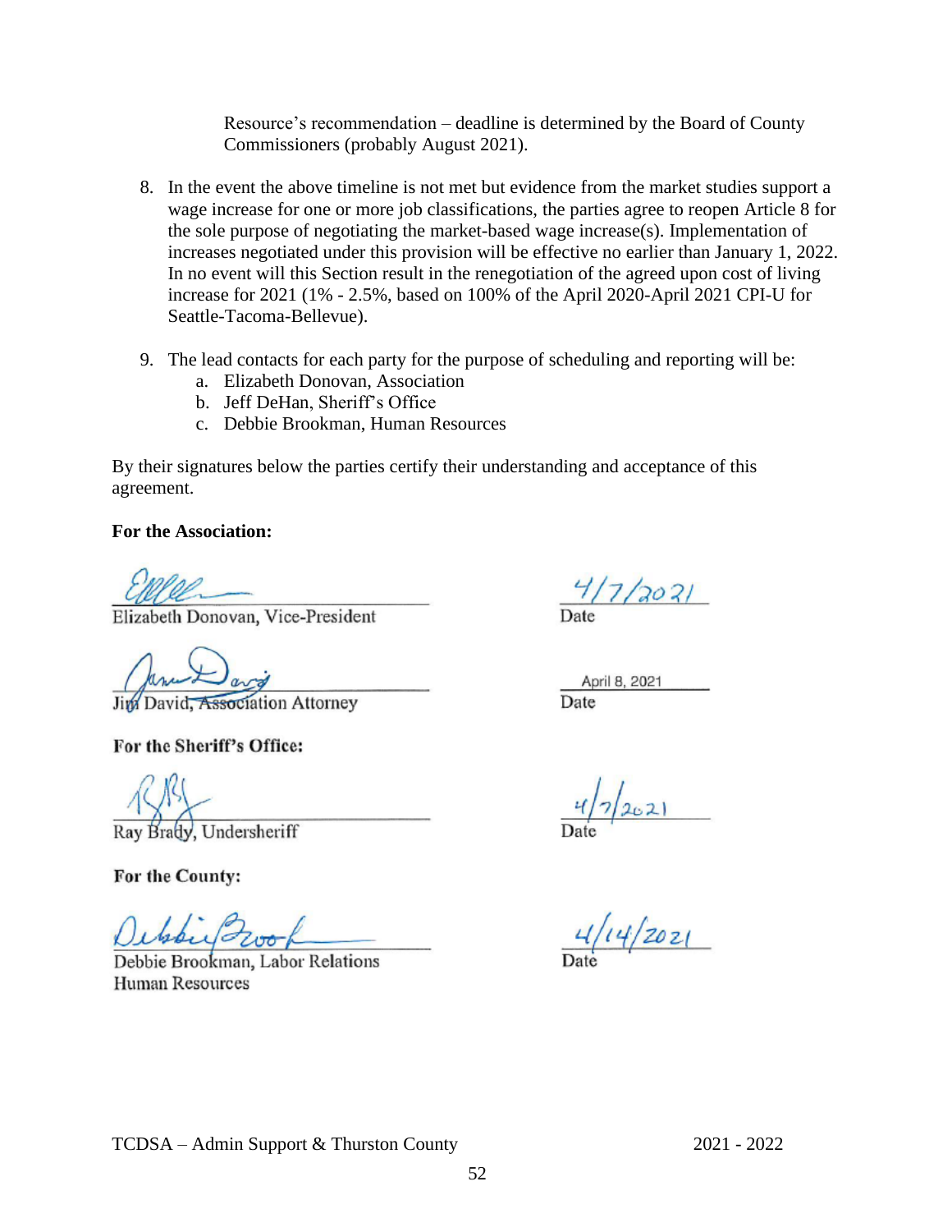Resource's recommendation – deadline is determined by the Board of County Commissioners (probably August 2021).

8. In the event the above timeline is not met but evidence from the market studies support a wage increase for one or more job classifications, the parties agree to reopen Article 8 for the sole purpose of negotiating the market-based wage increase(s). Implementation of increases negotiated under this provision will be effective no earlier than January 1, 2022. In no event will this Section result in the renegotiation of the agreed upon cost of living increase for 2021 (1% - 2.5%, based on 100% of the April 2020-April 2021 CPI-U for Seattle-Tacoma-Bellevue).

9. The lead contacts for each party for the purpose of scheduling and reporting will be:
   a. Elizabeth Donovan, Association
   b. Jeff DeHan, Sheriff's Office
   c. Debbie Brookman, Human Resources

By their signatures below the parties certify their understanding and acceptance of this agreement.

**For the Association:**

Elizabeth Donovan, Vice-President — Date: 4/7/2021

Jim David, Association Attorney — Date: April 8, 2021

**For the Sheriff's Office:**

Ray Brady, Undersheriff — Date: 4/7/2021

**For the County:**

Debbie Brookman, Labor Relations
Human Resources — Date: 4/14/2021